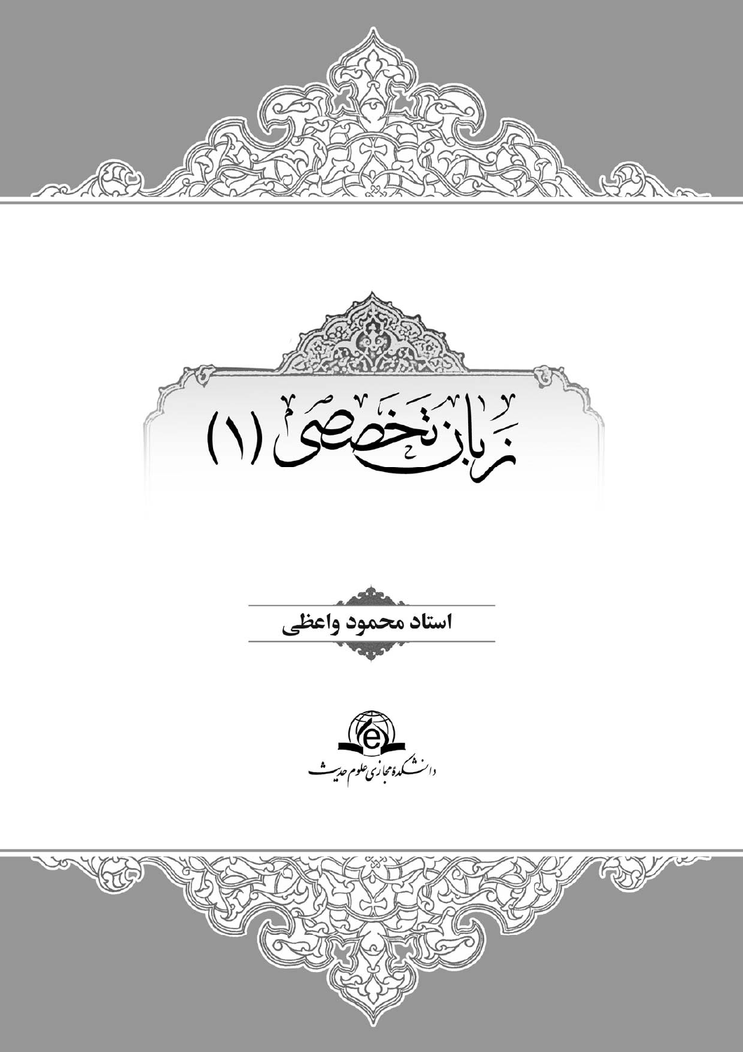# زبان تخصصی (۱)

**استاد محمود واعظی**

دانشکده مجازی علوم حدیث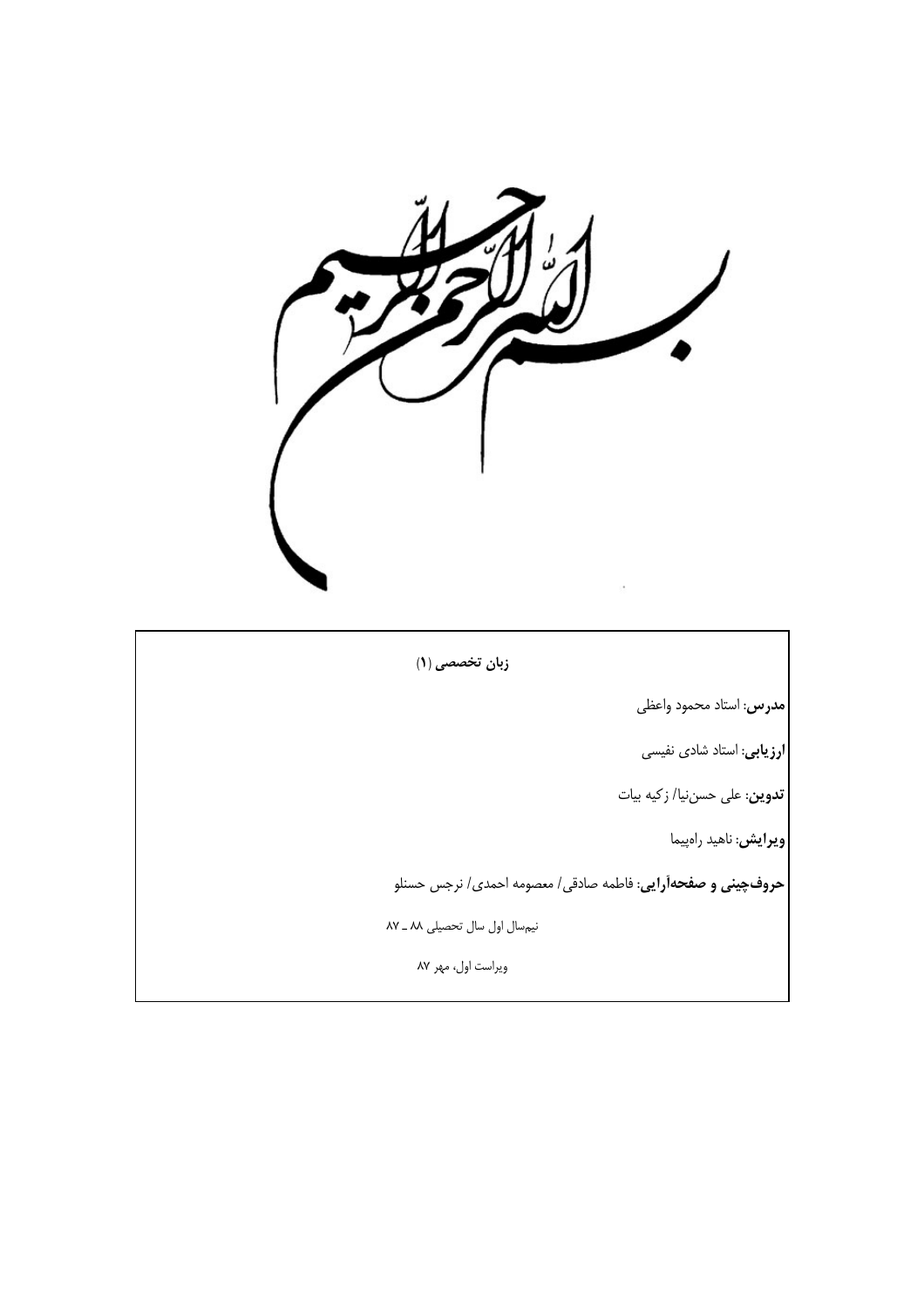بسم الله الرحمن الرحیم

**زبان تخصصی (۱)**

**مدرس**: استاد محمود واعظی

**ارزیابی**: استاد شادی نفیسی

**تدوین**: علی حسن‌نیا/ زکیه بیات

**ویرایش**: ناهید راه‌پیما

**حروف‌چینی و صفحه‌آرایی**: فاطمه صادقی/ معصومه احمدی/ نرجس حسنلو

نیم‌سال اول سال تحصیلی ۸۸ ـ ۸۷

ویراست اول، مهر ۸۷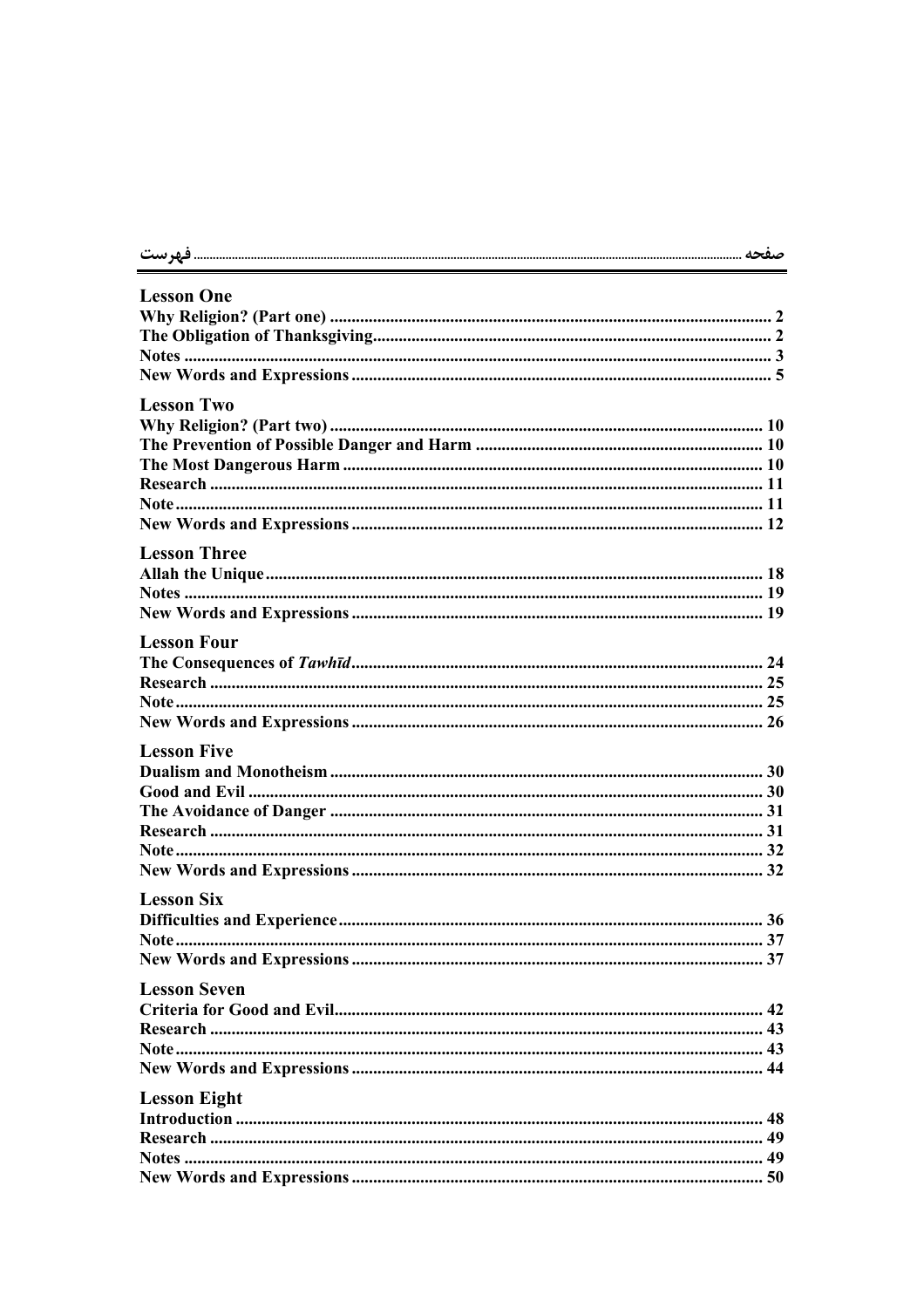| فهرست | صفحه |
|---|---|
| **Lesson One** | |
| Why Religion? (Part one) | 2 |
| The Obligation of Thanksgiving | 2 |
| Notes | 3 |
| New Words and Expressions | 5 |
| **Lesson Two** | |
| Why Religion? (Part two) | 10 |
| The Prevention of Possible Danger and Harm | 10 |
| The Most Dangerous Harm | 10 |
| Research | 11 |
| Note | 11 |
| New Words and Expressions | 12 |
| **Lesson Three** | |
| Allah the Unique | 18 |
| Notes | 19 |
| New Words and Expressions | 19 |
| **Lesson Four** | |
| The Consequences of *Tawhīd* | 24 |
| Research | 25 |
| Note | 25 |
| New Words and Expressions | 26 |
| **Lesson Five** | |
| Dualism and Monotheism | 30 |
| Good and Evil | 30 |
| The Avoidance of Danger | 31 |
| Research | 31 |
| Note | 32 |
| New Words and Expressions | 32 |
| **Lesson Six** | |
| Difficulties and Experience | 36 |
| Note | 37 |
| New Words and Expressions | 37 |
| **Lesson Seven** | |
| Criteria for Good and Evil | 42 |
| Research | 43 |
| Note | 43 |
| New Words and Expressions | 44 |
| **Lesson Eight** | |
| Introduction | 48 |
| Research | 49 |
| Notes | 49 |
| New Words and Expressions | 50 |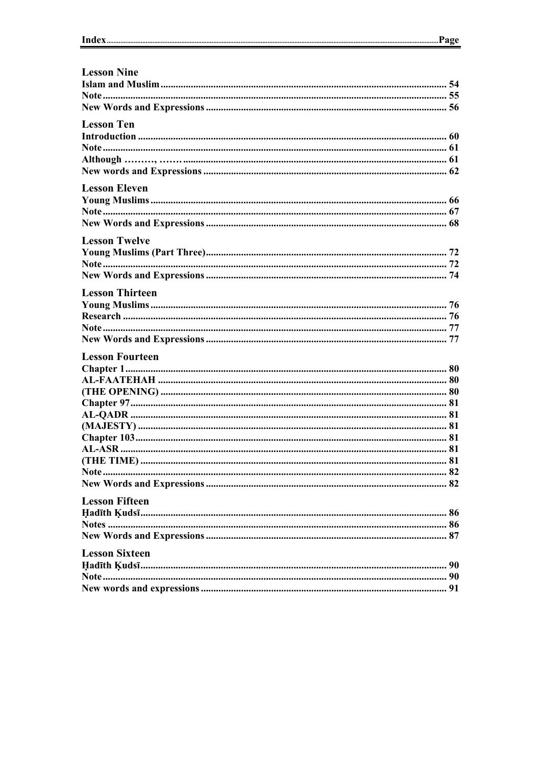**Index........................................................................................................Page**

## Lesson Nine

**Islam and Muslim ................................................................................................ 54**
**Note ...................................................................................................................... 55**
**New Words and Expressions .............................................................................. 56**

## Lesson Ten

**Introduction ........................................................................................................ 60**
**Note ...................................................................................................................... 61**
**Although ………, ……. ..................................................................................... 61**
**New words and Expressions ............................................................................... 62**

## Lesson Eleven

**Young Muslims .................................................................................................... 66**
**Note ...................................................................................................................... 67**
**New Words and Expressions .............................................................................. 68**

## Lesson Twelve

**Young Muslims (Part Three) .............................................................................. 72**
**Note ...................................................................................................................... 72**
**New Words and Expressions .............................................................................. 74**

## Lesson Thirteen

**Young Muslims .................................................................................................... 76**
**Research .............................................................................................................. 76**
**Note ...................................................................................................................... 77**
**New Words and Expressions .............................................................................. 77**

## Lesson Fourteen

**Chapter 1 ............................................................................................................. 80**
**AL-FAATEHAH ................................................................................................. 80**
**(THE OPENING) ................................................................................................ 80**
**Chapter 97 ........................................................................................................... 81**
**AL-QADR ........................................................................................................... 81**
**(MAJESTY) ......................................................................................................... 81**
**Chapter 103 ......................................................................................................... 81**
**AL-ASR ............................................................................................................... 81**
**(THE TIME) ........................................................................................................ 81**
**Note ...................................................................................................................... 82**
**New Words and Expressions .............................................................................. 82**

## Lesson Fifteen

**Ḥadīth Ḳudsī ........................................................................................................ 86**
**Notes .................................................................................................................... 86**
**New Words and Expressions .............................................................................. 87**

## Lesson Sixteen

**Ḥadīth Ḳudsī ........................................................................................................ 90**
**Note ...................................................................................................................... 90**
**New words and expressions ................................................................................ 91**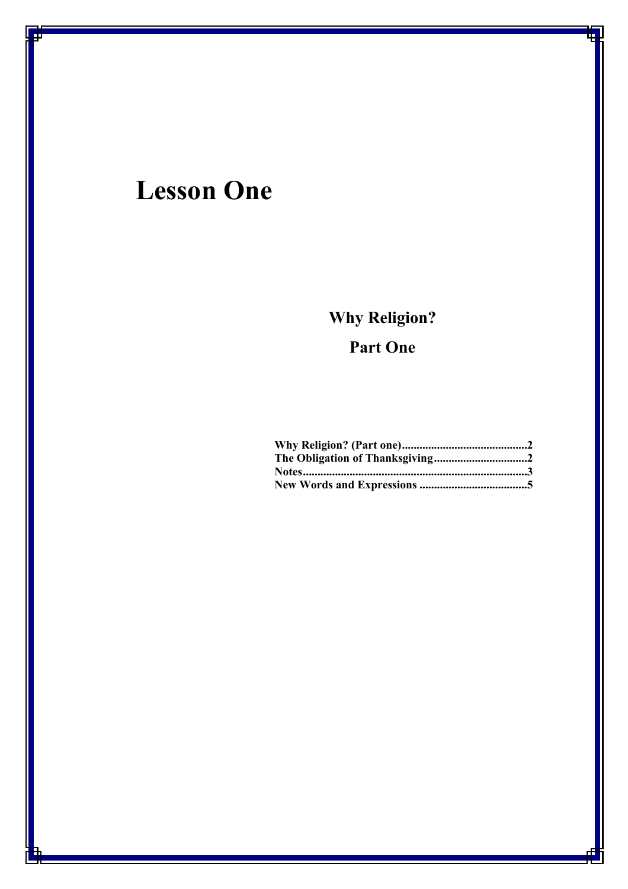# Lesson One

## Why Religion?

## Part One

**Why Religion? (Part one)...........................................2**
**The Obligation of Thanksgiving................................2**
**Notes............................................................................3**
**New Words and Expressions .....................................5**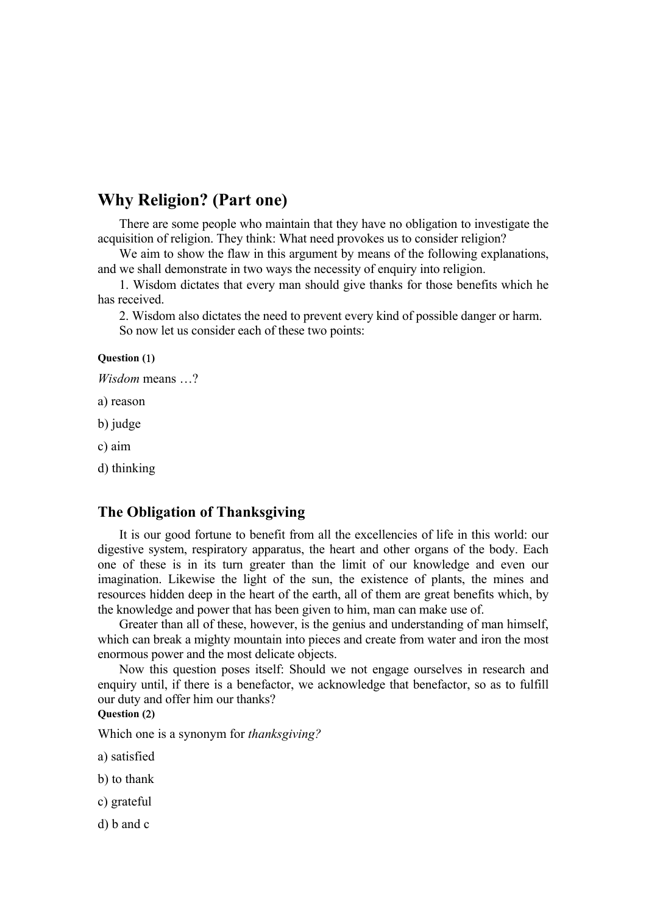## Why Religion? (Part one)

There are some people who maintain that they have no obligation to investigate the acquisition of religion. They think: What need provokes us to consider religion?

We aim to show the flaw in this argument by means of the following explanations, and we shall demonstrate in two ways the necessity of enquiry into religion.

1. Wisdom dictates that every man should give thanks for those benefits which he has received.

2. Wisdom also dictates the need to prevent every kind of possible danger or harm.

So now let us consider each of these two points:

**Question (1)**

*Wisdom* means …?

a) reason

b) judge

c) aim

d) thinking

## The Obligation of Thanksgiving

It is our good fortune to benefit from all the excellencies of life in this world: our digestive system, respiratory apparatus, the heart and other organs of the body. Each one of these is in its turn greater than the limit of our knowledge and even our imagination. Likewise the light of the sun, the existence of plants, the mines and resources hidden deep in the heart of the earth, all of them are great benefits which, by the knowledge and power that has been given to him, man can make use of.

Greater than all of these, however, is the genius and understanding of man himself, which can break a mighty mountain into pieces and create from water and iron the most enormous power and the most delicate objects.

Now this question poses itself: Should we not engage ourselves in research and enquiry until, if there is a benefactor, we acknowledge that benefactor, so as to fulfill our duty and offer him our thanks?

**Question (2)**

Which one is a synonym for *thanksgiving?*

a) satisfied

b) to thank

c) grateful

d) b and c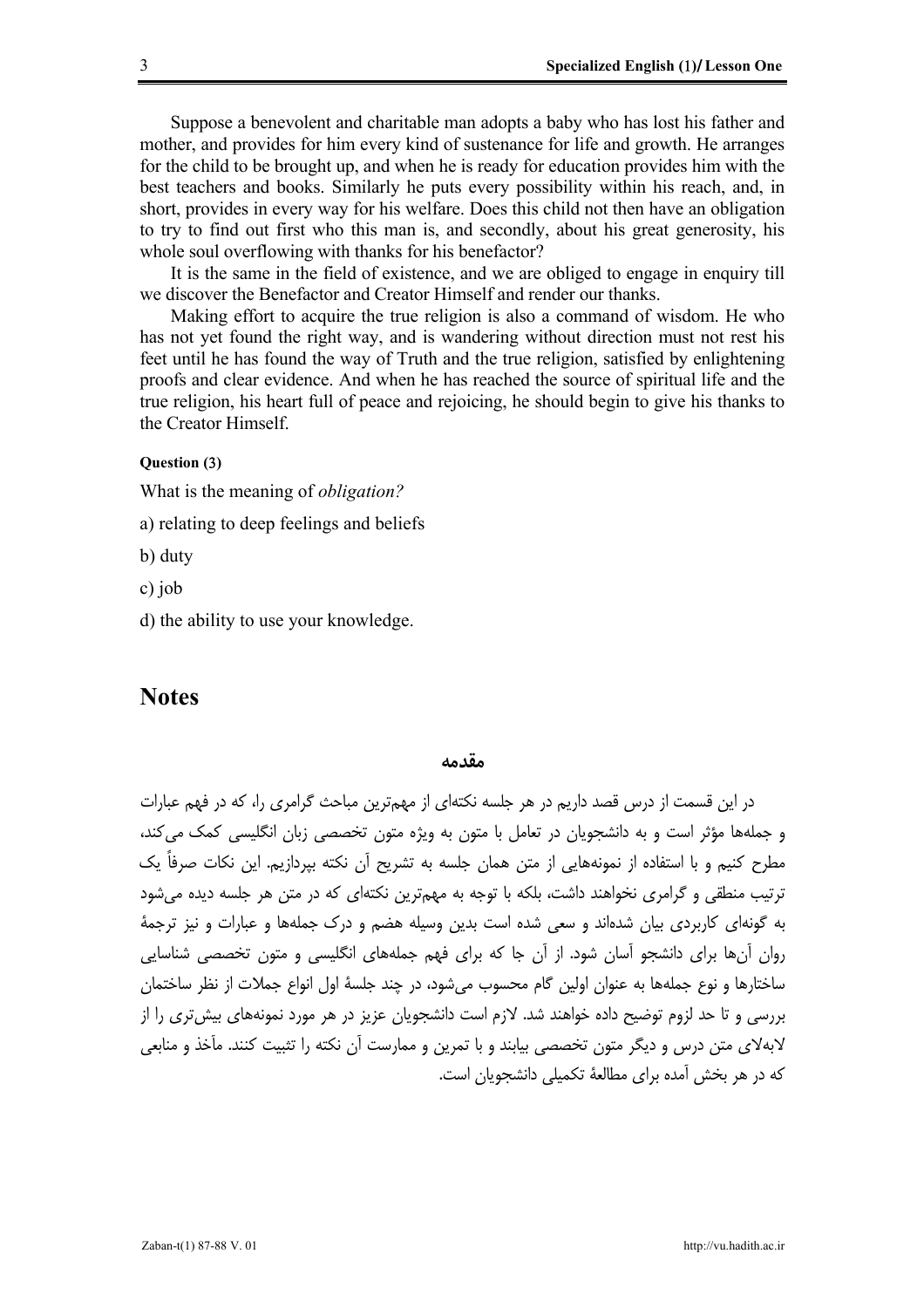Suppose a benevolent and charitable man adopts a baby who has lost his father and mother, and provides for him every kind of sustenance for life and growth. He arranges for the child to be brought up, and when he is ready for education provides him with the best teachers and books. Similarly he puts every possibility within his reach, and, in short, provides in every way for his welfare. Does this child not then have an obligation to try to find out first who this man is, and secondly, about his great generosity, his whole soul overflowing with thanks for his benefactor?

It is the same in the field of existence, and we are obliged to engage in enquiry till we discover the Benefactor and Creator Himself and render our thanks.

Making effort to acquire the true religion is also a command of wisdom. He who has not yet found the right way, and is wandering without direction must not rest his feet until he has found the way of Truth and the true religion, satisfied by enlightening proofs and clear evidence. And when he has reached the source of spiritual life and the true religion, his heart full of peace and rejoicing, he should begin to give his thanks to the Creator Himself.

**Question (3)**

What is the meaning of *obligation?*

a) relating to deep feelings and beliefs

b) duty

c) job

d) the ability to use your knowledge.

# Notes

### مقدمه

در این قسمت از درس قصد داریم در هر جلسه نکته‌ای از مهم‌ترین مباحث گرامری را، که در فهم عبارات و جمله‌ها مؤثر است و به دانشجویان در تعامل با متون به ویژه متون تخصصی زبان انگلیسی کمک می‌کند، مطرح کنیم و با استفاده از نمونه‌هایی از متن همان جلسه به تشریح آن نکته بپردازیم. این نکات صرفاً یک ترتیب منطقی و گرامری نخواهند داشت، بلکه با توجه به مهم‌ترین نکته‌ای که در متن هر جلسه دیده می‌شود به گونه‌ای کاربردی بیان شده‌اند و سعی شده است بدین وسیله هضم و درک جمله‌ها و عبارات و نیز ترجمهٔ روان آن‌ها برای دانشجو آسان شود. از آن جا که برای فهم جمله‌های انگلیسی و متون تخصصی شناسایی ساختارها و نوع جمله‌ها به عنوان اولین گام محسوب می‌شود، در چند جلسهٔ اول انواع جملات از نظر ساختمان بررسی و تا حد لزوم توضیح داده خواهند شد. لازم است دانشجویان عزیز در هر مورد نمونه‌های بیش‌تری را از لابه‌لای متن درس و دیگر متون تخصصی بیابند و با تمرین و ممارست آن نکته را تثبیت کنند. مآخذ و منابعی که در هر بخش آمده برای مطالعهٔ تکمیلی دانشجویان است.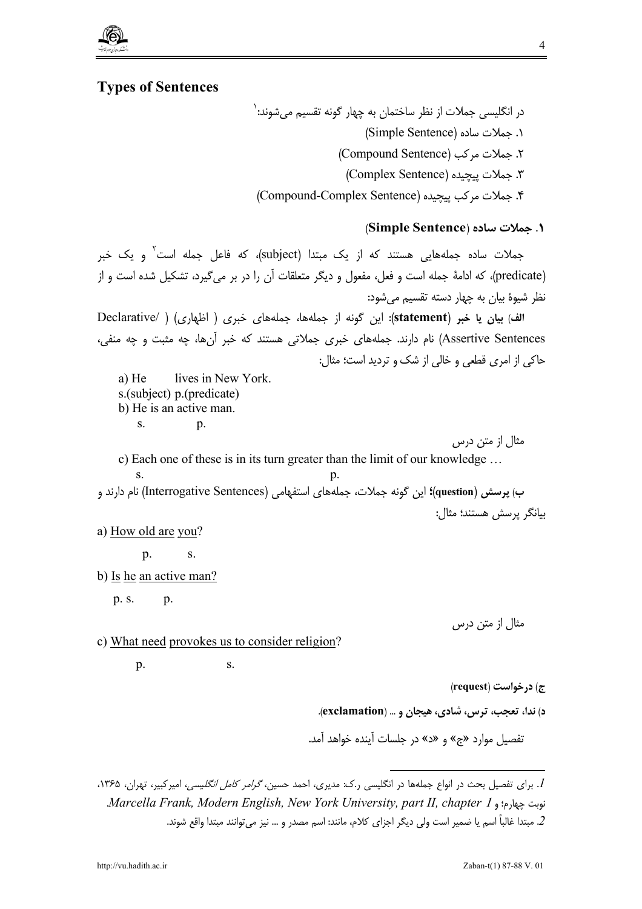## Types of Sentences

در انگلیسی جملات از نظر ساختمان به چهار گونه تقسیم می‌شوند:[1]

۱. جملات ساده (Simple Sentence)

۲. جملات مرکب (Compound Sentence)

۳. جملات پیچیده (Complex Sentence)

۴. جملات مرکب پیچیده (Compound-Complex Sentence)

### ۱. جملات ساده (Simple Sentence)

جملات ساده جمله‌هایی هستند که از یک مبتدا (subject)، که فاعل جمله است[2] و یک خبر (predicate)، که ادامهٔ جمله است و فعل، مفعول و دیگر متعلقات آن را در بر می‌گیرد، تشکیل شده است و از نظر شیوهٔ بیان به چهار دسته تقسیم می‌شود:

**الف) بیان یا خبر (statement)**: این گونه از جمله‌ها، جمله‌های خبری ( اظهاری) ( Declarative/ Assertive Sentences) نام دارند. جمله‌های خبری جملاتی هستند که خبر آن‌ها، چه مثبت و چه منفی، حاکی از امری قطعی و خالی از شک و تردید است؛ مثال:

a) He lives in New York.
s.(subject) p.(predicate)

b) He is an active man.
s. p.

مثال از متن درس

c) Each one of these is in its turn greater than the limit of our knowledge …
s. p.

**ب) پرسش (question)**؛ این گونه جملات، جمله‌های استفهامی (Interrogative Sentences) نام دارند و بیانگر پرسش هستند؛ مثال:

a) How old are you?
p. s.

b) Is he an active man?
p. s. p.

مثال از متن درس

c) What need provokes us to consider religion?
p. s.

**ج) درخواست (request)**

**د) ندا، تعجب، ترس، شادی، هیجان و ... (exclamation)**.

تفصیل موارد «ج» و «د» در جلسات آینده خواهد آمد.

---

1. برای تفصیل بحث در انواع جمله‌ها در انگلیسی ر.ک: مدیری، احمد حسین، *گرامر کامل انگلیسی*، امیرکبیر، تهران، ۱۳۶۵، نوبت چهارم؛ و *Marcella Frank, Modern English, New York University, part II, chapter 1*.

2. مبتدا غالباً اسم یا ضمیر است ولی دیگر اجزای کلام، مانند: اسم مصدر و ... نیز می‌توانند مبتدا واقع شوند.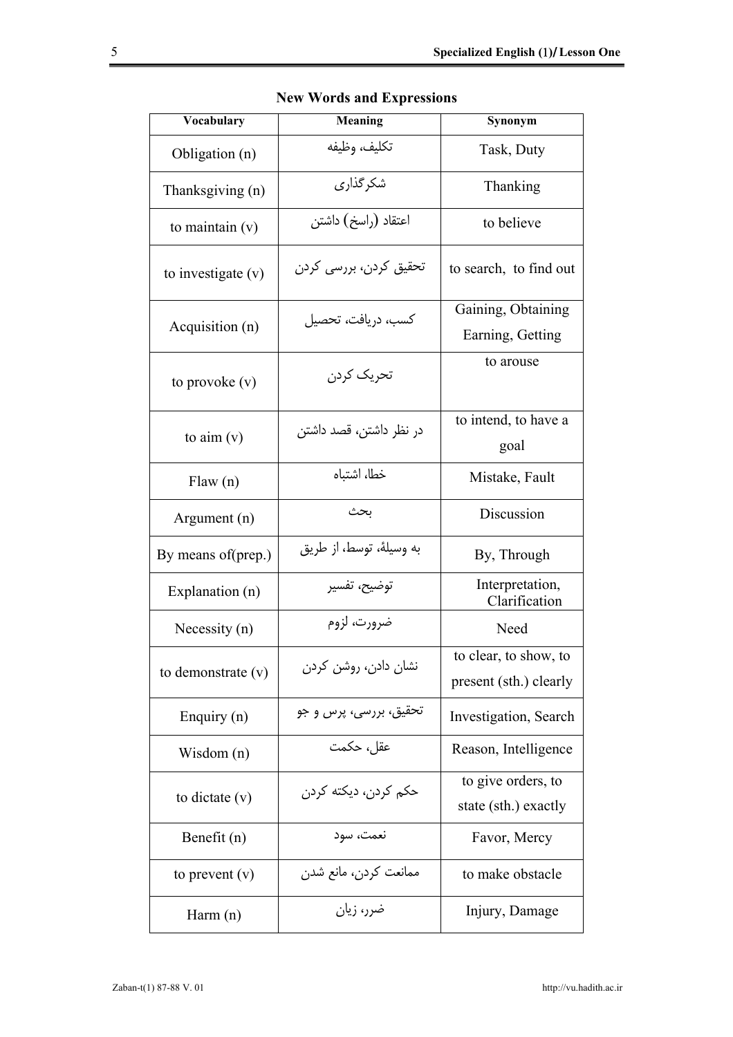**New Words and Expressions**

| Vocabulary | Meaning | Synonym |
|---|---|---|
| Obligation (n) | تکلیف، وظیفه | Task, Duty |
| Thanksgiving (n) | شکرگذاری | Thanking |
| to maintain (v) | اعتقاد (راسخ) داشتن | to believe |
| to investigate (v) | تحقیق کردن، بررسی کردن | to search, to find out |
| Acquisition (n) | کسب، دریافت، تحصیل | Gaining, Obtaining Earning, Getting |
| to provoke (v) | تحریک کردن | to arouse |
| to aim (v) | در نظر داشتن، قصد داشتن | to intend, to have a goal |
| Flaw (n) | خطا، اشتباه | Mistake, Fault |
| Argument (n) | بحث | Discussion |
| By means of(prep.) | به وسیلهٔ، توسط، از طریق | By, Through |
| Explanation (n) | توضیح، تفسیر | Interpretation, Clarification |
| Necessity (n) | ضرورت، لزوم | Need |
| to demonstrate (v) | نشان دادن، روشن کردن | to clear, to show, to present (sth.) clearly |
| Enquiry (n) | تحقیق، بررسی، پرس و جو | Investigation, Search |
| Wisdom (n) | عقل، حکمت | Reason, Intelligence |
| to dictate (v) | حکم کردن، دیکته کردن | to give orders, to state (sth.) exactly |
| Benefit (n) | نعمت، سود | Favor, Mercy |
| to prevent (v) | ممانعت کردن، مانع شدن | to make obstacle |
| Harm (n) | ضرر، زیان | Injury, Damage |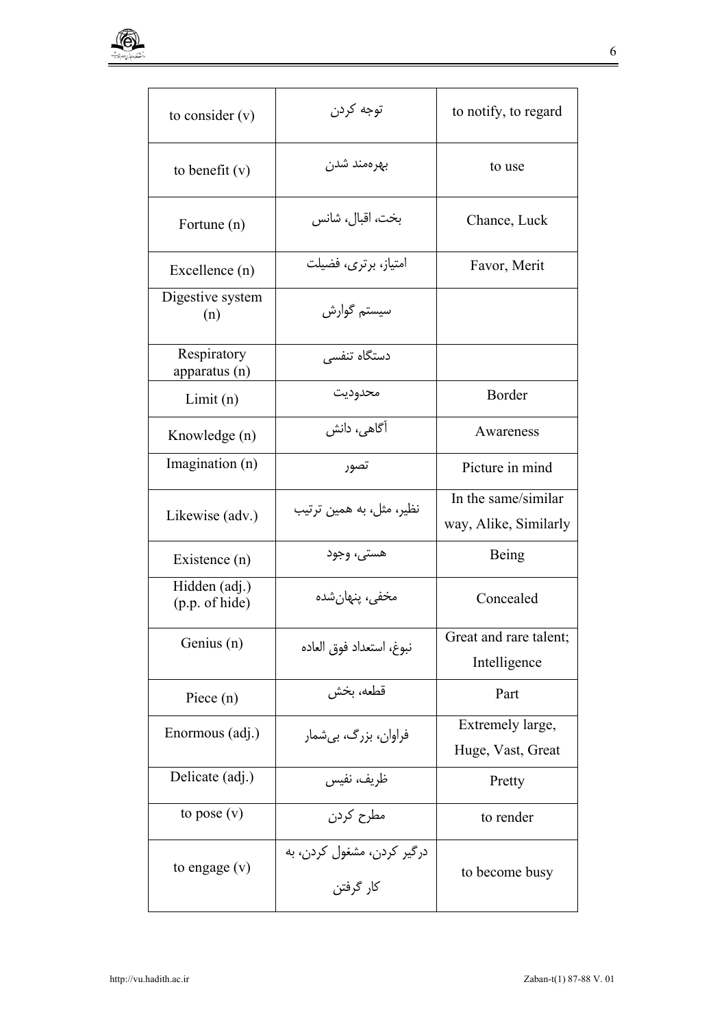| to consider (v) | توجه کردن | to notify, to regard |
|---|---|---|
| to benefit (v) | بهره‌مند شدن | to use |
| Fortune (n) | بخت، اقبال، شانس | Chance, Luck |
| Excellence (n) | امتیاز، برتری، فضیلت | Favor, Merit |
| Digestive system (n) | سیستم گوارش | |
| Respiratory apparatus (n) | دستگاه تنفسی | |
| Limit (n) | محدودیت | Border |
| Knowledge (n) | آگاهی، دانش | Awareness |
| Imagination (n) | تصور | Picture in mind |
| Likewise (adv.) | نظیر، مثل، به همین ترتیب | In the same/similar way, Alike, Similarly |
| Existence (n) | هستی، وجود | Being |
| Hidden (adj.) (p.p. of hide) | مخفی، پنهان‌شده | Concealed |
| Genius (n) | نبوغ، استعداد فوق العاده | Great and rare talent; Intelligence |
| Piece (n) | قطعه، بخش | Part |
| Enormous (adj.) | فراوان، بزرگ، بی‌شمار | Extremely large, Huge, Vast, Great |
| Delicate (adj.) | ظریف، نفیس | Pretty |
| to pose (v) | مطرح کردن | to render |
| to engage (v) | درگیر کردن، مشغول کردن، به کار گرفتن | to become busy |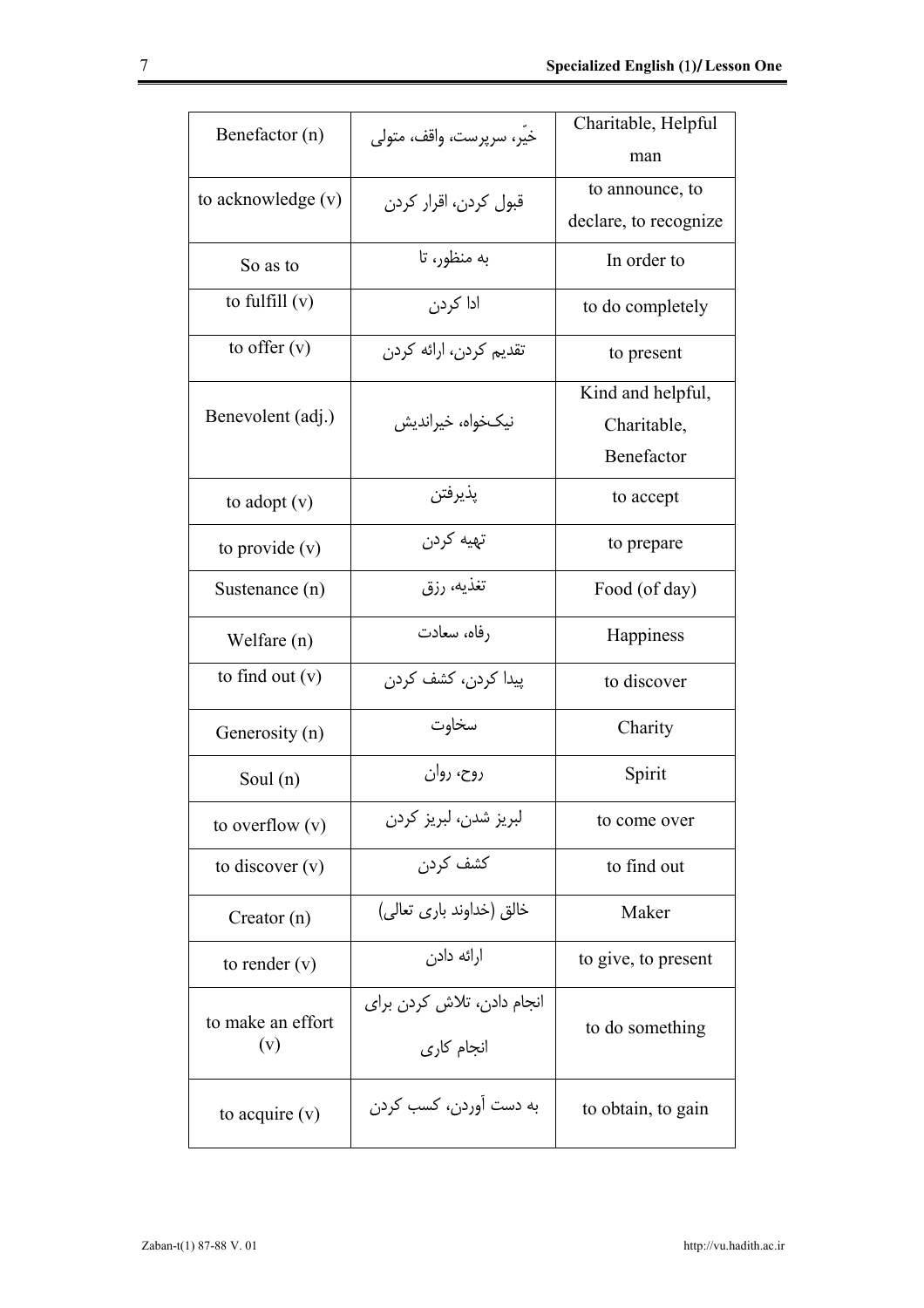| Benefactor (n) | خیّر، سرپرست، واقف، متولی | Charitable, Helpful man |
|---|---|---|
| to acknowledge (v) | قبول کردن، اقرار کردن | to announce, to declare, to recognize |
| So as to | به منظور، تا | In order to |
| to fulfill (v) | ادا کردن | to do completely |
| to offer (v) | تقدیم کردن، ارائه کردن | to present |
| Benevolent (adj.) | نیک‌خواه، خیراندیش | Kind and helpful, Charitable, Benefactor |
| to adopt (v) | پذیرفتن | to accept |
| to provide (v) | تهیه کردن | to prepare |
| Sustenance (n) | تغذیه، رزق | Food (of day) |
| Welfare (n) | رفاه، سعادت | Happiness |
| to find out (v) | پیدا کردن، کشف کردن | to discover |
| Generosity (n) | سخاوت | Charity |
| Soul (n) | روح، روان | Spirit |
| to overflow (v) | لبریز شدن، لبریز کردن | to come over |
| to discover (v) | کشف کردن | to find out |
| Creator (n) | خالق (خداوند باری تعالی) | Maker |
| to render (v) | ارائه دادن | to give, to present |
| to make an effort (v) | انجام دادن، تلاش کردن برای انجام کاری | to do something |
| to acquire (v) | به دست آوردن، کسب کردن | to obtain, to gain |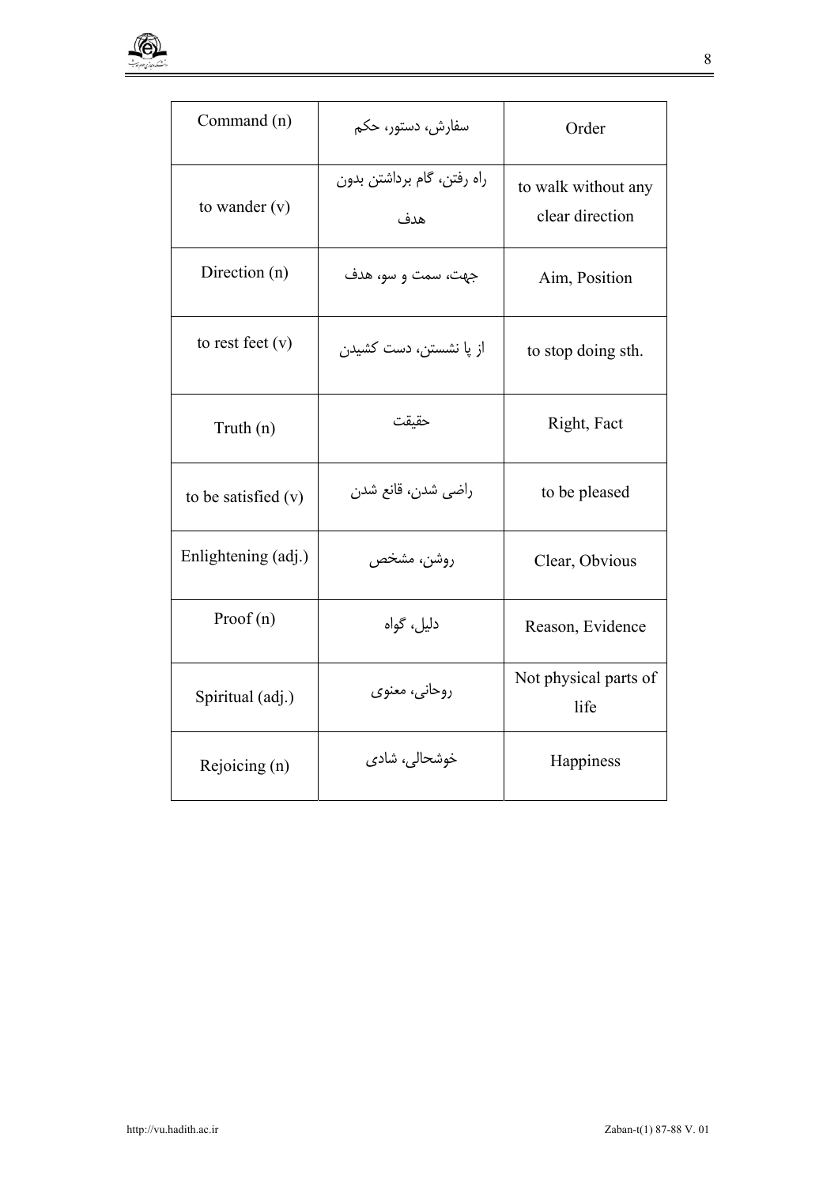| Command (n) | سفارش، دستور، حکم | Order |
|---|---|---|
| to wander (v) | راه رفتن، گام برداشتن بدون هدف | to walk without any clear direction |
| Direction (n) | جهت، سمت و سو، هدف | Aim, Position |
| to rest feet (v) | از پا نشستن، دست کشیدن | to stop doing sth. |
| Truth (n) | حقیقت | Right, Fact |
| to be satisfied (v) | راضی شدن، قانع شدن | to be pleased |
| Enlightening (adj.) | روشن، مشخص | Clear, Obvious |
| Proof (n) | دلیل، گواه | Reason, Evidence |
| Spiritual (adj.) | روحانی، معنوی | Not physical parts of life |
| Rejoicing (n) | خوشحالی، شادی | Happiness |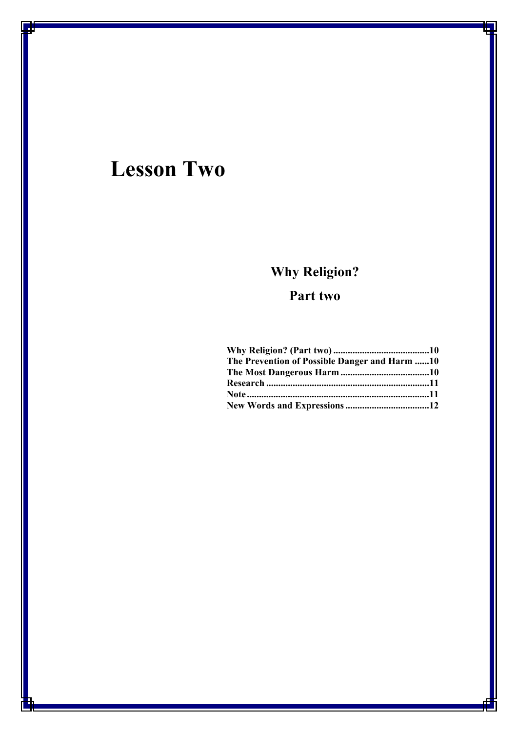# Lesson Two

## Why Religion?

## Part two

| | |
|---|---|
| Why Religion? (Part two) | 10 |
| The Prevention of Possible Danger and Harm | 10 |
| The Most Dangerous Harm | 10 |
| Research | 11 |
| Note | 11 |
| New Words and Expressions | 12 |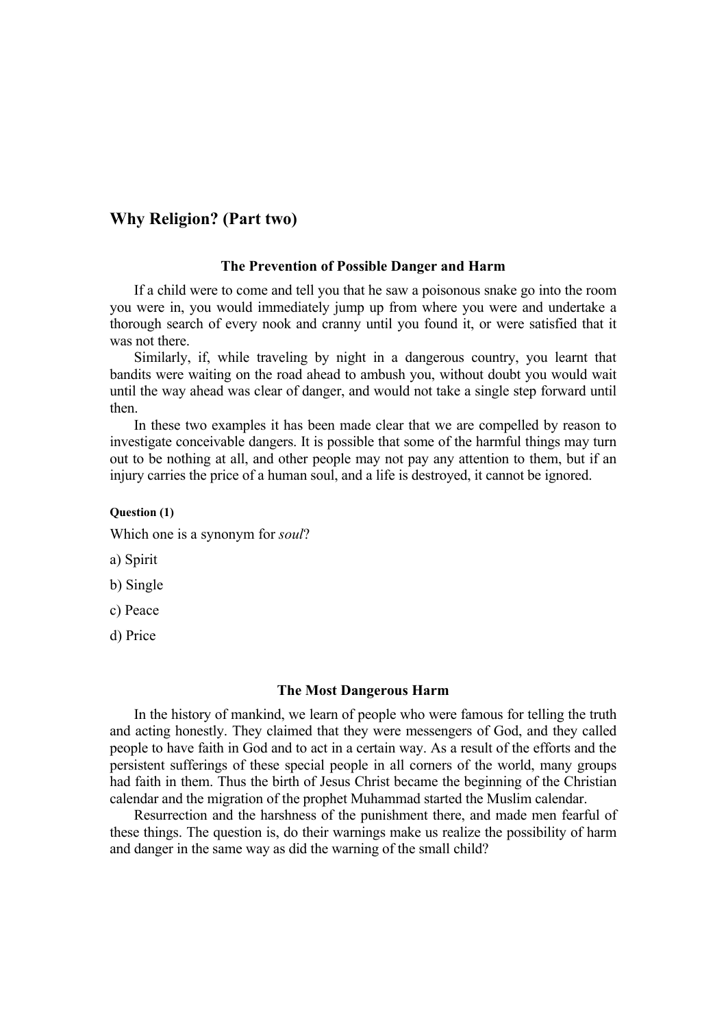## Why Religion? (Part two)

### The Prevention of Possible Danger and Harm

If a child were to come and tell you that he saw a poisonous snake go into the room you were in, you would immediately jump up from where you were and undertake a thorough search of every nook and cranny until you found it, or were satisfied that it was not there.

Similarly, if, while traveling by night in a dangerous country, you learnt that bandits were waiting on the road ahead to ambush you, without doubt you would wait until the way ahead was clear of danger, and would not take a single step forward until then.

In these two examples it has been made clear that we are compelled by reason to investigate conceivable dangers. It is possible that some of the harmful things may turn out to be nothing at all, and other people may not pay any attention to them, but if an injury carries the price of a human soul, and a life is destroyed, it cannot be ignored.

**Question (1)**

Which one is a synonym for *soul*?

a) Spirit

b) Single

c) Peace

d) Price

### The Most Dangerous Harm

In the history of mankind, we learn of people who were famous for telling the truth and acting honestly. They claimed that they were messengers of God, and they called people to have faith in God and to act in a certain way. As a result of the efforts and the persistent sufferings of these special people in all corners of the world, many groups had faith in them. Thus the birth of Jesus Christ became the beginning of the Christian calendar and the migration of the prophet Muhammad started the Muslim calendar.

Resurrection and the harshness of the punishment there, and made men fearful of these things. The question is, do their warnings make us realize the possibility of harm and danger in the same way as did the warning of the small child?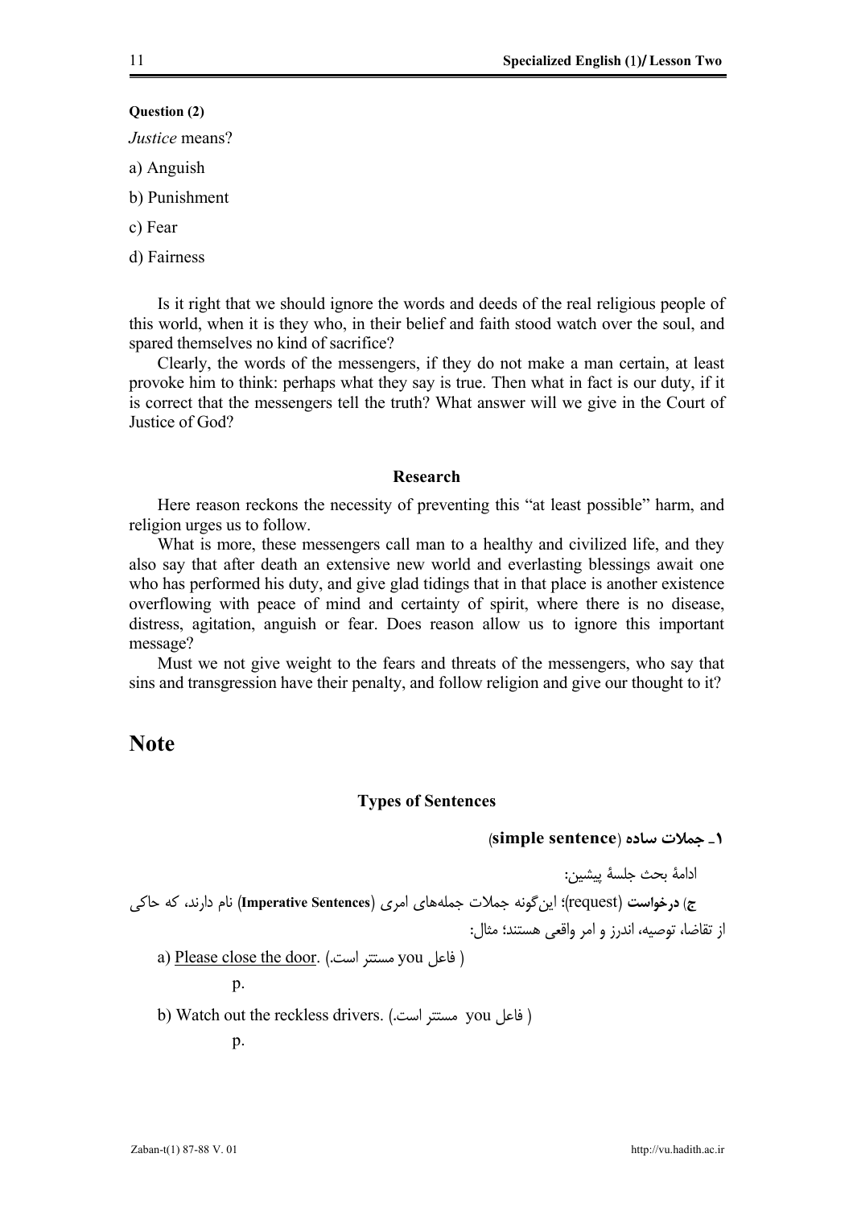**Question (2)**

*Justice* means?

a) Anguish

b) Punishment

c) Fear

d) Fairness

Is it right that we should ignore the words and deeds of the real religious people of this world, when it is they who, in their belief and faith stood watch over the soul, and spared themselves no kind of sacrifice?

Clearly, the words of the messengers, if they do not make a man certain, at least provoke him to think: perhaps what they say is true. Then what in fact is our duty, if it is correct that the messengers tell the truth? What answer will we give in the Court of Justice of God?

### Research

Here reason reckons the necessity of preventing this "at least possible" harm, and religion urges us to follow.

What is more, these messengers call man to a healthy and civilized life, and they also say that after death an extensive new world and everlasting blessings await one who has performed his duty, and give glad tidings that in that place is another existence overflowing with peace of mind and certainty of spirit, where there is no disease, distress, agitation, anguish or fear. Does reason allow us to ignore this important message?

Must we not give weight to the fears and threats of the messengers, who say that sins and transgression have their penalty, and follow religion and give our thought to it?

## Note

### Types of Sentences

**۱ـ جملات ساده (simple sentence)**

ادامهٔ بحث جلسهٔ پیشین:

**ج) درخواست** (request)؛ این‌گونه جملات جمله‌های امری (**Imperative Sentences**) نام دارند، که حاکی از تقاضا، توصیه، اندرز و امر واقعی هستند؛ مثال:

a) Please close the door. (فاعل you مستتر است.)

p.

b) Watch out the reckless drivers. (فاعل you مستتر است.)

p.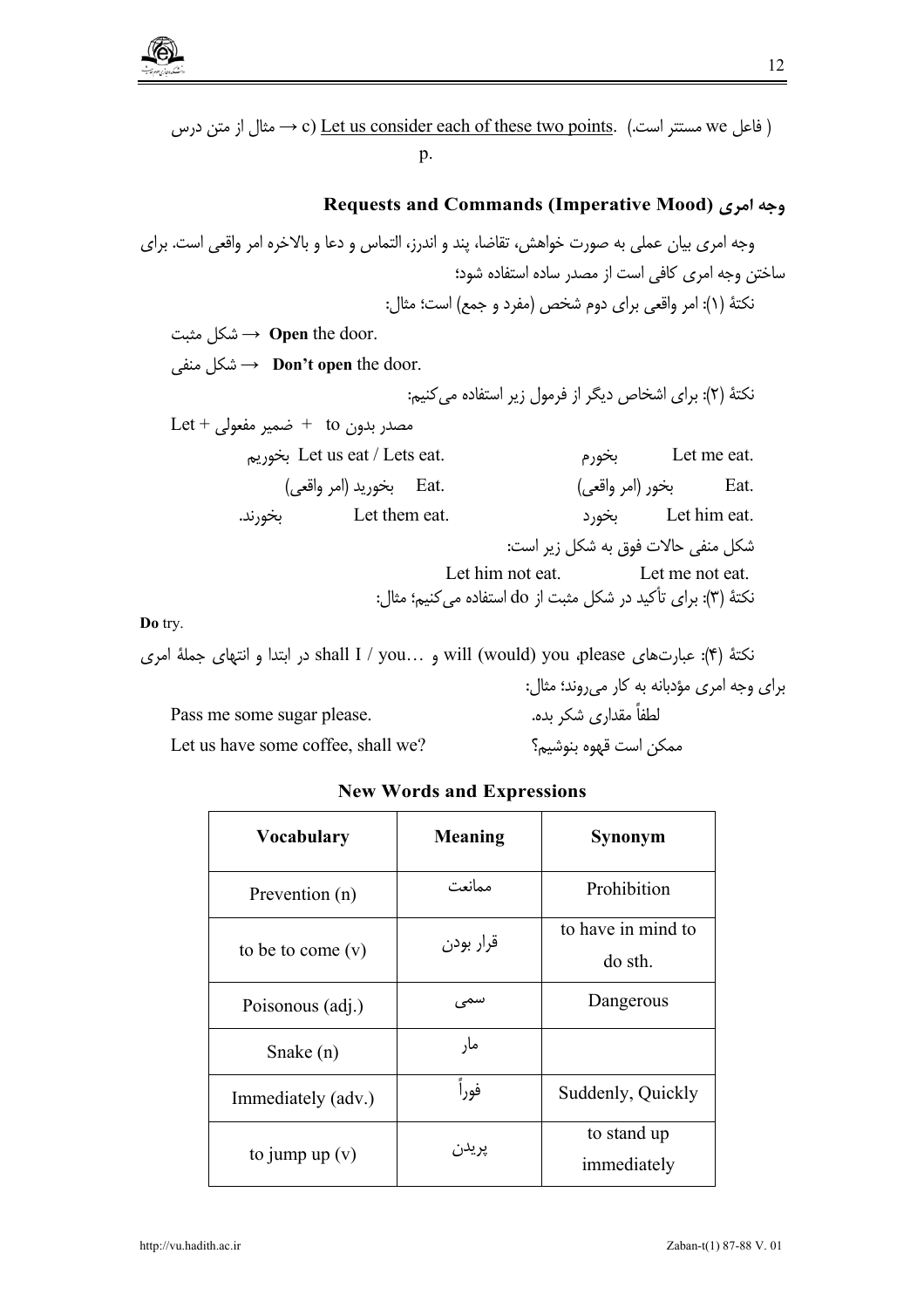c) Let us consider each of these two points. (فاعل we مستتر است.) → مثال از متن درس p.

## وجه امری Requests and Commands (Imperative Mood)

وجه امری بیان عملی به صورت خواهش، تقاضا، پند و اندرز، التماس و دعا و بالاخره امر واقعی است. برای ساختن وجه امری کافی است از مصدر ساده استفاده شود؛

نکتهٔ (۱): امر واقعی برای دوم شخص (مفرد و جمع) است؛ مثال:

**Open** the door. → شکل مثبت

**Don't open** the door. → شکل منفی

نکتهٔ (۲): برای اشخاص دیگر از فرمول زیر استفاده می‌کنیم:

Let + ضمیر مفعولی + مصدر بدون to

| | | | |
|---|---|---|---|
| Let me eat. | بخورم | Let us eat / Lets eat. | بخوریم |
| Eat. | بخور (امر واقعی) | Eat. | بخورید (امر واقعی) |
| Let him eat. | بخورد | Let them eat. | بخورند. |

شکل منفی حالات فوق به شکل زیر است:

Let me not eat. Let him not eat.

نکتهٔ (۳): برای تأکید در شکل مثبت از do استفاده می‌کنیم؛ مثال:

**Do** try.

نکتهٔ (۴): عبارت‌های please، will (would) you و shall I / you… در ابتدا و انتهای جملهٔ امری برای وجه امری مؤدبانه به کار می‌روند؛ مثال:

Pass me some sugar please. لطفاً مقداری شکر بده.

Let us have some coffee, shall we? ممکن است قهوه بنوشیم؟

### New Words and Expressions

| Vocabulary | Meaning | Synonym |
|---|---|---|
| Prevention (n) | ممانعت | Prohibition |
| to be to come (v) | قرار بودن | to have in mind to do sth. |
| Poisonous (adj.) | سمی | Dangerous |
| Snake (n) | مار | |
| Immediately (adv.) | فوراً | Suddenly, Quickly |
| to jump up (v) | پریدن | to stand up immediately |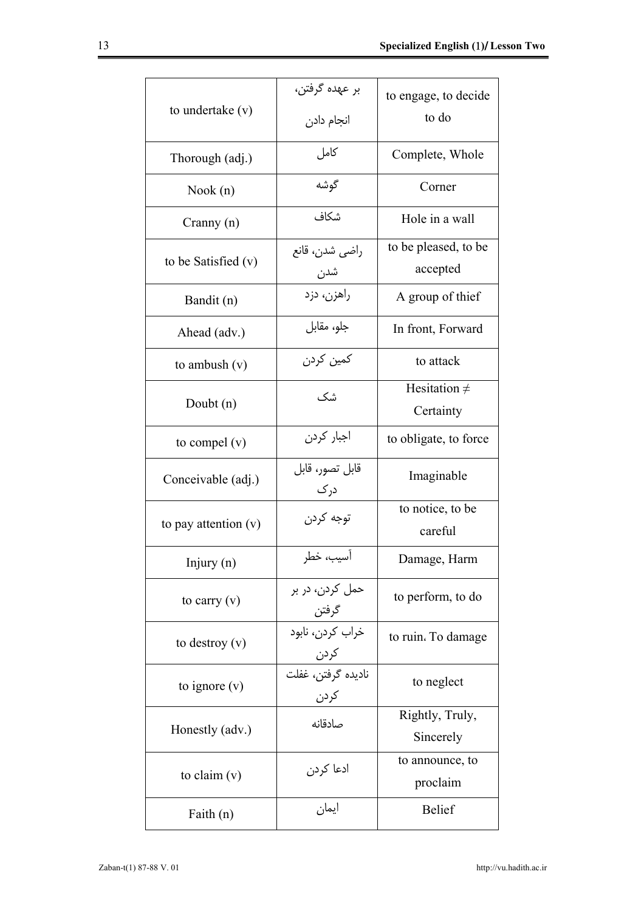| | | |
|---|---|---|
| to undertake (v) | بر عهده گرفتن، انجام دادن | to engage, to decide to do |
| Thorough (adj.) | کامل | Complete, Whole |
| Nook (n) | گوشه | Corner |
| Cranny (n) | شکاف | Hole in a wall |
| to be Satisfied (v) | راضی شدن، قانع شدن | to be pleased, to be accepted |
| Bandit (n) | راهزن، دزد | A group of thief |
| Ahead (adv.) | جلو، مقابل | In front, Forward |
| to ambush (v) | کمین کردن | to attack |
| Doubt (n) | شک | Hesitation ≠ Certainty |
| to compel (v) | اجبار کردن | to obligate, to force |
| Conceivable (adj.) | قابل تصور، قابل درک | Imaginable |
| to pay attention (v) | توجه کردن | to notice, to be careful |
| Injury (n) | آسیب، خطر | Damage, Harm |
| to carry (v) | حمل کردن، در بر گرفتن | to perform, to do |
| to destroy (v) | خراب کردن، نابود کردن | to ruin، To damage |
| to ignore (v) | نادیده گرفتن، غفلت کردن | to neglect |
| Honestly (adv.) | صادقانه | Rightly, Truly, Sincerely |
| to claim (v) | ادعا کردن | to announce, to proclaim |
| Faith (n) | ایمان | Belief |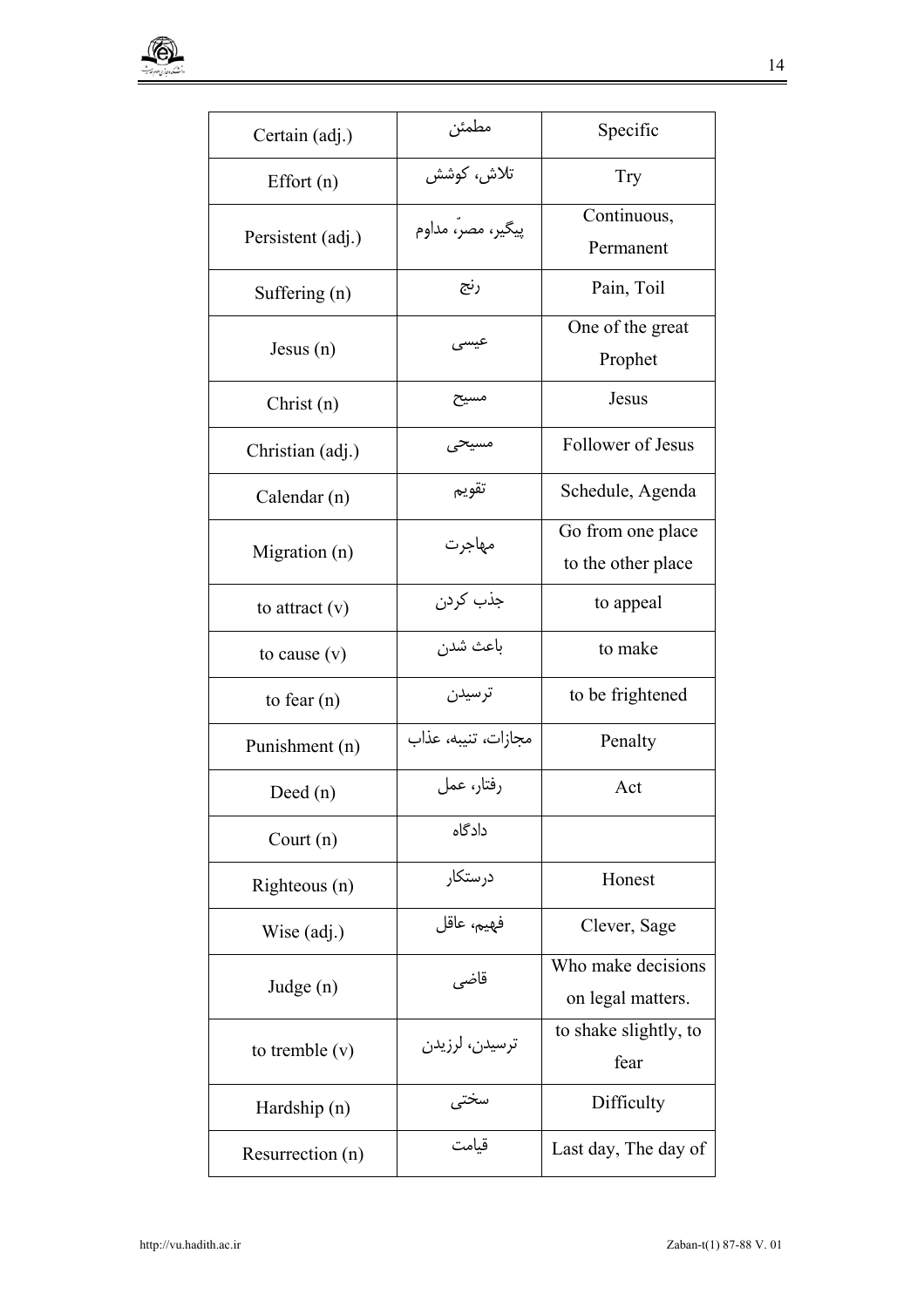| Certain (adj.) | مطمئن | Specific |
|---|---|---|
| Effort (n) | تلاش، کوشش | Try |
| Persistent (adj.) | پیگیر، مصرّ، مداوم | Continuous, Permanent |
| Suffering (n) | رنج | Pain, Toil |
| Jesus (n) | عیسی | One of the great Prophet |
| Christ (n) | مسیح | Jesus |
| Christian (adj.) | مسیحی | Follower of Jesus |
| Calendar (n) | تقویم | Schedule, Agenda |
| Migration (n) | مهاجرت | Go from one place to the other place |
| to attract (v) | جذب کردن | to appeal |
| to cause (v) | باعث شدن | to make |
| to fear (n) | ترسیدن | to be frightened |
| Punishment (n) | مجازات، تنبیه، عذاب | Penalty |
| Deed (n) | رفتار، عمل | Act |
| Court (n) | دادگاه | |
| Righteous (n) | درستکار | Honest |
| Wise (adj.) | فهیم، عاقل | Clever, Sage |
| Judge (n) | قاضی | Who make decisions on legal matters. |
| to tremble (v) | ترسیدن، لرزیدن | to shake slightly, to fear |
| Hardship (n) | سختی | Difficulty |
| Resurrection (n) | قیامت | Last day, The day of |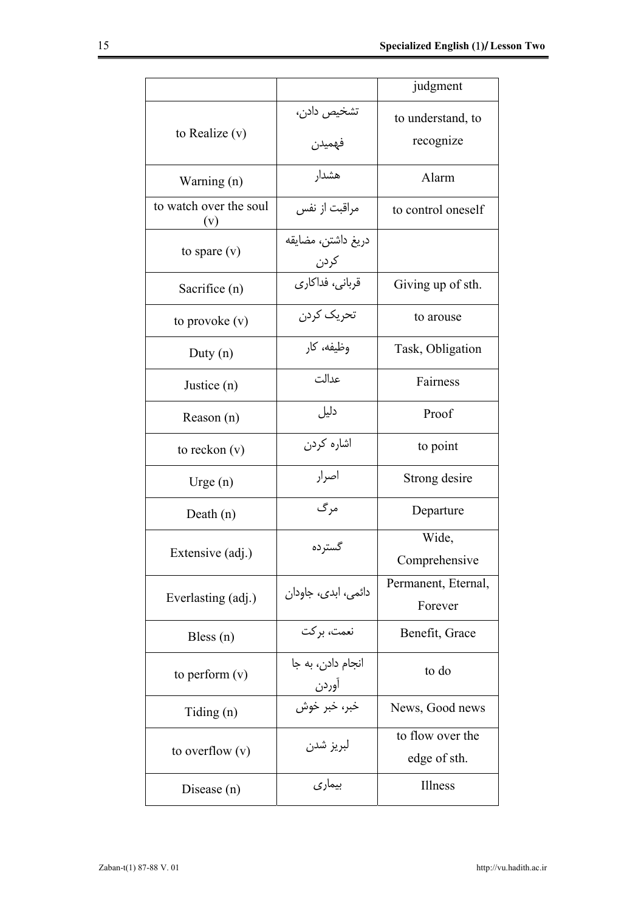| | | judgment |
|---|---|---|
| to Realize (v) | تشخیص دادن، فهمیدن | to understand, to recognize |
| Warning (n) | هشدار | Alarm |
| to watch over the soul (v) | مراقبت از نفس | to control oneself |
| to spare (v) | دریغ داشتن، مضایقه کردن | |
| Sacrifice (n) | قربانی، فداکاری | Giving up of sth. |
| to provoke (v) | تحریک کردن | to arouse |
| Duty (n) | وظیفه، کار | Task, Obligation |
| Justice (n) | عدالت | Fairness |
| Reason (n) | دلیل | Proof |
| to reckon (v) | اشاره کردن | to point |
| Urge (n) | اصرار | Strong desire |
| Death (n) | مرگ | Departure |
| Extensive (adj.) | گسترده | Wide, Comprehensive |
| Everlasting (adj.) | دائمی، ابدی، جاودان | Permanent, Eternal, Forever |
| Bless (n) | نعمت، برکت | Benefit, Grace |
| to perform (v) | انجام دادن، به جا آوردن | to do |
| Tiding (n) | خبر، خبر خوش | News, Good news |
| to overflow (v) | لبریز شدن | to flow over the edge of sth. |
| Disease (n) | بیماری | Illness |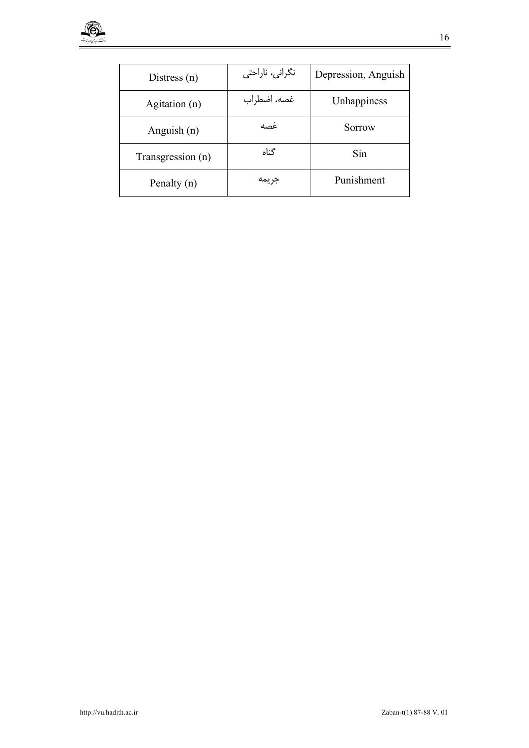| Distress (n) | نگرانی، ناراحتی | Depression, Anguish |
|---|---|---|
| Agitation (n) | غصه، اضطراب | Unhappiness |
| Anguish (n) | غصه | Sorrow |
| Transgression (n) | گناه | Sin |
| Penalty (n) | جریمه | Punishment |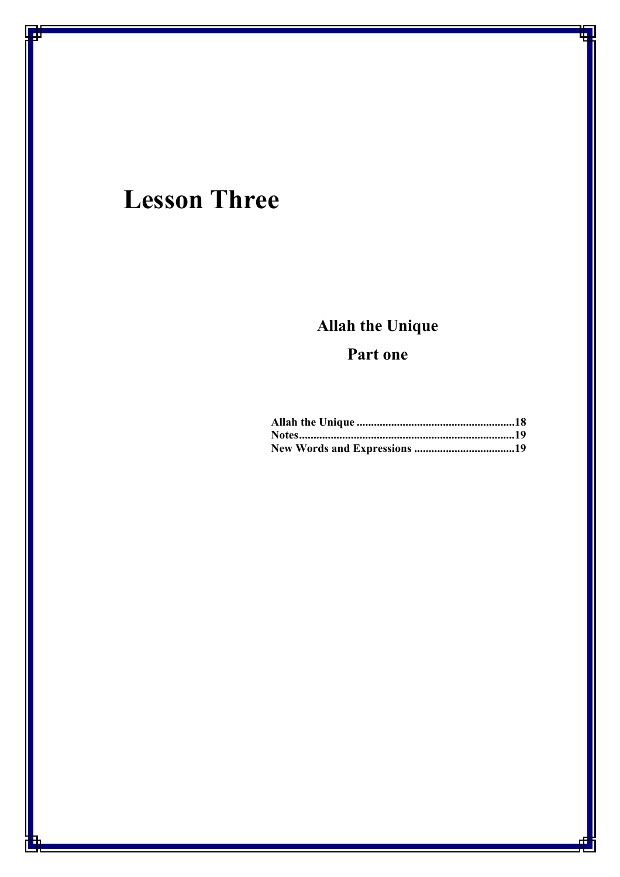# Lesson Three

## Allah the Unique

## Part one

**Allah the Unique .......................................................18**
**Notes..........................................................................19**
**New Words and Expressions ...................................19**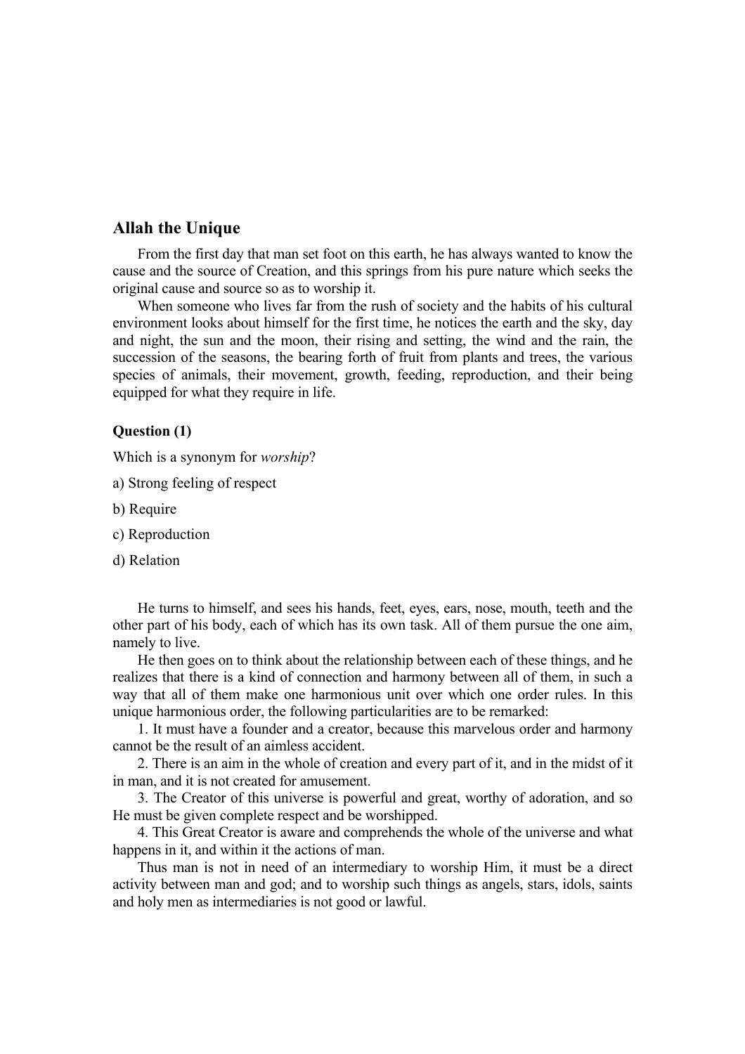## Allah the Unique

From the first day that man set foot on this earth, he has always wanted to know the cause and the source of Creation, and this springs from his pure nature which seeks the original cause and source so as to worship it.

When someone who lives far from the rush of society and the habits of his cultural environment looks about himself for the first time, he notices the earth and the sky, day and night, the sun and the moon, their rising and setting, the wind and the rain, the succession of the seasons, the bearing forth of fruit from plants and trees, the various species of animals, their movement, growth, feeding, reproduction, and their being equipped for what they require in life.

### Question (1)

Which is a synonym for *worship*?

a) Strong feeling of respect

b) Require

c) Reproduction

d) Relation

He turns to himself, and sees his hands, feet, eyes, ears, nose, mouth, teeth and the other part of his body, each of which has its own task. All of them pursue the one aim, namely to live.

He then goes on to think about the relationship between each of these things, and he realizes that there is a kind of connection and harmony between all of them, in such a way that all of them make one harmonious unit over which one order rules. In this unique harmonious order, the following particularities are to be remarked:

1. It must have a founder and a creator, because this marvelous order and harmony cannot be the result of an aimless accident.
2. There is an aim in the whole of creation and every part of it, and in the midst of it in man, and it is not created for amusement.
3. The Creator of this universe is powerful and great, worthy of adoration, and so He must be given complete respect and be worshipped.
4. This Great Creator is aware and comprehends the whole of the universe and what happens in it, and within it the actions of man.

Thus man is not in need of an intermediary to worship Him, it must be a direct activity between man and god; and to worship such things as angels, stars, idols, saints and holy men as intermediaries is not good or lawful.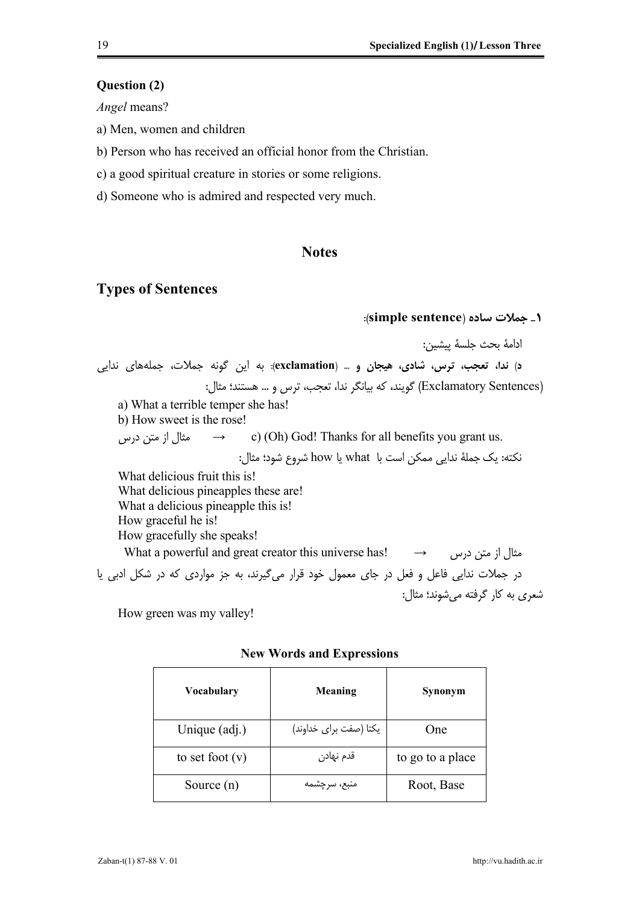**Question (2)**

*Angel* means?

a) Men, women and children

b) Person who has received an official honor from the Christian.

c) a good spiritual creature in stories or some religions.

d) Someone who is admired and respected very much.

## Notes

## Types of Sentences

**۱ـ جملات ساده (simple sentence):**

ادامهٔ بحث جلسهٔ پیشین:

**د) ندا، تعجب، ترس، شادی، هیجان و ... (exclamation)**: به این گونه جملات، جمله‌های ندایی (Exclamatory Sentences) گویند، که بیانگر ندا، تعجب، ترس و ... هستند؛ مثال:

a) What a terrible temper she has!
b) How sweet is the rose!
c) (Oh) God! Thanks for all benefits you grant us. ← مثال از متن درس

نکته: یک جملهٔ ندایی ممکن است با what یا how شروع شود؛ مثال:

What delicious fruit this is!
What delicious pineapples these are!
What a delicious pineapple this is!
How graceful he is!
How gracefully she speaks!
What a powerful and great creator this universe has! ← مثال از متن درس

در جملات ندایی فاعل و فعل در جای معمول خود قرار می‌گیرند، به جز مواردی که در شکل ادبی یا شعری به کار گرفته می‌شوند؛ مثال:

How green was my valley!

**New Words and Expressions**

| Vocabulary | Meaning | Synonym |
| --- | --- | --- |
| Unique (adj.) | یکتا (صفت برای خداوند) | One |
| to set foot (v) | قدم نهادن | to go to a place |
| Source (n) | منبع، سرچشمه | Root, Base |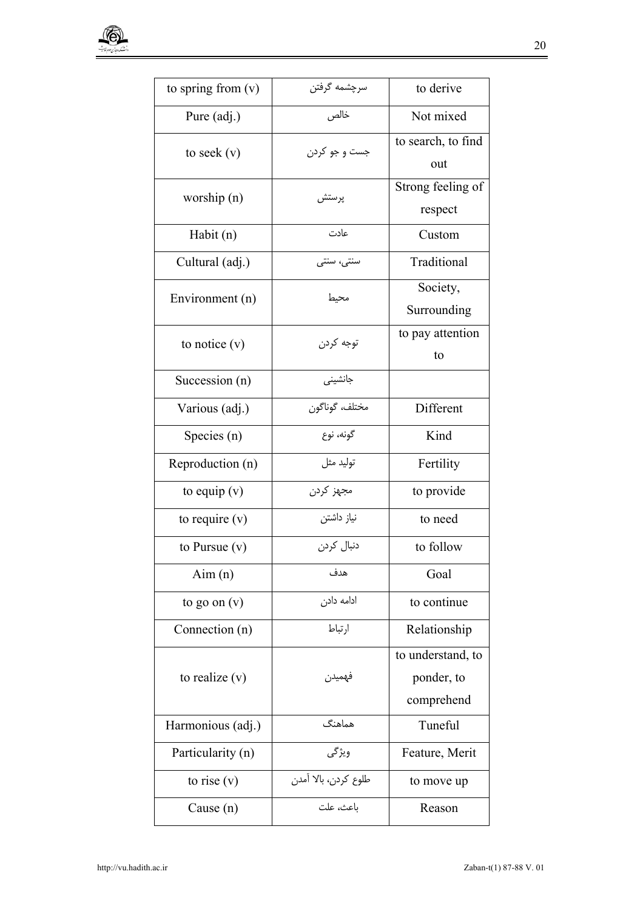| to spring from (v) | سرچشمه گرفتن | to derive |
|---|---|---|
| Pure (adj.) | خالص | Not mixed |
| to seek (v) | جست و جو کردن | to search, to find out |
| worship (n) | پرستش | Strong feeling of respect |
| Habit (n) | عادت | Custom |
| Cultural (adj.) | سنتی، سنتی | Traditional |
| Environment (n) | محیط | Society, Surrounding |
| to notice (v) | توجه کردن | to pay attention to |
| Succession (n) | جانشینی | |
| Various (adj.) | مختلف، گوناگون | Different |
| Species (n) | گونه، نوع | Kind |
| Reproduction (n) | تولید مثل | Fertility |
| to equip (v) | مجهز کردن | to provide |
| to require (v) | نیاز داشتن | to need |
| to Pursue (v) | دنبال کردن | to follow |
| Aim (n) | هدف | Goal |
| to go on (v) | ادامه دادن | to continue |
| Connection (n) | ارتباط | Relationship |
| to realize (v) | فهمیدن | to understand, to ponder, to comprehend |
| Harmonious (adj.) | هماهنگ | Tuneful |
| Particularity (n) | ویژگی | Feature, Merit |
| to rise (v) | طلوع کردن، بالا آمدن | to move up |
| Cause (n) | باعث، علت | Reason |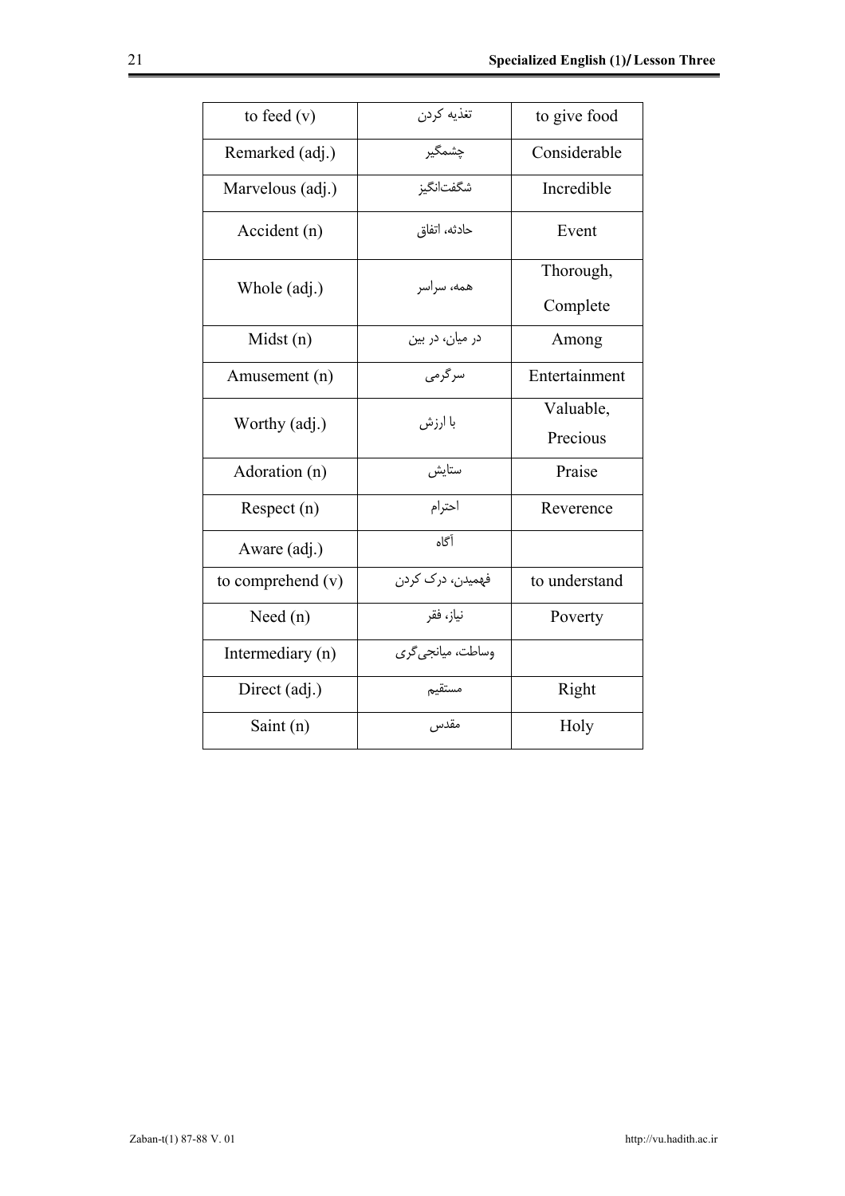| to feed (v) | تغذیه کردن | to give food |
|---|---|---|
| Remarked (adj.) | چشمگیر | Considerable |
| Marvelous (adj.) | شگفت‌انگیز | Incredible |
| Accident (n) | حادثه، اتفاق | Event |
| Whole (adj.) | همه، سراسر | Thorough, Complete |
| Midst (n) | در میان، در بین | Among |
| Amusement (n) | سرگرمی | Entertainment |
| Worthy (adj.) | با ارزش | Valuable, Precious |
| Adoration (n) | ستایش | Praise |
| Respect (n) | احترام | Reverence |
| Aware (adj.) | آگاه | |
| to comprehend (v) | فهمیدن، درک کردن | to understand |
| Need (n) | نیاز، فقر | Poverty |
| Intermediary (n) | وساطت، میانجی‌گری | |
| Direct (adj.) | مستقیم | Right |
| Saint (n) | مقدس | Holy |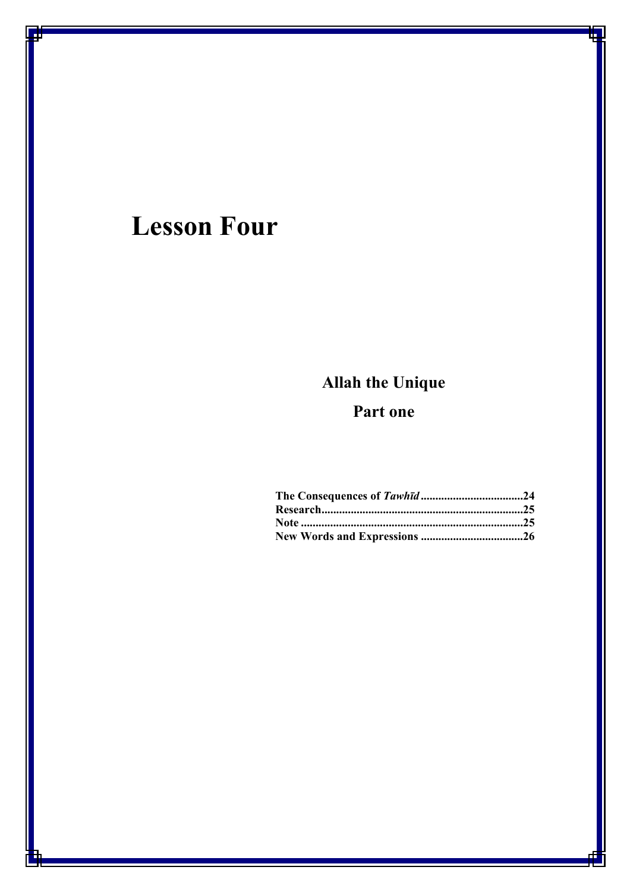# Lesson Four

## Allah the Unique

## Part one

**The Consequences of *Tawhīd*..................................24**
**Research....................................................................25**
**Note ..........................................................................25**
**New Words and Expressions ..................................26**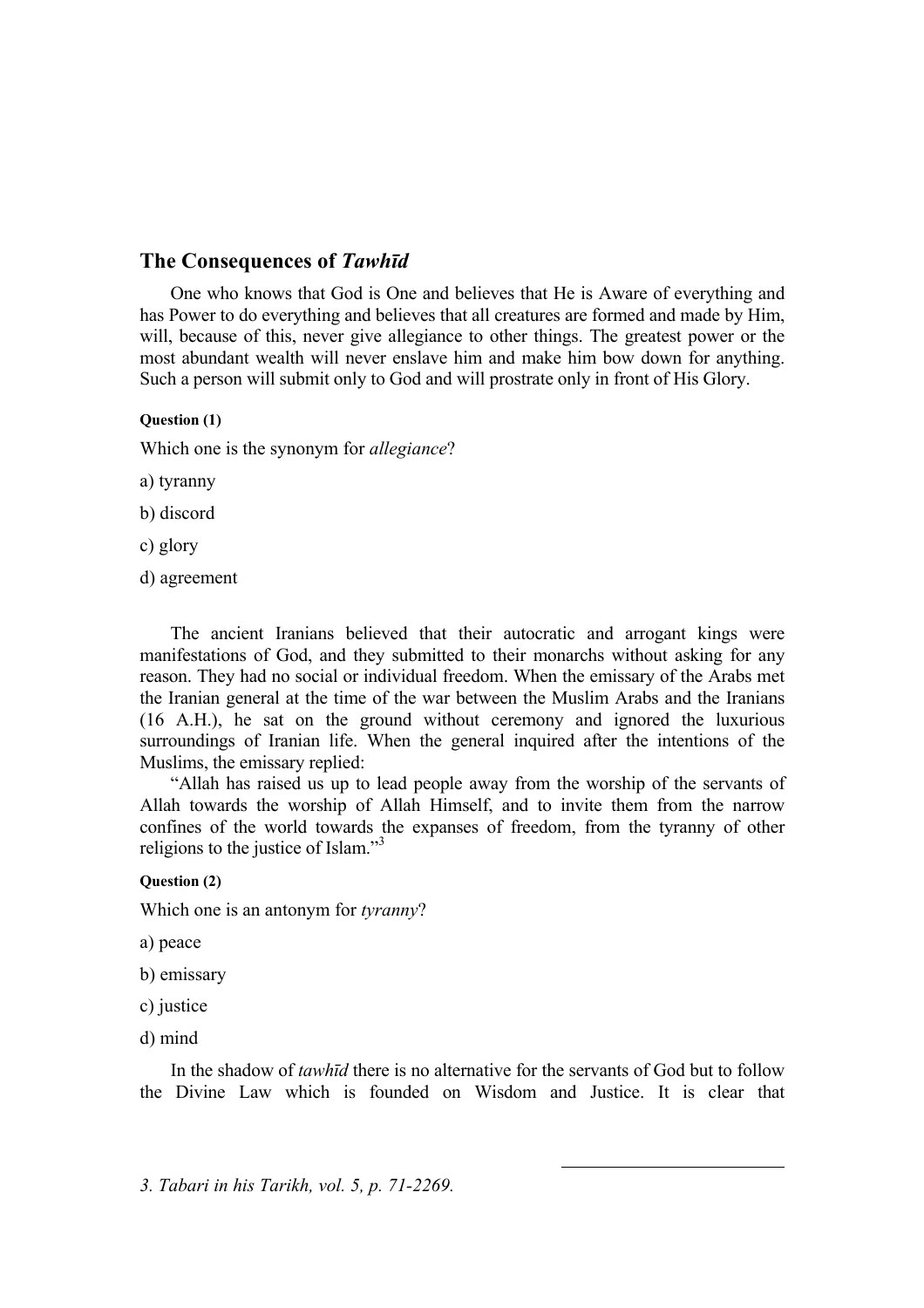## The Consequences of *Tawhīd*

One who knows that God is One and believes that He is Aware of everything and has Power to do everything and believes that all creatures are formed and made by Him, will, because of this, never give allegiance to other things. The greatest power or the most abundant wealth will never enslave him and make him bow down for anything. Such a person will submit only to God and will prostrate only in front of His Glory.

**Question (1)**

Which one is the synonym for *allegiance*?

a) tyranny

b) discord

c) glory

d) agreement

The ancient Iranians believed that their autocratic and arrogant kings were manifestations of God, and they submitted to their monarchs without asking for any reason. They had no social or individual freedom. When the emissary of the Arabs met the Iranian general at the time of the war between the Muslim Arabs and the Iranians (16 A.H.), he sat on the ground without ceremony and ignored the luxurious surroundings of Iranian life. When the general inquired after the intentions of the Muslims, the emissary replied:

"Allah has raised us up to lead people away from the worship of the servants of Allah towards the worship of Allah Himself, and to invite them from the narrow confines of the world towards the expanses of freedom, from the tyranny of other religions to the justice of Islam."[3]

**Question (2)**

Which one is an antonym for *tyranny*?

a) peace

b) emissary

c) justice

d) mind

In the shadow of *tawhīd* there is no alternative for the servants of God but to follow the Divine Law which is founded on Wisdom and Justice. It is clear that

---

*3. Tabari in his Tarikh, vol. 5, p. 71-2269.*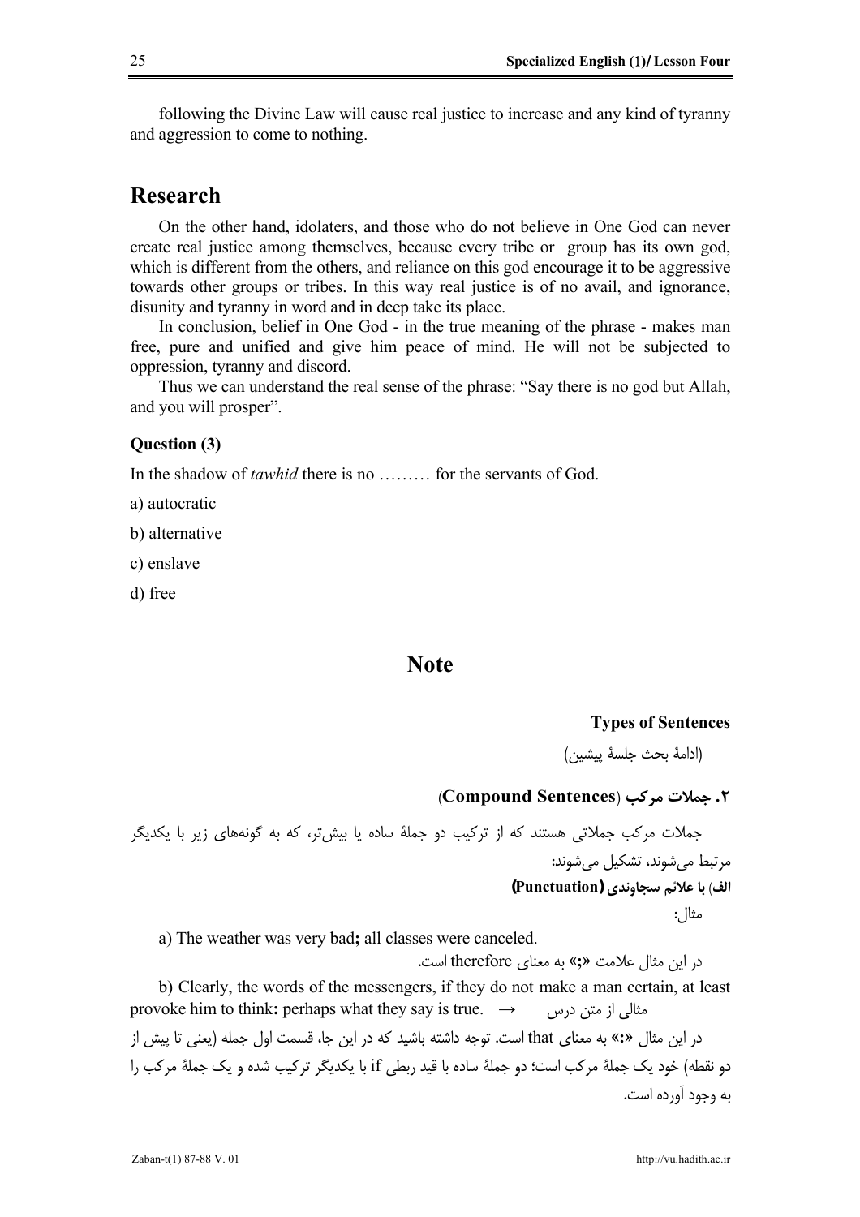following the Divine Law will cause real justice to increase and any kind of tyranny and aggression to come to nothing.

## Research

On the other hand, idolaters, and those who do not believe in One God can never create real justice among themselves, because every tribe or group has its own god, which is different from the others, and reliance on this god encourage it to be aggressive towards other groups or tribes. In this way real justice is of no avail, and ignorance, disunity and tyranny in word and in deep take its place.

In conclusion, belief in One God - in the true meaning of the phrase - makes man free, pure and unified and give him peace of mind. He will not be subjected to oppression, tyranny and discord.

Thus we can understand the real sense of the phrase: “Say there is no god but Allah, and you will prosper”.

**Question (3)**

In the shadow of *tawhid* there is no ……… for the servants of God.

a) autocratic

b) alternative

c) enslave

d) free

## Note

**Types of Sentences**

(ادامهٔ بحث جلسهٔ پیشین)

### ۲. جملات مرکب (Compound Sentences)

جملات مرکب جملاتی هستند که از ترکیب دو جملهٔ ساده یا بیش‌تر، که به گونه‌های زیر با یکدیگر مرتبط می‌شوند، تشکیل می‌شوند:

**الف) با علائم سجاوندی (Punctuation)**

مثال:

a) The weather was very bad**;** all classes were canceled.

در این مثال علامت «**;**» به معنای therefore است.

b) Clearly, the words of the messengers, if they do not make a man certain, at least provoke him to think**:** perhaps what they say is true. → مثالی از متن درس

در این مثال «**:**» به معنای that است. توجه داشته باشید که در این جا، قسمت اول جمله (یعنی تا پیش از دو نقطه) خود یک جملهٔ مرکب است؛ دو جملهٔ ساده با قید ربطی if با یکدیگر ترکیب شده و یک جملهٔ مرکب را به وجود آورده است.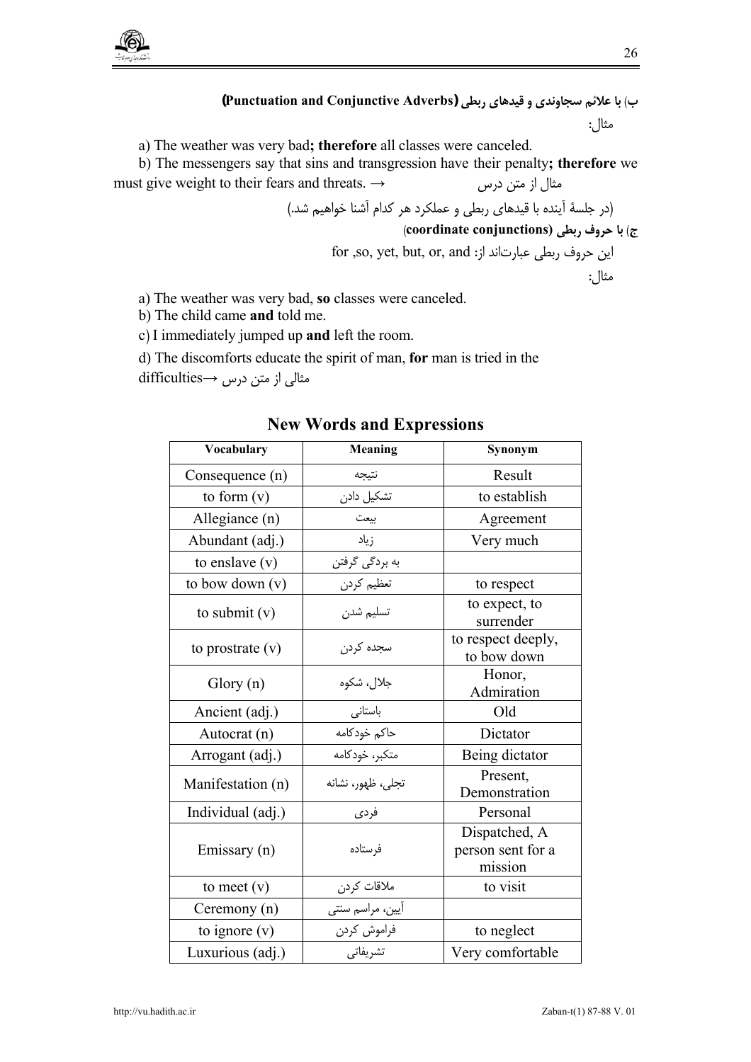**ب) با علائم سجاوندی و قیدهای ربطی (Punctuation and Conjunctive Adverbs)**

مثال:

a) The weather was very bad**; therefore** all classes were canceled.

b) The messengers say that sins and transgression have their penalty**; therefore** we must give weight to their fears and threats. → مثال از متن درس

(در جلسهٔ آینده با قیدهای ربطی و عملکرد هر کدام آشنا خواهیم شد.)

**ج) با حروف ربطی (coordinate conjunctions)**

این حروف ربطی عبارت‌اند از: for ,so, yet, but, or, and

مثال:

a) The weather was very bad, **so** classes were canceled.

b) The child came **and** told me.

c) I immediately jumped up **and** left the room.

d) The discomforts educate the spirit of man, **for** man is tried in the difficulties→ مثالی از متن درس

## New Words and Expressions

| Vocabulary | Meaning | Synonym |
|---|---|---|
| Consequence (n) | نتیجه | Result |
| to form (v) | تشکیل دادن | to establish |
| Allegiance (n) | بیعت | Agreement |
| Abundant (adj.) | زیاد | Very much |
| to enslave (v) | به بردگی گرفتن | |
| to bow down (v) | تعظیم کردن | to respect |
| to submit (v) | تسلیم شدن | to expect, to surrender |
| to prostrate (v) | سجده کردن | to respect deeply, to bow down |
| Glory (n) | جلال، شکوه | Honor, Admiration |
| Ancient (adj.) | باستانی | Old |
| Autocrat (n) | حاکم خودکامه | Dictator |
| Arrogant (adj.) | متکبر، خودکامه | Being dictator |
| Manifestation (n) | تجلی، ظهور، نشانه | Present, Demonstration |
| Individual (adj.) | فردی | Personal |
| Emissary (n) | فرستاده | Dispatched, A person sent for a mission |
| to meet (v) | ملاقات کردن | to visit |
| Ceremony (n) | آیین، مراسم سنتی | |
| to ignore (v) | فراموش کردن | to neglect |
| Luxurious (adj.) | تشریفاتی | Very comfortable |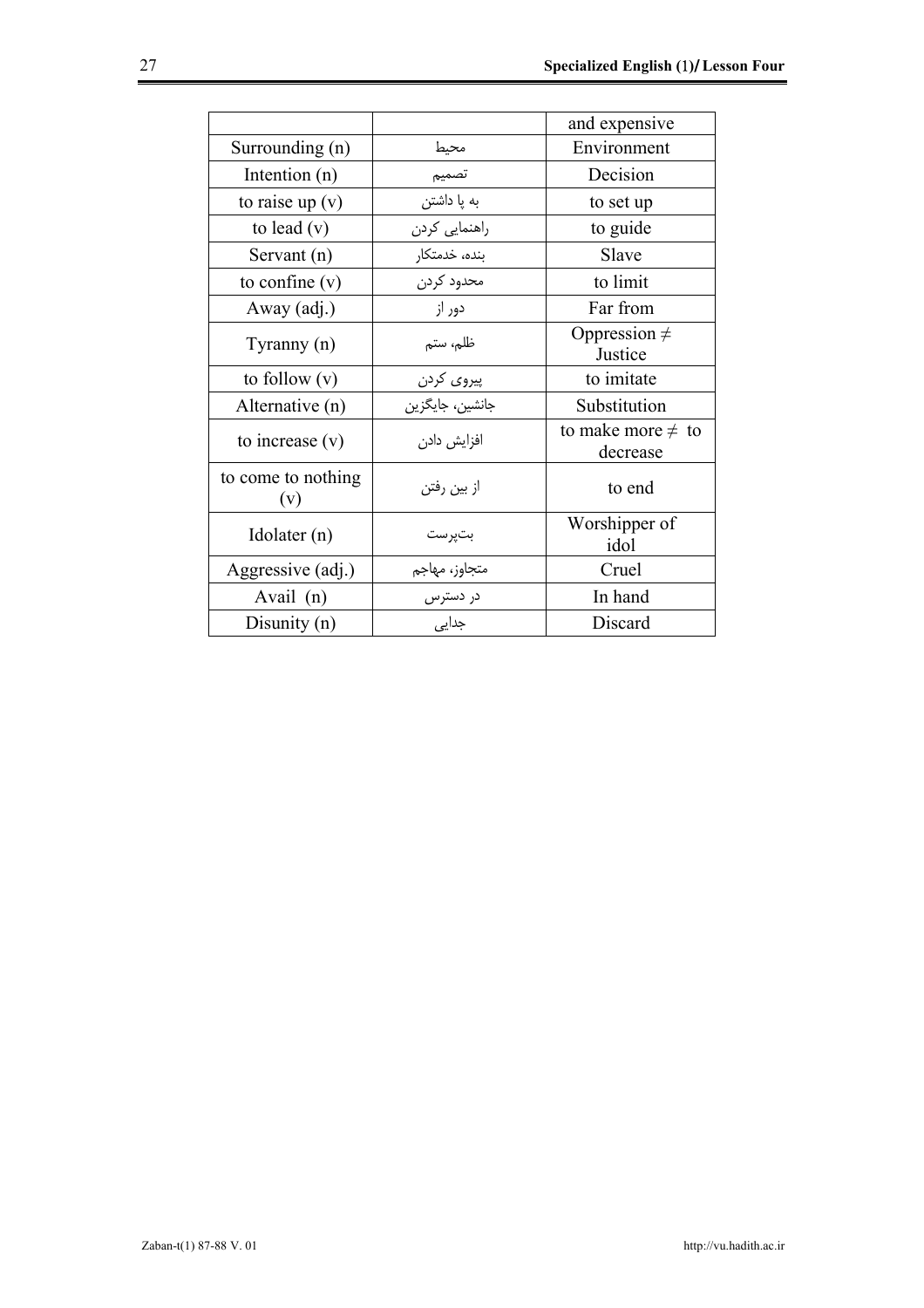|  |  | and expensive |
| --- | --- | --- |
| Surrounding (n) | محیط | Environment |
| Intention (n) | تصمیم | Decision |
| to raise up (v) | به پا داشتن | to set up |
| to lead (v) | راهنمایی کردن | to guide |
| Servant (n) | بنده، خدمتکار | Slave |
| to confine (v) | محدود کردن | to limit |
| Away (adj.) | دور از | Far from |
| Tyranny (n) | ظلم، ستم | Oppression ≠ Justice |
| to follow (v) | پیروی کردن | to imitate |
| Alternative (n) | جانشین، جایگزین | Substitution |
| to increase (v) | افزایش دادن | to make more ≠ to decrease |
| to come to nothing (v) | از بین رفتن | to end |
| Idolater (n) | بت‌پرست | Worshipper of idol |
| Aggressive (adj.) | متجاوز، مهاجم | Cruel |
| Avail (n) | در دسترس | In hand |
| Disunity (n) | جدایی | Discard |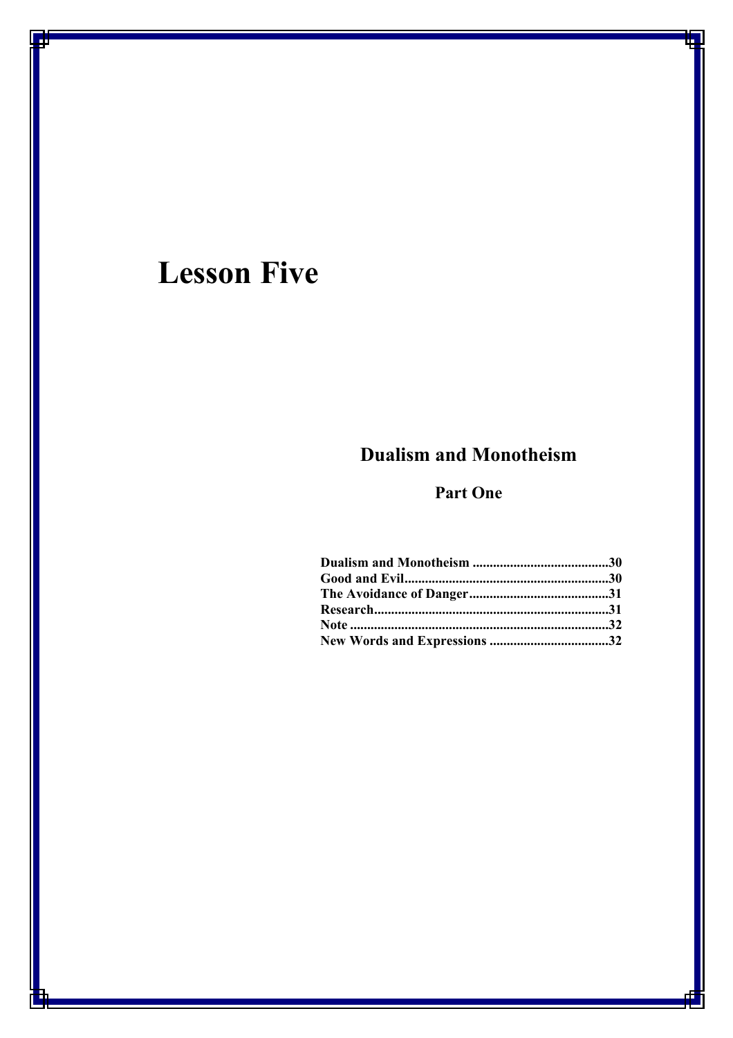# Lesson Five

## Dualism and Monotheism

### Part One

Dualism and Monotheism ........................................30
Good and Evil..........................................................30
The Avoidance of Danger........................................31
Research...................................................................31
Note ..........................................................................32
New Words and Expressions ..................................32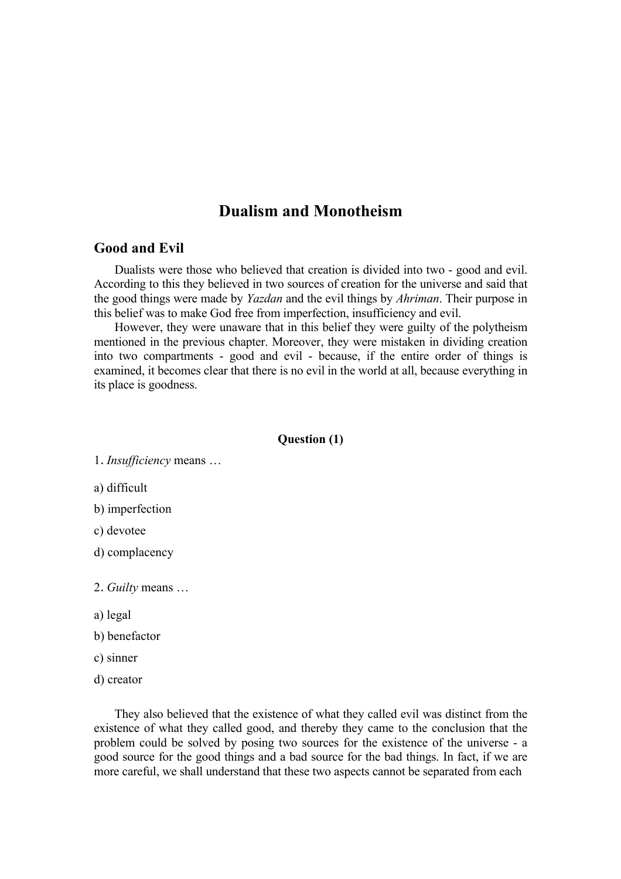# Dualism and Monotheism

## Good and Evil

Dualists were those who believed that creation is divided into two - good and evil. According to this they believed in two sources of creation for the universe and said that the good things were made by *Yazdan* and the evil things by *Ahriman*. Their purpose in this belief was to make God free from imperfection, insufficiency and evil.

However, they were unaware that in this belief they were guilty of the polytheism mentioned in the previous chapter. Moreover, they were mistaken in dividing creation into two compartments - good and evil - because, if the entire order of things is examined, it becomes clear that there is no evil in the world at all, because everything in its place is goodness.

**Question (1)**

1. *Insufficiency* means …

a) difficult

b) imperfection

c) devotee

d) complacency

2. *Guilty* means …

a) legal

b) benefactor

c) sinner

d) creator

They also believed that the existence of what they called evil was distinct from the existence of what they called good, and thereby they came to the conclusion that the problem could be solved by posing two sources for the existence of the universe - a good source for the good things and a bad source for the bad things. In fact, if we are more careful, we shall understand that these two aspects cannot be separated from each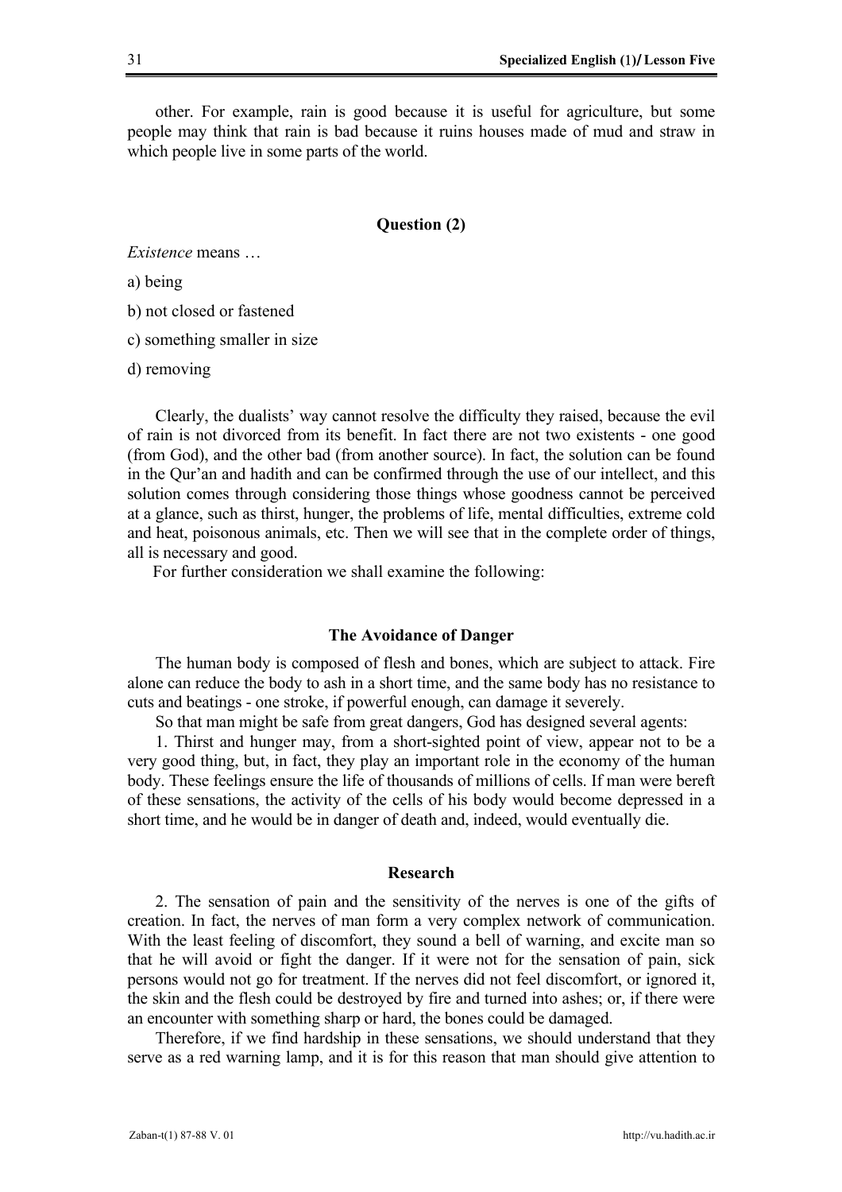other. For example, rain is good because it is useful for agriculture, but some people may think that rain is bad because it ruins houses made of mud and straw in which people live in some parts of the world.

### Question (2)

*Existence* means …

a) being

b) not closed or fastened

c) something smaller in size

d) removing

Clearly, the dualists' way cannot resolve the difficulty they raised, because the evil of rain is not divorced from its benefit. In fact there are not two existents - one good (from God), and the other bad (from another source). In fact, the solution can be found in the Qur'an and hadith and can be confirmed through the use of our intellect, and this solution comes through considering those things whose goodness cannot be perceived at a glance, such as thirst, hunger, the problems of life, mental difficulties, extreme cold and heat, poisonous animals, etc. Then we will see that in the complete order of things, all is necessary and good.

For further consideration we shall examine the following:

### The Avoidance of Danger

The human body is composed of flesh and bones, which are subject to attack. Fire alone can reduce the body to ash in a short time, and the same body has no resistance to cuts and beatings - one stroke, if powerful enough, can damage it severely.

So that man might be safe from great dangers, God has designed several agents:

1. Thirst and hunger may, from a short-sighted point of view, appear not to be a very good thing, but, in fact, they play an important role in the economy of the human body. These feelings ensure the life of thousands of millions of cells. If man were bereft of these sensations, the activity of the cells of his body would become depressed in a short time, and he would be in danger of death and, indeed, would eventually die.

### Research

2. The sensation of pain and the sensitivity of the nerves is one of the gifts of creation. In fact, the nerves of man form a very complex network of communication. With the least feeling of discomfort, they sound a bell of warning, and excite man so that he will avoid or fight the danger. If it were not for the sensation of pain, sick persons would not go for treatment. If the nerves did not feel discomfort, or ignored it, the skin and the flesh could be destroyed by fire and turned into ashes; or, if there were an encounter with something sharp or hard, the bones could be damaged.

Therefore, if we find hardship in these sensations, we should understand that they serve as a red warning lamp, and it is for this reason that man should give attention to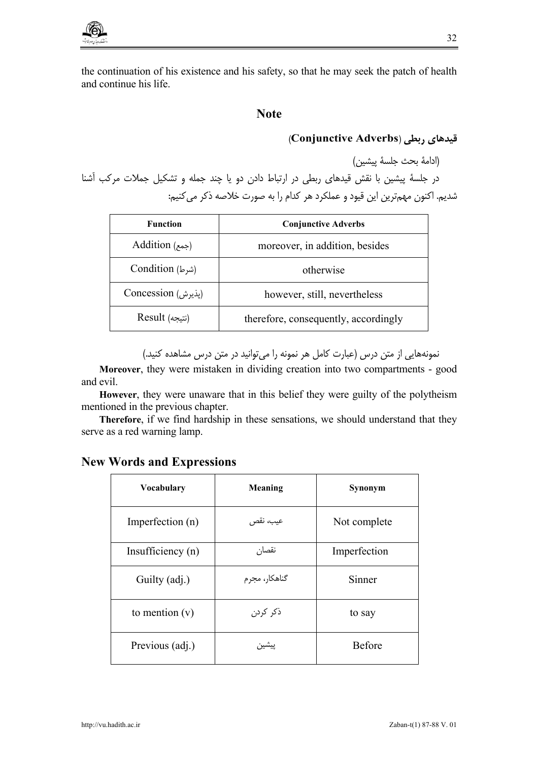the continuation of his existence and his safety, so that he may seek the patch of health and continue his life.

## Note

### قیدهای ربطی (**Conjunctive Adverbs**)

(ادامهٔ بحث جلسهٔ پیشین)

در جلسهٔ پیشین با نقش قیدهای ربطی در ارتباط دادن دو یا چند جمله و تشکیل جملات مرکب آشنا شدیم. اکنون مهم‌ترین این قیود و عملکرد هر کدام را به صورت خلاصه ذکر می‌کنیم:

| Function | Conjunctive Adverbs |
|---|---|
| Addition (جمع) | moreover, in addition, besides |
| Condition (شرط) | otherwise |
| Concession (پذیرش) | however, still, nevertheless |
| Result (نتیجه) | therefore, consequently, accordingly |

نمونه‌هایی از متن درس (عبارت کامل هر نمونه را می‌توانید در متن درس مشاهده کنید.)

**Moreover**, they were mistaken in dividing creation into two compartments - good and evil.

**However**, they were unaware that in this belief they were guilty of the polytheism mentioned in the previous chapter.

**Therefore**, if we find hardship in these sensations, we should understand that they serve as a red warning lamp.

## New Words and Expressions

| Vocabulary | Meaning | Synonym |
|---|---|---|
| Imperfection (n) | عیب، نقص | Not complete |
| Insufficiency (n) | نقصان | Imperfection |
| Guilty (adj.) | گناهکار، مجرم | Sinner |
| to mention (v) | ذکر کردن | to say |
| Previous (adj.) | پیشین | Before |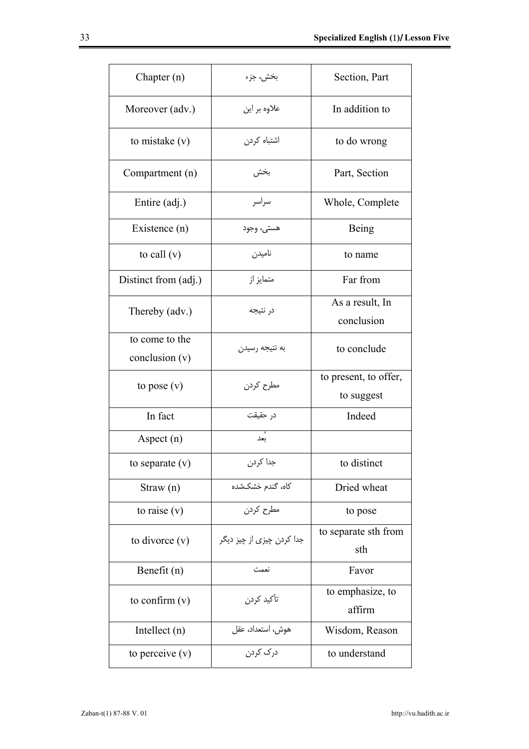| Chapter (n) | بخش، جزء | Section, Part |
|---|---|---|
| Moreover (adv.) | علاوه بر این | In addition to |
| to mistake (v) | اشتباه کردن | to do wrong |
| Compartment (n) | بخش | Part, Section |
| Entire (adj.) | سراسر | Whole, Complete |
| Existence (n) | هستی، وجود | Being |
| to call (v) | نامیدن | to name |
| Distinct from (adj.) | متمایز از | Far from |
| Thereby (adv.) | در نتیجه | As a result, In conclusion |
| to come to the conclusion (v) | به نتیجه رسیدن | to conclude |
| to pose (v) | مطرح کردن | to present, to offer, to suggest |
| In fact | در حقیقت | Indeed |
| Aspect (n) | بُعد | |
| to separate (v) | جدا کردن | to distinct |
| Straw (n) | کاه، گندم خشک‌شده | Dried wheat |
| to raise (v) | مطرح کردن | to pose |
| to divorce (v) | جدا کردن چیزی از چیز دیگر | to separate sth from sth |
| Benefit (n) | نعمت | Favor |
| to confirm (v) | تأکید کردن | to emphasize, to affirm |
| Intellect (n) | هوش، استعداد، عقل | Wisdom, Reason |
| to perceive (v) | درک کردن | to understand |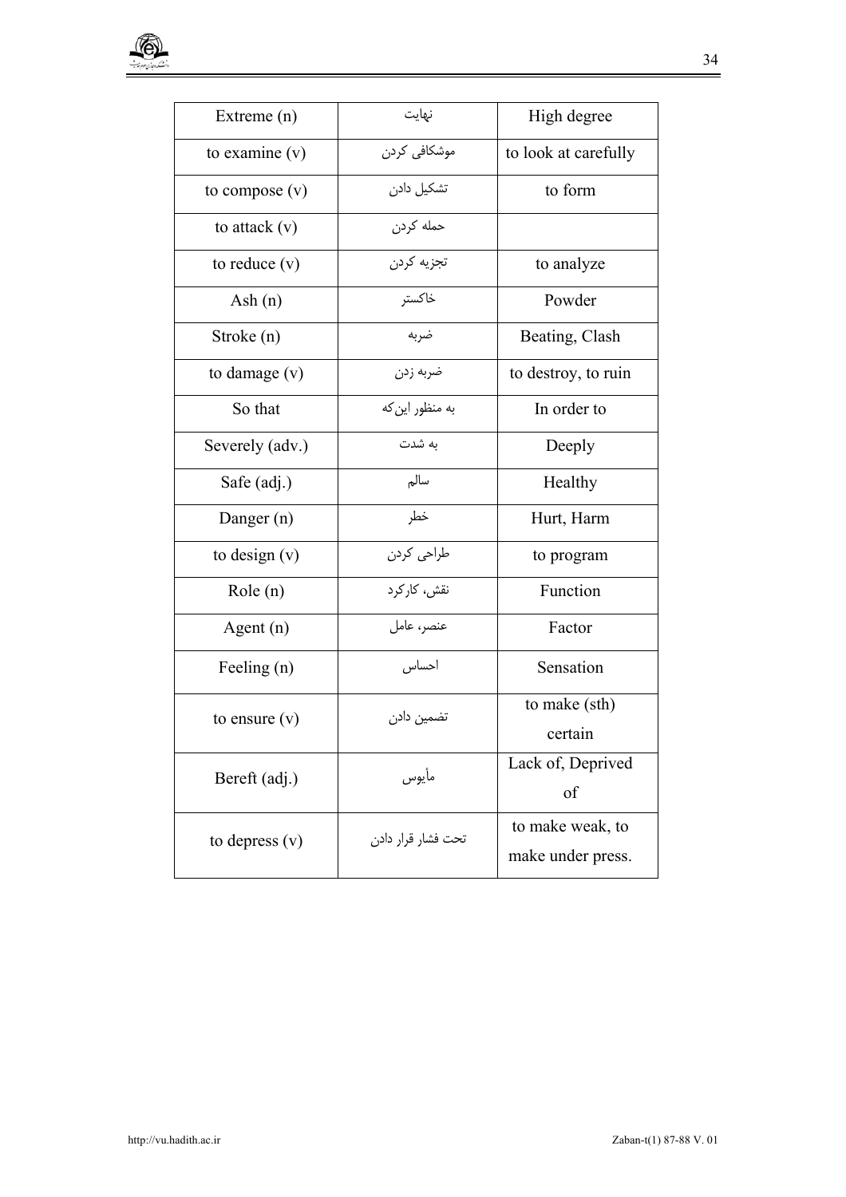| Extreme (n) | نهایت | High degree |
|---|---|---|
| to examine (v) | موشکافی کردن | to look at carefully |
| to compose (v) | تشکیل دادن | to form |
| to attack (v) | حمله کردن | |
| to reduce (v) | تجزیه کردن | to analyze |
| Ash (n) | خاکستر | Powder |
| Stroke (n) | ضربه | Beating, Clash |
| to damage (v) | ضربه زدن | to destroy, to ruin |
| So that | به منظور این‌که | In order to |
| Severely (adv.) | به شدت | Deeply |
| Safe (adj.) | سالم | Healthy |
| Danger (n) | خطر | Hurt, Harm |
| to design (v) | طراحی کردن | to program |
| Role (n) | نقش، کارکرد | Function |
| Agent (n) | عنصر، عامل | Factor |
| Feeling (n) | احساس | Sensation |
| to ensure (v) | تضمین دادن | to make (sth) certain |
| Bereft (adj.) | مأیوس | Lack of, Deprived of |
| to depress (v) | تحت فشار قرار دادن | to make weak, to make under press. |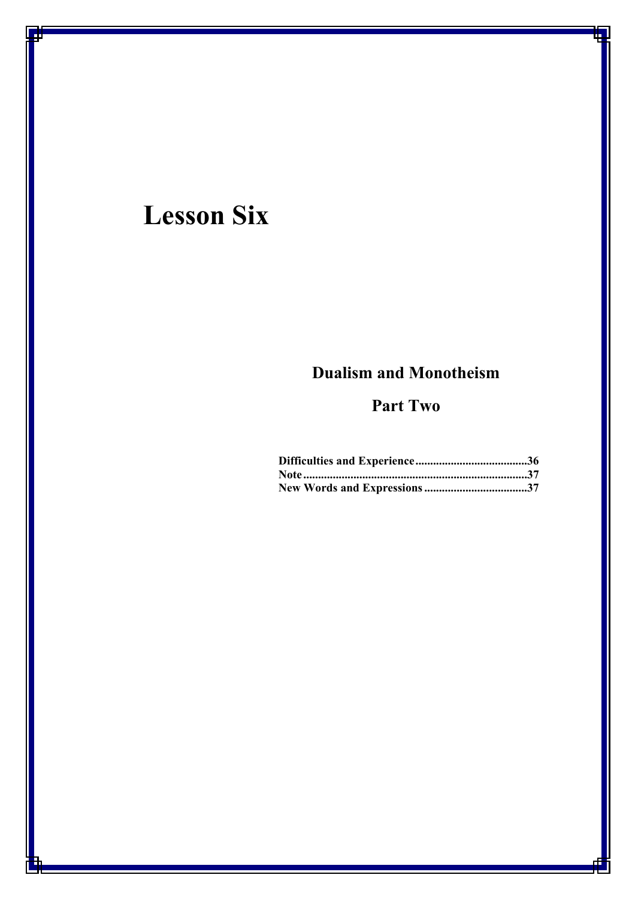# Lesson Six

## Dualism and Monotheism

## Part Two

**Difficulties and Experience......................................36**
**Note............................................................................37**
**New Words and Expressions...................................37**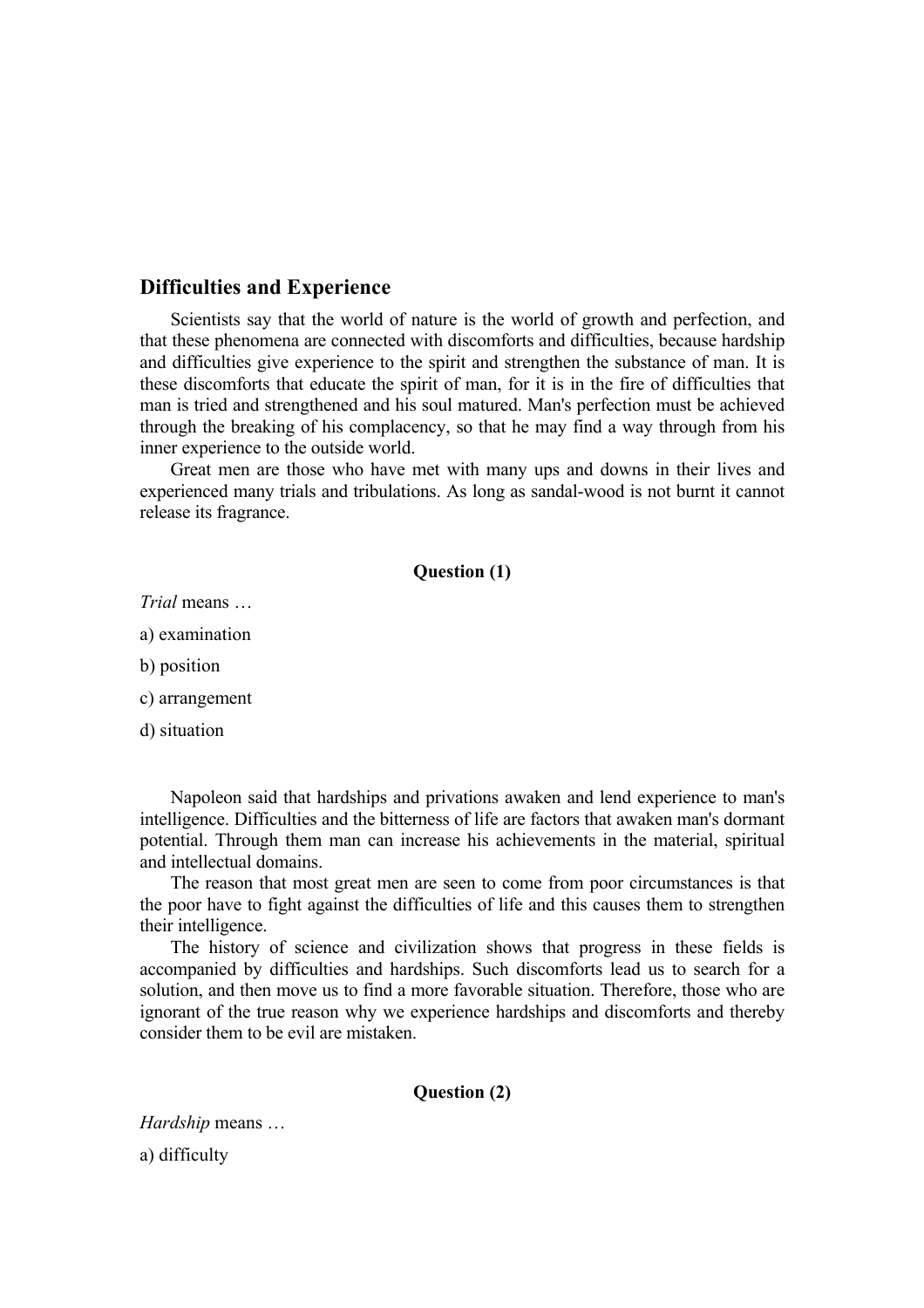## Difficulties and Experience

Scientists say that the world of nature is the world of growth and perfection, and that these phenomena are connected with discomforts and difficulties, because hardship and difficulties give experience to the spirit and strengthen the substance of man. It is these discomforts that educate the spirit of man, for it is in the fire of difficulties that man is tried and strengthened and his soul matured. Man's perfection must be achieved through the breaking of his complacency, so that he may find a way through from his inner experience to the outside world.

Great men are those who have met with many ups and downs in their lives and experienced many trials and tribulations. As long as sandal-wood is not burnt it cannot release its fragrance.

**Question (1)**

*Trial* means …

a) examination

b) position

c) arrangement

d) situation

Napoleon said that hardships and privations awaken and lend experience to man's intelligence. Difficulties and the bitterness of life are factors that awaken man's dormant potential. Through them man can increase his achievements in the material, spiritual and intellectual domains.

The reason that most great men are seen to come from poor circumstances is that the poor have to fight against the difficulties of life and this causes them to strengthen their intelligence.

The history of science and civilization shows that progress in these fields is accompanied by difficulties and hardships. Such discomforts lead us to search for a solution, and then move us to find a more favorable situation. Therefore, those who are ignorant of the true reason why we experience hardships and discomforts and thereby consider them to be evil are mistaken.

**Question (2)**

*Hardship* means …

a) difficulty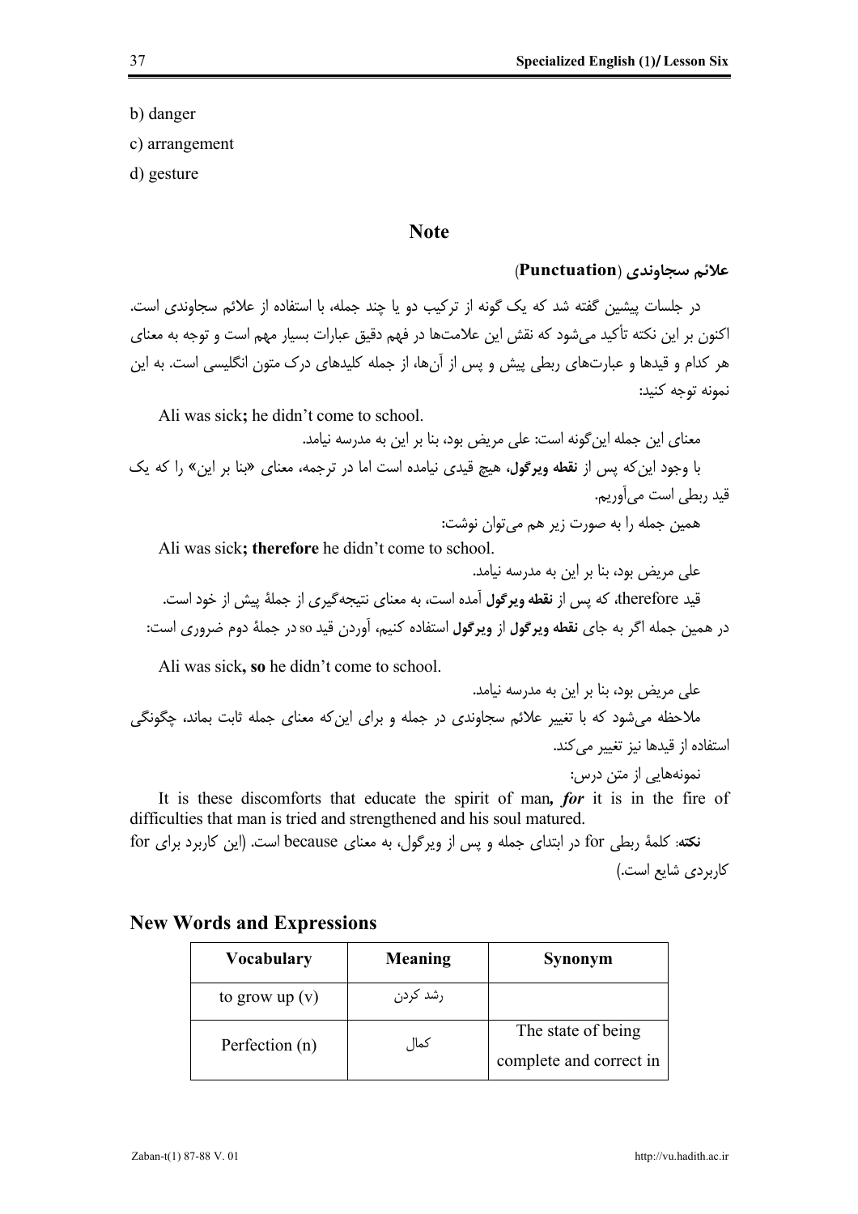b) danger

c) arrangement

d) gesture

## Note

### علائم سجاوندی (**Punctuation**)

در جلسات پیشین گفته شد که یک گونه از ترکیب دو یا چند جمله، با استفاده از علائم سجاوندی است. اکنون بر این نکته تأکید می‌شود که نقش این علامت‌ها در فهم دقیق عبارات بسیار مهم است و توجه به معنای هر کدام و قیدها و عبارت‌های ربطی پیش و پس از آن‌ها، از جمله کلیدهای درک متون انگلیسی است. به این نمونه توجه کنید:

Ali was sick**;** he didn't come to school.

معنای این جمله این‌گونه است: علی مریض بود، بنا بر این به مدرسه نیامد.

با وجود این‌که پس از **نقطه ویرگول**، هیچ قیدی نیامده است اما در ترجمه، معنای «بنا بر این» را که یک قید ربطی است می‌آوریم.

همین جمله را به صورت زیر هم می‌توان نوشت:

Ali was sick**; therefore** he didn't come to school.

علی مریض بود، بنا بر این به مدرسه نیامد.

قید therefore، که پس از **نقطه ویرگول** آمده است، به معنای نتیجه‌گیری از جملهٔ پیش از خود است.

در همین جمله اگر به جای **نقطه ویرگول** از **ویرگول** استفاده کنیم، آوردن قید so در جملهٔ دوم ضروری است:

Ali was sick**, so** he didn't come to school.

علی مریض بود، بنا بر این به مدرسه نیامد.

ملاحظه می‌شود که با تغییر علائم سجاوندی در جمله و برای این‌که معنای جمله ثابت بماند، چگونگی استفاده از قیدها نیز تغییر می‌کند.

نمونه‌هایی از متن درس:

It is these discomforts that educate the spirit of man***, for*** it is in the fire of difficulties that man is tried and strengthened and his soul matured.

**نکته**: کلمهٔ ربطی for در ابتدای جمله و پس از ویرگول، به معنای because است. (این کاربرد برای for کاربردی شایع است.)

## New Words and Expressions

| Vocabulary | Meaning | Synonym |
|---|---|---|
| to grow up (v) | رشد کردن | |
| Perfection (n) | کمال | The state of being complete and correct in |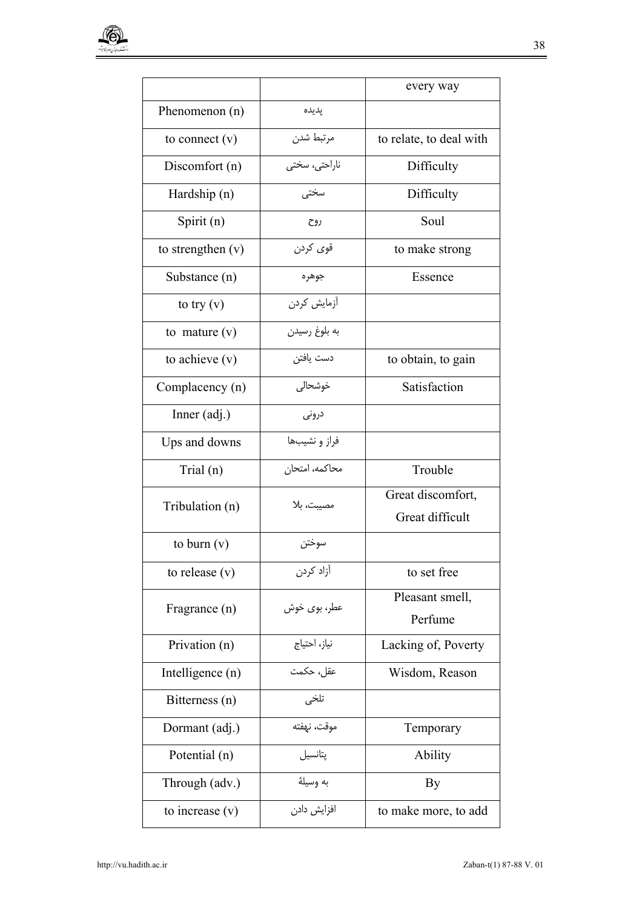| | | every way |
|---|---|---|
| Phenomenon (n) | پدیده | |
| to connect (v) | مرتبط شدن | to relate, to deal with |
| Discomfort (n) | ناراحتی، سختی | Difficulty |
| Hardship (n) | سختی | Difficulty |
| Spirit (n) | روح | Soul |
| to strengthen (v) | قوی کردن | to make strong |
| Substance (n) | جوهره | Essence |
| to try (v) | آزمایش کردن | |
| to mature (v) | به بلوغ رسیدن | |
| to achieve (v) | دست یافتن | to obtain, to gain |
| Complacency (n) | خوشحالی | Satisfaction |
| Inner (adj.) | درونی | |
| Ups and downs | فراز و نشیب‌ها | |
| Trial (n) | محاکمه، امتحان | Trouble |
| Tribulation (n) | مصیبت، بلا | Great discomfort, Great difficult |
| to burn (v) | سوختن | |
| to release (v) | آزاد کردن | to set free |
| Fragrance (n) | عطر، بوی خوش | Pleasant smell, Perfume |
| Privation (n) | نیاز، احتیاج | Lacking of, Poverty |
| Intelligence (n) | عقل، حکمت | Wisdom, Reason |
| Bitterness (n) | تلخی | |
| Dormant (adj.) | موقت، نهفته | Temporary |
| Potential (n) | پتانسیل | Ability |
| Through (adv.) | به وسیلهٔ | By |
| to increase (v) | افزایش دادن | to make more, to add |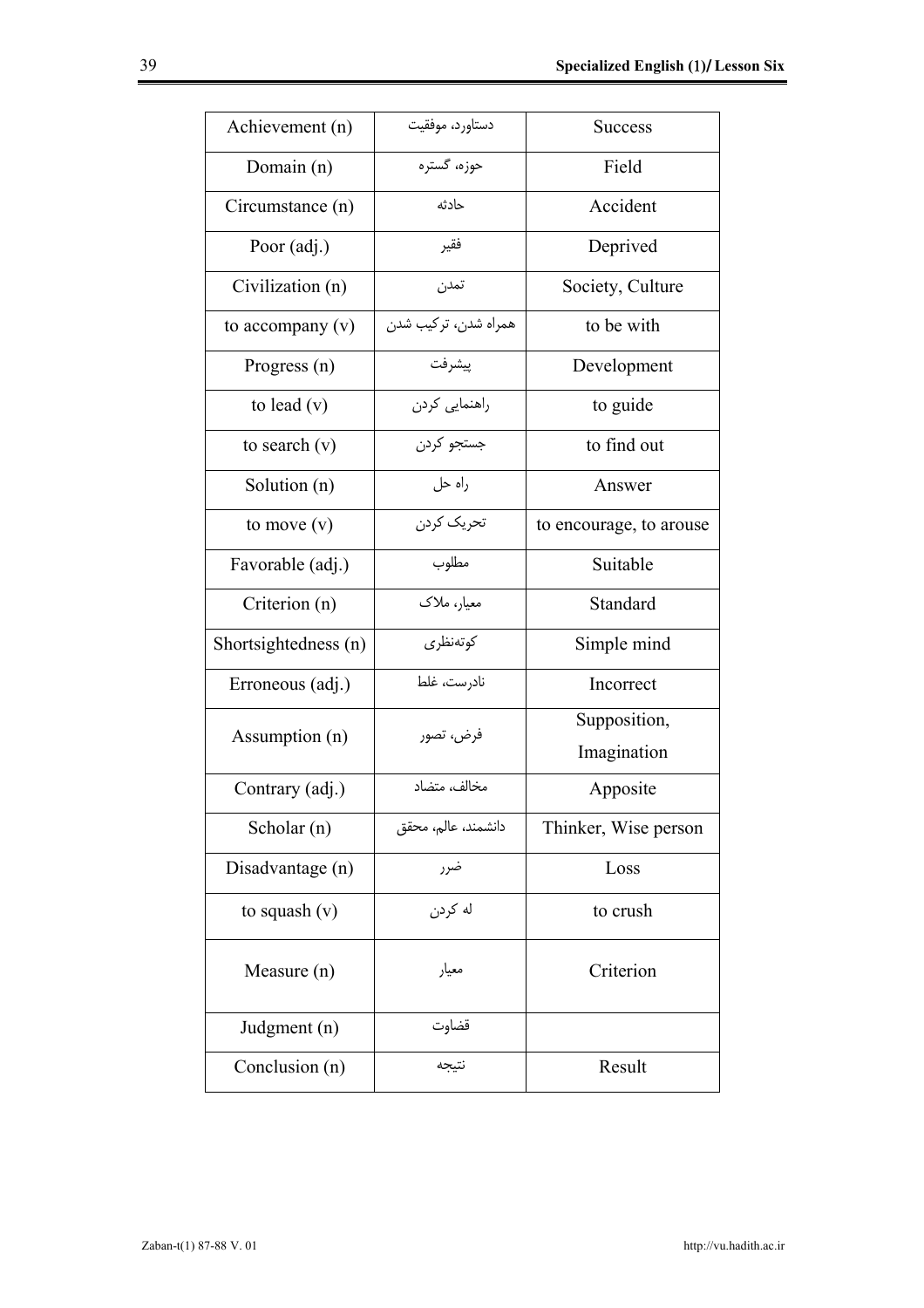| Achievement (n) | دستاورد، موفقیت | Success |
|---|---|---|
| Domain (n) | حوزه، گستره | Field |
| Circumstance (n) | حادثه | Accident |
| Poor (adj.) | فقیر | Deprived |
| Civilization (n) | تمدن | Society, Culture |
| to accompany (v) | همراه شدن، ترکیب شدن | to be with |
| Progress (n) | پیشرفت | Development |
| to lead (v) | راهنمایی کردن | to guide |
| to search (v) | جستجو کردن | to find out |
| Solution (n) | راه حل | Answer |
| to move (v) | تحریک کردن | to encourage, to arouse |
| Favorable (adj.) | مطلوب | Suitable |
| Criterion (n) | معیار، ملاک | Standard |
| Shortsightedness (n) | کوته‌نظری | Simple mind |
| Erroneous (adj.) | نادرست، غلط | Incorrect |
| Assumption (n) | فرض، تصور | Supposition, Imagination |
| Contrary (adj.) | مخالف، متضاد | Apposite |
| Scholar (n) | دانشمند، عالم، محقق | Thinker, Wise person |
| Disadvantage (n) | ضرر | Loss |
| to squash (v) | له کردن | to crush |
| Measure (n) | معیار | Criterion |
| Judgment (n) | قضاوت | |
| Conclusion (n) | نتیجه | Result |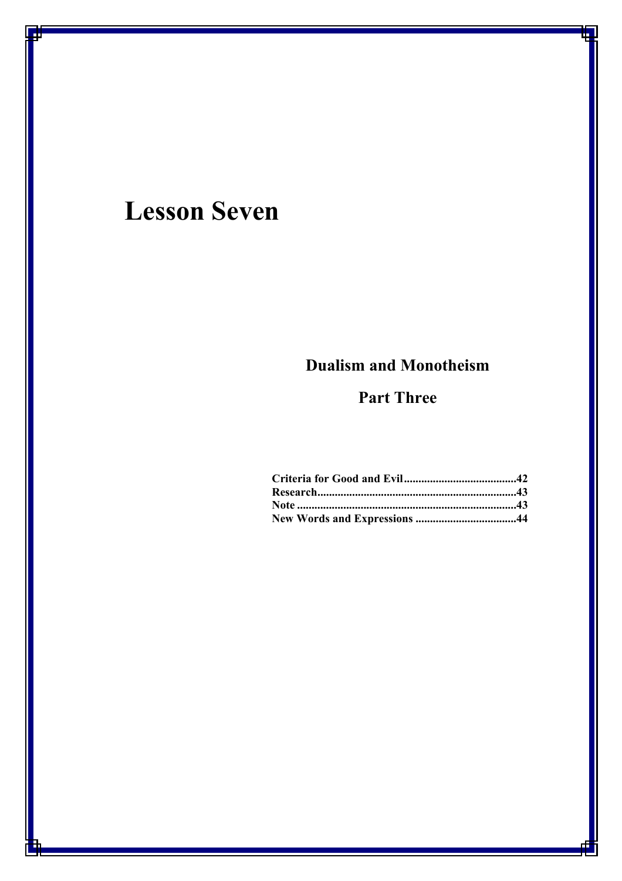# Lesson Seven

## Dualism and Monotheism

## Part Three

**Criteria for Good and Evil......................................42**
**Research....................................................................43**
**Note ..........................................................................43**
**New Words and Expressions ..................................44**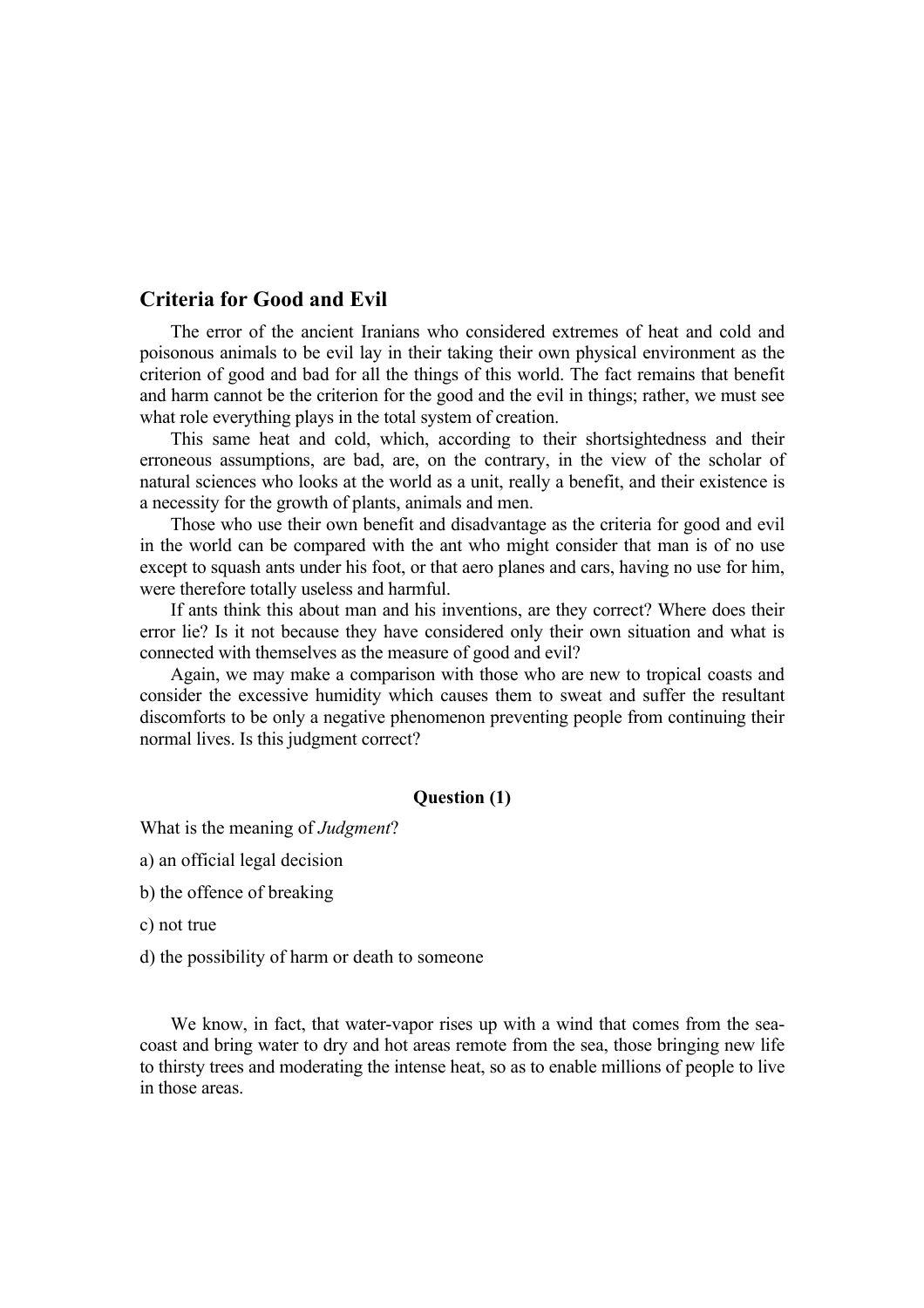## Criteria for Good and Evil

The error of the ancient Iranians who considered extremes of heat and cold and poisonous animals to be evil lay in their taking their own physical environment as the criterion of good and bad for all the things of this world. The fact remains that benefit and harm cannot be the criterion for the good and the evil in things; rather, we must see what role everything plays in the total system of creation.

This same heat and cold, which, according to their shortsightedness and their erroneous assumptions, are bad, are, on the contrary, in the view of the scholar of natural sciences who looks at the world as a unit, really a benefit, and their existence is a necessity for the growth of plants, animals and men.

Those who use their own benefit and disadvantage as the criteria for good and evil in the world can be compared with the ant who might consider that man is of no use except to squash ants under his foot, or that aero planes and cars, having no use for him, were therefore totally useless and harmful.

If ants think this about man and his inventions, are they correct? Where does their error lie? Is it not because they have considered only their own situation and what is connected with themselves as the measure of good and evil?

Again, we may make a comparison with those who are new to tropical coasts and consider the excessive humidity which causes them to sweat and suffer the resultant discomforts to be only a negative phenomenon preventing people from continuing their normal lives. Is this judgment correct?

**Question (1)**

What is the meaning of *Judgment*?

a) an official legal decision

b) the offence of breaking

c) not true

d) the possibility of harm or death to someone

We know, in fact, that water-vapor rises up with a wind that comes from the sea-coast and bring water to dry and hot areas remote from the sea, those bringing new life to thirsty trees and moderating the intense heat, so as to enable millions of people to live in those areas.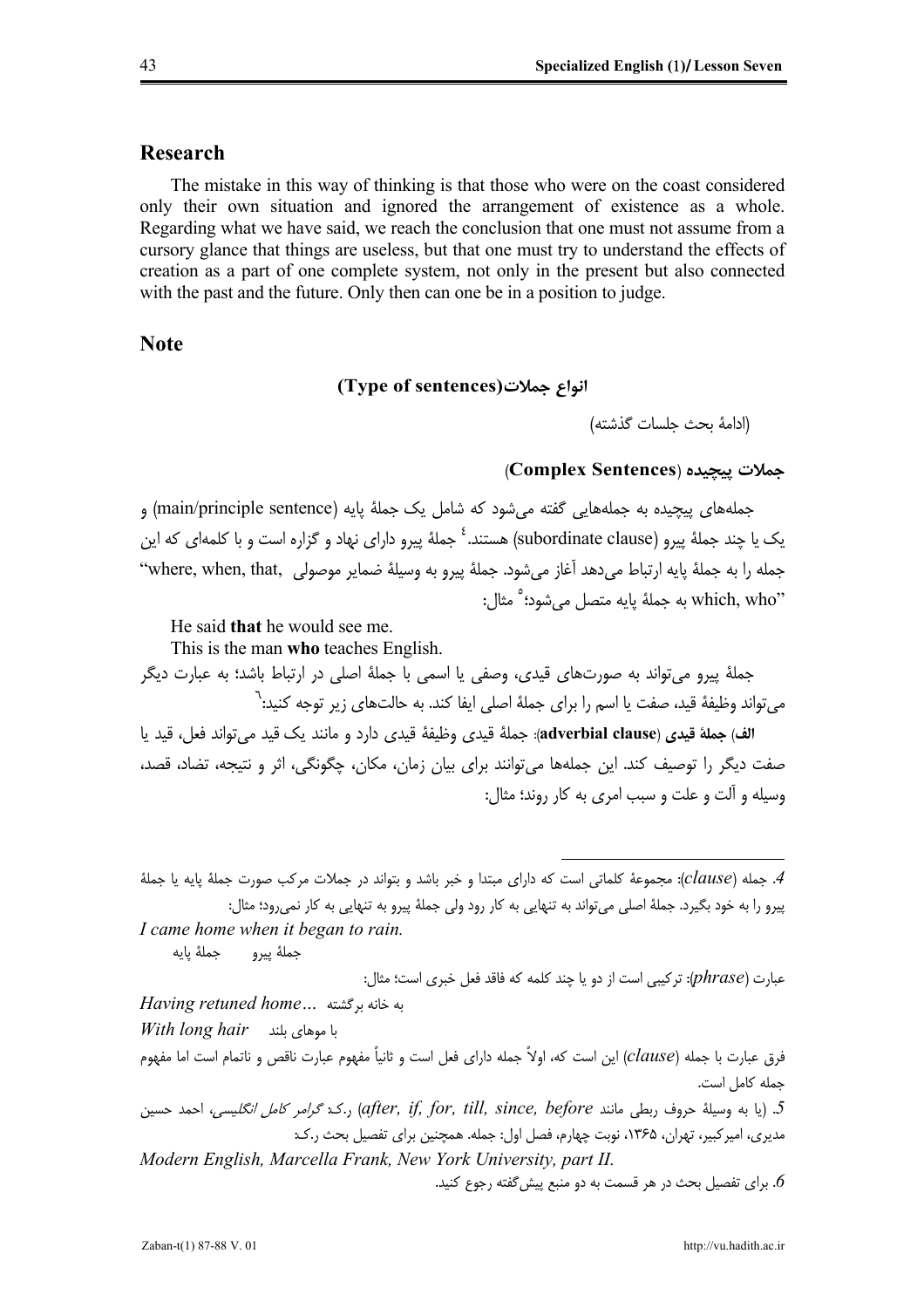## Research

The mistake in this way of thinking is that those who were on the coast considered only their own situation and ignored the arrangement of existence as a whole. Regarding what we have said, we reach the conclusion that one must not assume from a cursory glance that things are useless, but that one must try to understand the effects of creation as a part of one complete system, not only in the present but also connected with the past and the future. Only then can one be in a position to judge.

## Note

### انواع جملات(Type of sentences)

(ادامهٔ بحث جلسات گذشته)

#### جملات پیچیده (Complex Sentences)

جمله‌های پیچیده به جمله‌هایی گفته می‌شود که شامل یک جملهٔ پایه (main/principle sentence) و یک یا چند جملهٔ پیرو (subordinate clause) هستند.[4] جملهٔ پیرو دارای نهاد و گزاره است و با کلمه‌ای که این جمله را به جملهٔ پایه ارتباط می‌دهد آغاز می‌شود. جملهٔ پیرو به وسیلهٔ ضمایر موصولی "where, when, that, which, who" به جملهٔ پایه متصل می‌شود؛[5] مثال:

He said **that** he would see me.

This is the man **who** teaches English.

جملهٔ پیرو می‌تواند به صورت‌های قیدی، وصفی یا اسمی با جملهٔ اصلی در ارتباط باشد؛ به عبارت دیگر می‌تواند وظیفهٔ قید، صفت یا اسم را برای جملهٔ اصلی ایفا کند. به حالت‌های زیر توجه کنید:[6]

**الف) جملهٔ قیدی (adverbial clause)**: جملهٔ قیدی وظیفهٔ قیدی دارد و مانند یک قید می‌تواند فعل، قید یا صفت دیگر را توصیف کند. این جمله‌ها می‌توانند برای بیان زمان، مکان، چگونگی، اثر و نتیجه، تضاد، قصد، وسیله و آلت و علت و سبب امری به کار روند؛ مثال:

---

4. جمله (*clause*): مجموعهٔ کلماتی است که دارای مبتدا و خبر باشد و بتواند در جملات مرکب صورت جملهٔ پایه یا جملهٔ پیرو را به خود بگیرد. جملهٔ اصلی می‌تواند به تنهایی به کار رود ولی جملهٔ پیرو به تنهایی به کار نمی‌رود؛ مثال:

*I came home when it began to rain.*

جملهٔ پیرو &nbsp;&nbsp;&nbsp; جملهٔ پایه

عبارت (*phrase*): ترکیبی است از دو یا چند کلمه که فاقد فعل خبری است؛ مثال:

*Having retuned home…* به خانه برگشته

*With long hair* با موهای بلند

فرق عبارت با جمله (*clause*) این است که، اولاً جمله دارای فعل است و ثانیاً مفهوم عبارت ناقص و ناتمام است اما مفهوم جمله کامل است.

5. (یا به وسیلهٔ حروف ربطی مانند *after, if, for, till, since, before*) ر.ک: *گرامر کامل انگلیسی*، احمد حسین مدیری، امیرکبیر، تهران، ۱۳۶۵، نوبت چهارم، فصل اول: جمله. همچنین برای تفصیل بحث ر.ک:

*Modern English, Marcella Frank, New York University, part II.*

6. برای تفصیل بحث در هر قسمت به دو منبع پیش‌گفته رجوع کنید.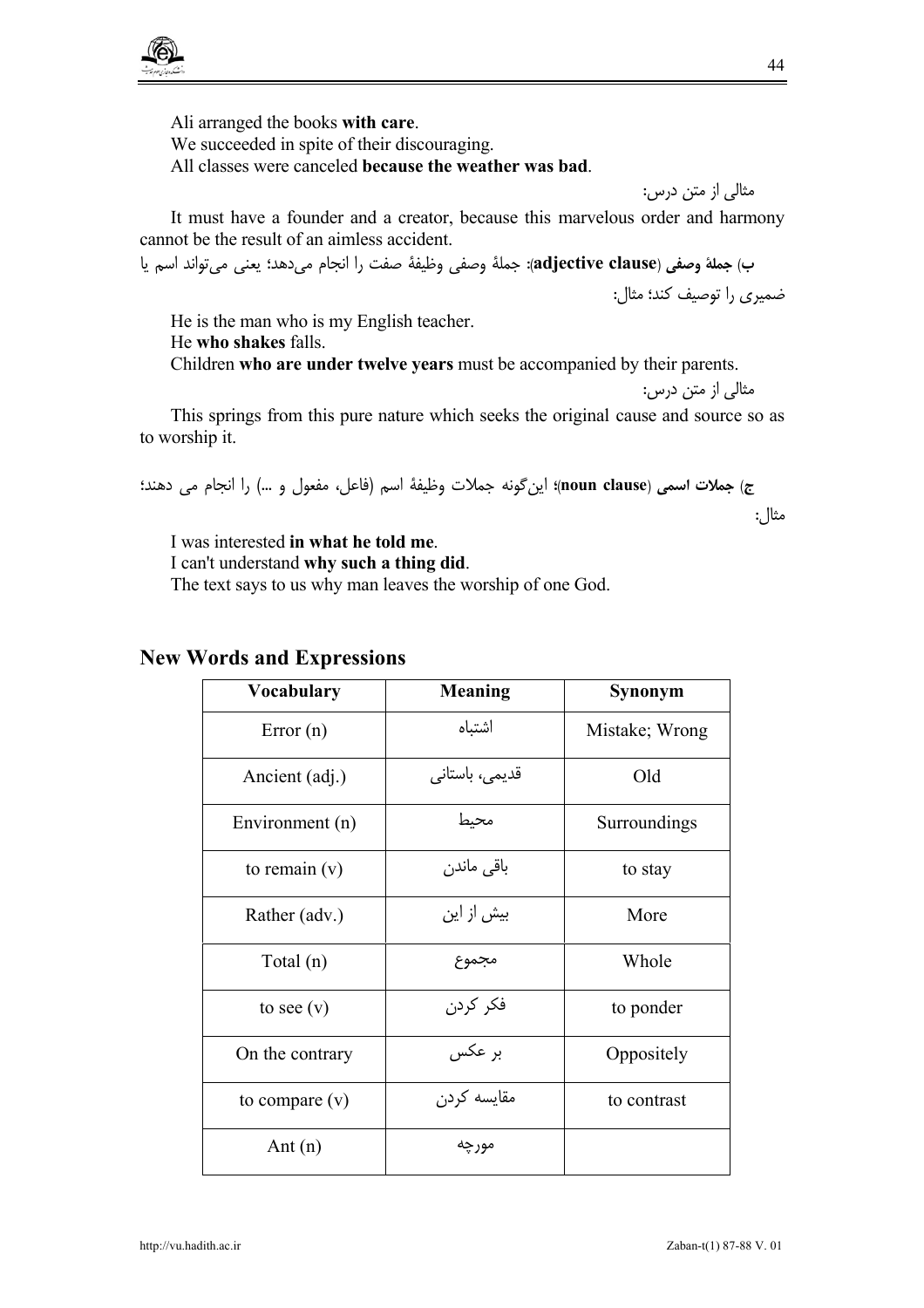Ali arranged the books **with care**.

We succeeded in spite of their discouraging.

All classes were canceled **because the weather was bad**.

مثالی از متن درس:

It must have a founder and a creator, because this marvelous order and harmony cannot be the result of an aimless accident.

**ب) جملهٔ وصفی** (**adjective clause**): جملهٔ وصفی وظیفهٔ صفت را انجام می‌دهد؛ یعنی می‌تواند اسم یا ضمیری را توصیف کند؛ مثال:

He is the man who is my English teacher.

He **who shakes** falls.

Children **who are under twelve years** must be accompanied by their parents.

مثالی از متن درس:

This springs from this pure nature which seeks the original cause and source so as to worship it.

**ج) جملات اسمی** (**noun clause**)؛ این‌گونه جملات وظیفهٔ اسم (فاعل، مفعول و ...) را انجام می دهند؛ مثال:

I was interested **in what he told me**.

I can't understand **why such a thing did**.

The text says to us why man leaves the worship of one God.

## New Words and Expressions

| Vocabulary | Meaning | Synonym |
|---|---|---|
| Error (n) | اشتباه | Mistake; Wrong |
| Ancient (adj.) | قدیمی، باستانی | Old |
| Environment (n) | محیط | Surroundings |
| to remain (v) | باقی ماندن | to stay |
| Rather (adv.) | بیش از این | More |
| Total (n) | مجموع | Whole |
| to see (v) | فکر کردن | to ponder |
| On the contrary | بر عکس | Oppositely |
| to compare (v) | مقایسه کردن | to contrast |
| Ant (n) | مورچه | |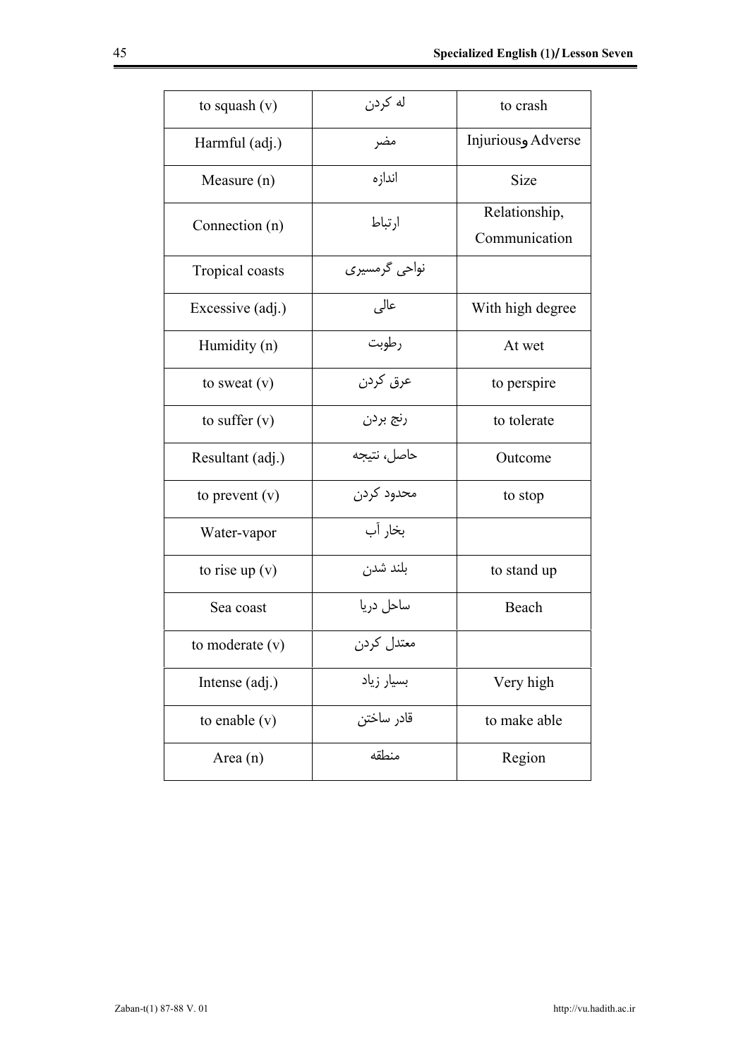| to squash (v) | له کردن | to crash |
|---|---|---|
| Harmful (adj.) | مضر | Injurious و Adverse |
| Measure (n) | اندازه | Size |
| Connection (n) | ارتباط | Relationship, Communication |
| Tropical coasts | نواحی گرمسیری | |
| Excessive (adj.) | عالی | With high degree |
| Humidity (n) | رطوبت | At wet |
| to sweat (v) | عرق کردن | to perspire |
| to suffer (v) | رنج بردن | to tolerate |
| Resultant (adj.) | حاصل، نتیجه | Outcome |
| to prevent (v) | محدود کردن | to stop |
| Water-vapor | بخار آب | |
| to rise up (v) | بلند شدن | to stand up |
| Sea coast | ساحل دریا | Beach |
| to moderate (v) | معتدل کردن | |
| Intense (adj.) | بسیار زیاد | Very high |
| to enable (v) | قادر ساختن | to make able |
| Area (n) | منطقه | Region |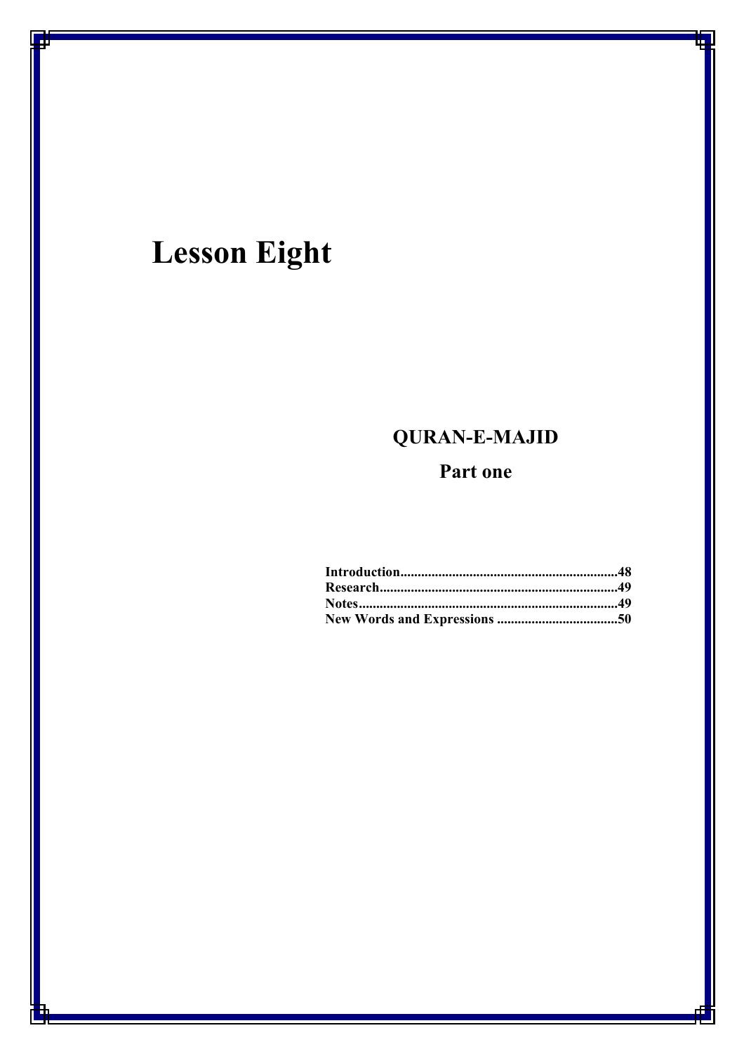# Lesson Eight

## QURAN-E-MAJID

### Part one

Introduction...............................................................48
Research.....................................................................49
Notes...........................................................................49
New Words and Expressions ...................................50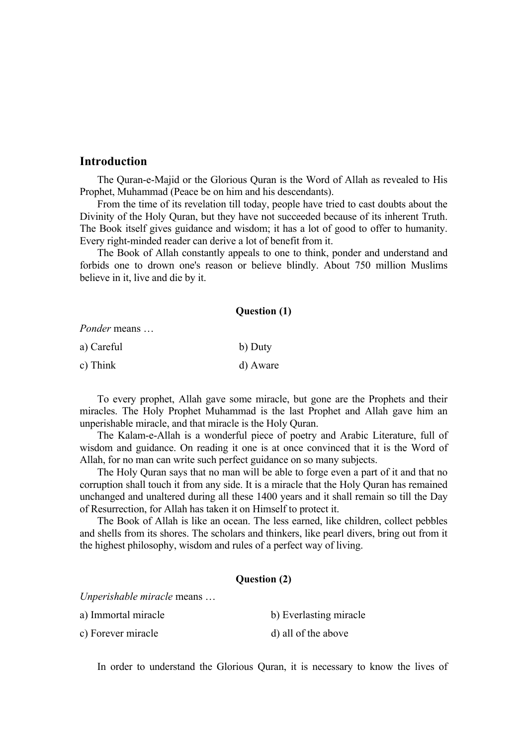## Introduction

The Quran-e-Majid or the Glorious Quran is the Word of Allah as revealed to His Prophet, Muhammad (Peace be on him and his descendants).

From the time of its revelation till today, people have tried to cast doubts about the Divinity of the Holy Quran, but they have not succeeded because of its inherent Truth. The Book itself gives guidance and wisdom; it has a lot of good to offer to humanity. Every right-minded reader can derive a lot of benefit from it.

The Book of Allah constantly appeals to one to think, ponder and understand and forbids one to drown one's reason or believe blindly. About 750 million Muslims believe in it, live and die by it.

**Question (1)**

*Ponder* means …

a) Careful

b) Duty

c) Think

d) Aware

To every prophet, Allah gave some miracle, but gone are the Prophets and their miracles. The Holy Prophet Muhammad is the last Prophet and Allah gave him an unperishable miracle, and that miracle is the Holy Quran.

The Kalam-e-Allah is a wonderful piece of poetry and Arabic Literature, full of wisdom and guidance. On reading it one is at once convinced that it is the Word of Allah, for no man can write such perfect guidance on so many subjects.

The Holy Quran says that no man will be able to forge even a part of it and that no corruption shall touch it from any side. It is a miracle that the Holy Quran has remained unchanged and unaltered during all these 1400 years and it shall remain so till the Day of Resurrection, for Allah has taken it on Himself to protect it.

The Book of Allah is like an ocean. The less earned, like children, collect pebbles and shells from its shores. The scholars and thinkers, like pearl divers, bring out from it the highest philosophy, wisdom and rules of a perfect way of living.

**Question (2)**

*Unperishable miracle* means …

a) Immortal miracle

b) Everlasting miracle

c) Forever miracle

d) all of the above

In order to understand the Glorious Quran, it is necessary to know the lives of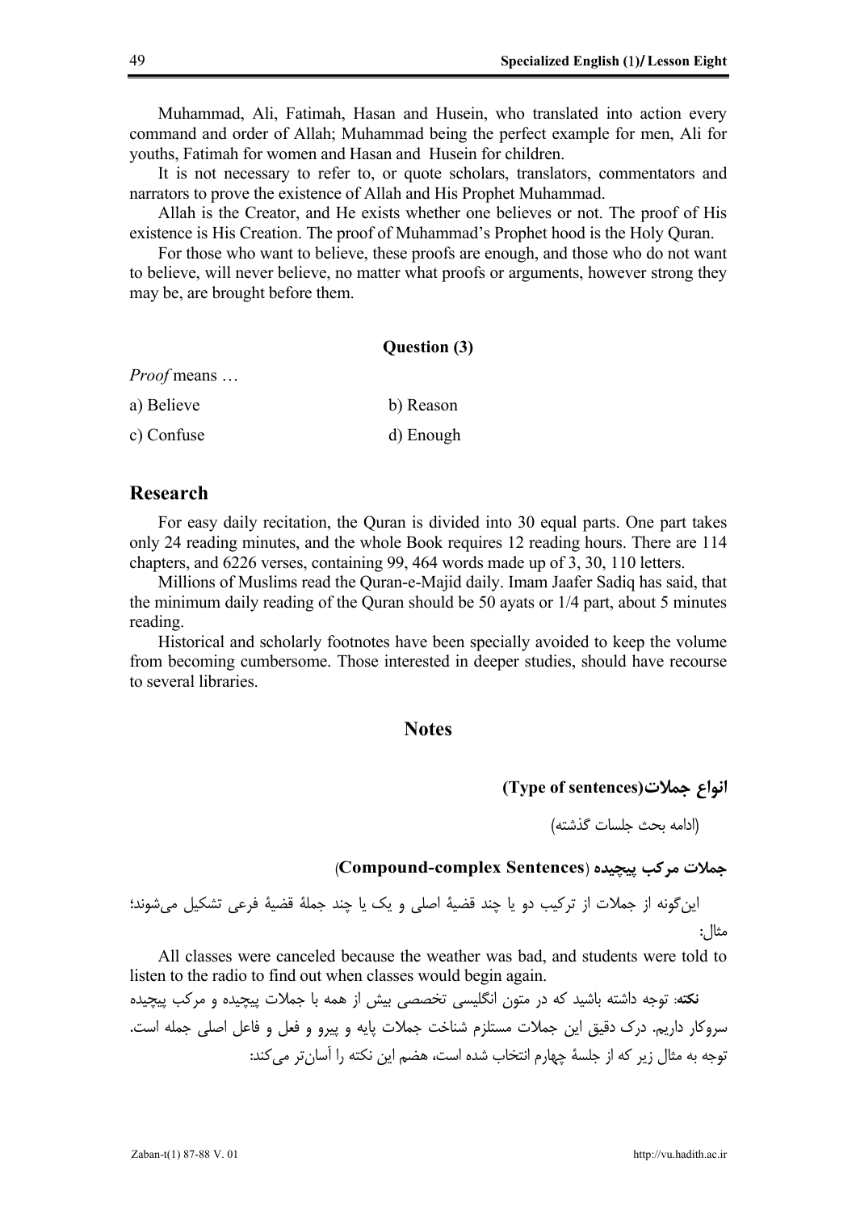Muhammad, Ali, Fatimah, Hasan and Husein, who translated into action every command and order of Allah; Muhammad being the perfect example for men, Ali for youths, Fatimah for women and Hasan and Husein for children.

It is not necessary to refer to, or quote scholars, translators, commentators and narrators to prove the existence of Allah and His Prophet Muhammad.

Allah is the Creator, and He exists whether one believes or not. The proof of His existence is His Creation. The proof of Muhammad's Prophet hood is the Holy Quran.

For those who want to believe, these proofs are enough, and those who do not want to believe, will never believe, no matter what proofs or arguments, however strong they may be, are brought before them.

**Question (3)**

*Proof* means …

a) Believe b) Reason

c) Confuse d) Enough

## Research

For easy daily recitation, the Quran is divided into 30 equal parts. One part takes only 24 reading minutes, and the whole Book requires 12 reading hours. There are 114 chapters, and 6226 verses, containing 99, 464 words made up of 3, 30, 110 letters.

Millions of Muslims read the Quran-e-Majid daily. Imam Jaafer Sadiq has said, that the minimum daily reading of the Quran should be 50 ayats or 1/4 part, about 5 minutes reading.

Historical and scholarly footnotes have been specially avoided to keep the volume from becoming cumbersome. Those interested in deeper studies, should have recourse to several libraries.

## Notes

### انواع جملات(Type of sentences)

(ادامه بحث جلسات گذشته)

**جملات مرکب پیچیده (Compound-complex Sentences)**

این‌گونه از جملات از ترکیب دو یا چند قضیهٔ اصلی و یک یا چند جملهٔ قضیهٔ فرعی تشکیل می‌شوند؛ مثال:

All classes were canceled because the weather was bad, and students were told to listen to the radio to find out when classes would begin again.

**نکته**: توجه داشته باشید که در متون انگلیسی تخصصی بیش از همه با جملات پیچیده و مرکب پیچیده سروکار داریم. درک دقیق این جملات مستلزم شناخت جملات پایه و پیرو و فعل و فاعل اصلی جمله است. توجه به مثال زیر که از جلسهٔ چهارم انتخاب شده است، هضم این نکته را آسان‌تر می‌کند: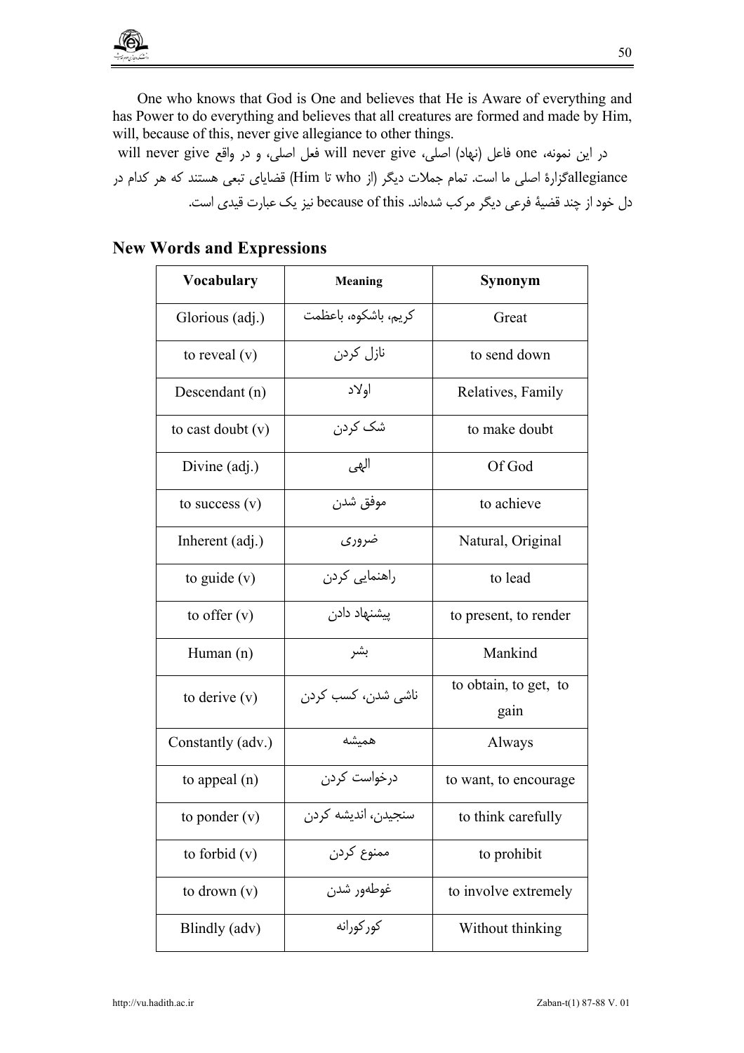One who knows that God is One and believes that He is Aware of everything and has Power to do everything and believes that all creatures are formed and made by Him, will, because of this, never give allegiance to other things.

در این نمونه، one فاعل (نهاد) اصلی، will never give فعل اصلی، و در واقع will never give allegianceگزارهٔ اصلی ما است. تمام جملات دیگر (از who تا Him) قضایای تبعی هستند که هر کدام در دل خود از چند قضیهٔ فرعی دیگر مرکب شده‌اند. because of this نیز یک عبارت قیدی است.

## New Words and Expressions

| Vocabulary | Meaning | Synonym |
|---|---|---|
| Glorious (adj.) | کریم، باشکوه، باعظمت | Great |
| to reveal (v) | نازل کردن | to send down |
| Descendant (n) | اولاد | Relatives, Family |
| to cast doubt (v) | شک کردن | to make doubt |
| Divine (adj.) | الهی | Of God |
| to success (v) | موفق شدن | to achieve |
| Inherent (adj.) | ضروری | Natural, Original |
| to guide (v) | راهنمایی کردن | to lead |
| to offer (v) | پیشنهاد دادن | to present, to render |
| Human (n) | بشر | Mankind |
| to derive (v) | ناشی شدن، کسب کردن | to obtain, to get, to gain |
| Constantly (adv.) | همیشه | Always |
| to appeal (n) | درخواست کردن | to want, to encourage |
| to ponder (v) | سنجیدن، اندیشه کردن | to think carefully |
| to forbid (v) | ممنوع کردن | to prohibit |
| to drown (v) | غوطه‌ور شدن | to involve extremely |
| Blindly (adv) | کورکورانه | Without thinking |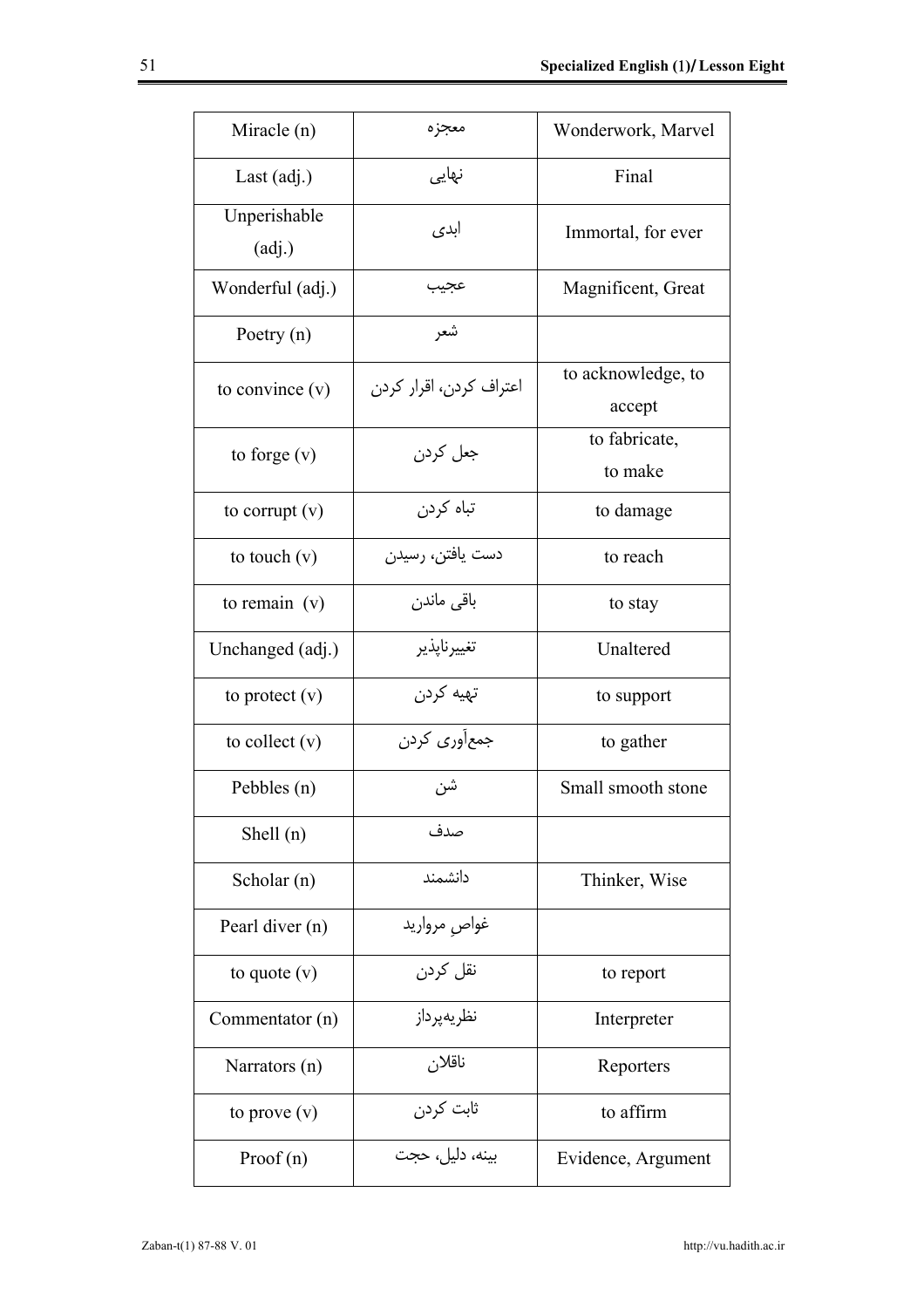| Miracle (n) | معجزه | Wonderwork, Marvel |
|---|---|---|
| Last (adj.) | نهایی | Final |
| Unperishable (adj.) | ابدی | Immortal, for ever |
| Wonderful (adj.) | عجیب | Magnificent, Great |
| Poetry (n) | شعر | |
| to convince (v) | اعتراف کردن، اقرار کردن | to acknowledge, to accept |
| to forge (v) | جعل کردن | to fabricate, to make |
| to corrupt (v) | تباه کردن | to damage |
| to touch (v) | دست یافتن، رسیدن | to reach |
| to remain (v) | باقی ماندن | to stay |
| Unchanged (adj.) | تغییرناپذیر | Unaltered |
| to protect (v) | تهیه کردن | to support |
| to collect (v) | جمع‌آوری کردن | to gather |
| Pebbles (n) | شن | Small smooth stone |
| Shell (n) | صدف | |
| Scholar (n) | دانشمند | Thinker, Wise |
| Pearl diver (n) | غواصِ مروارید | |
| to quote (v) | نقل کردن | to report |
| Commentator (n) | نظریه‌پرداز | Interpreter |
| Narrators (n) | ناقلان | Reporters |
| to prove (v) | ثابت کردن | to affirm |
| Proof (n) | بینه، دلیل، حجت | Evidence, Argument |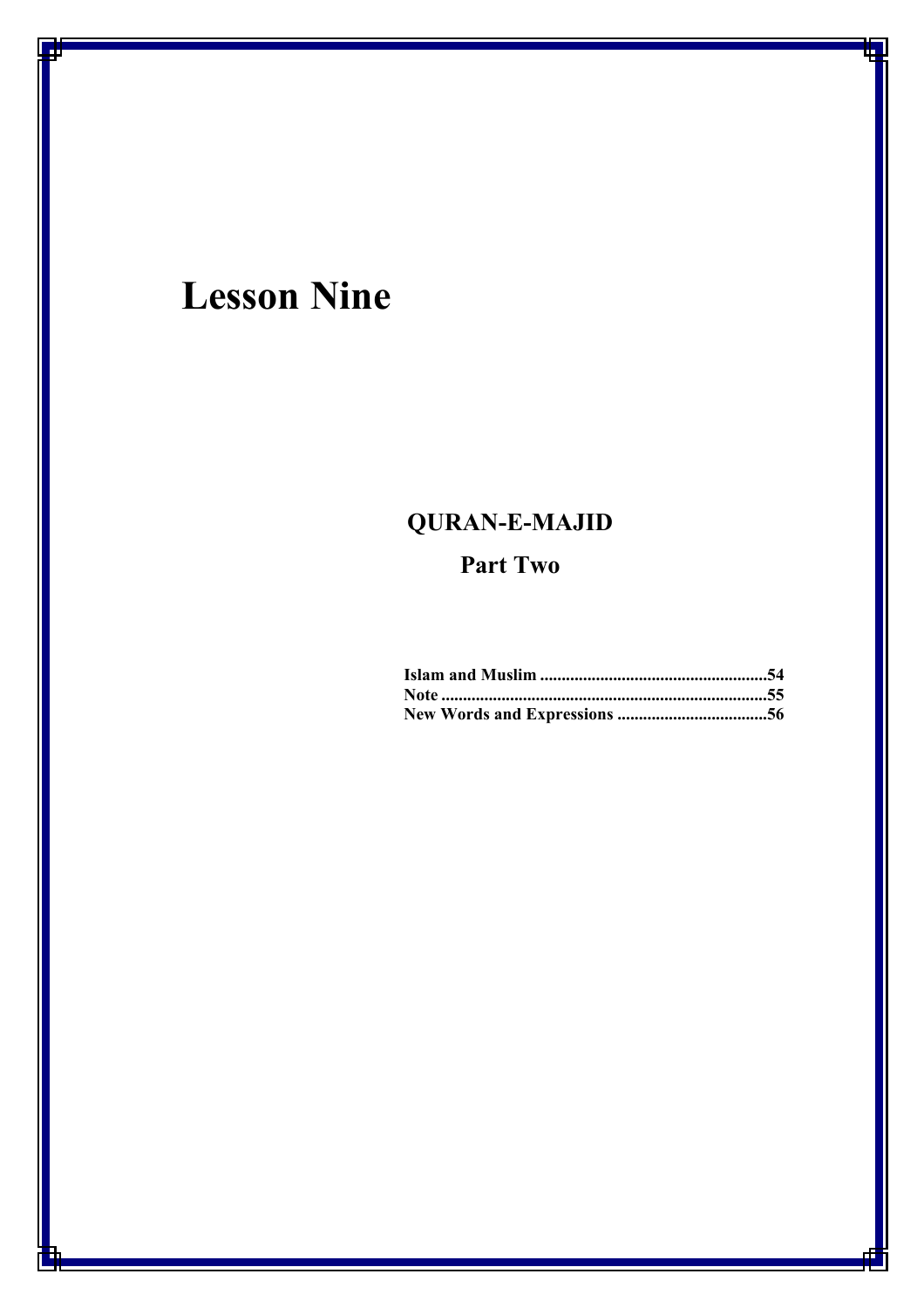# Lesson Nine

## QURAN-E-MAJID

### Part Two

**Islam and Muslim .....................................................54**
**Note ............................................................................55**
**New Words and Expressions ...................................56**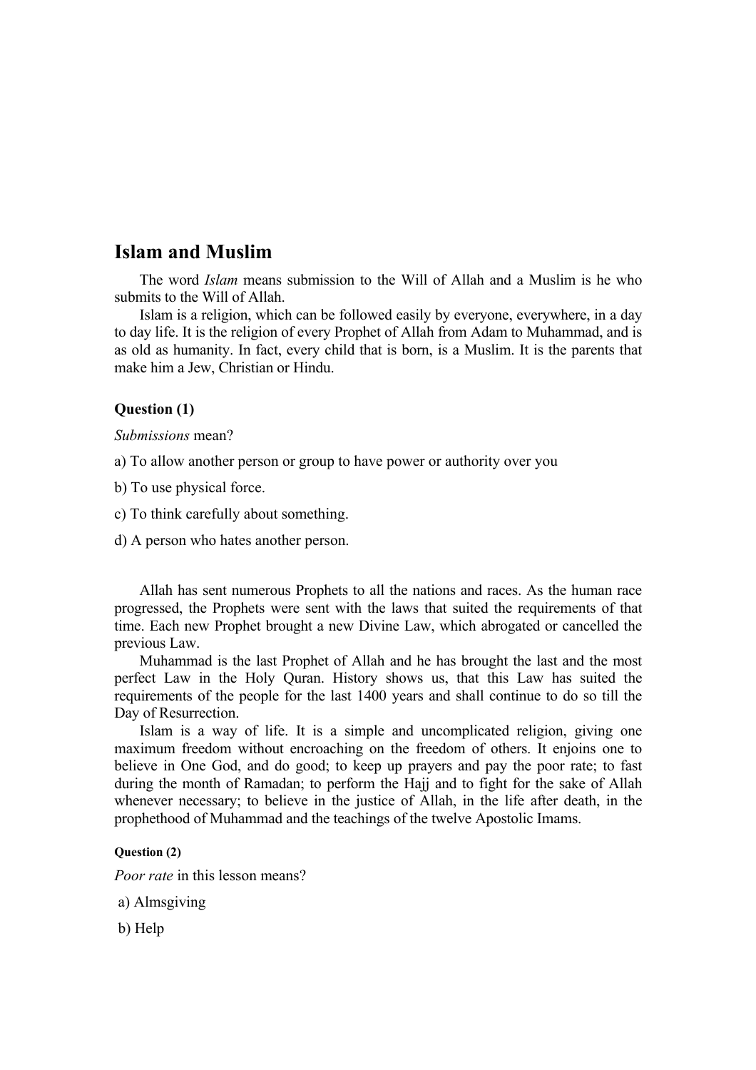## Islam and Muslim

The word *Islam* means submission to the Will of Allah and a Muslim is he who submits to the Will of Allah.

Islam is a religion, which can be followed easily by everyone, everywhere, in a day to day life. It is the religion of every Prophet of Allah from Adam to Muhammad, and is as old as humanity. In fact, every child that is born, is a Muslim. It is the parents that make him a Jew, Christian or Hindu.

**Question (1)**

*Submissions* mean?

a) To allow another person or group to have power or authority over you

b) To use physical force.

c) To think carefully about something.

d) A person who hates another person.

Allah has sent numerous Prophets to all the nations and races. As the human race progressed, the Prophets were sent with the laws that suited the requirements of that time. Each new Prophet brought a new Divine Law, which abrogated or cancelled the previous Law.

Muhammad is the last Prophet of Allah and he has brought the last and the most perfect Law in the Holy Quran. History shows us, that this Law has suited the requirements of the people for the last 1400 years and shall continue to do so till the Day of Resurrection.

Islam is a way of life. It is a simple and uncomplicated religion, giving one maximum freedom without encroaching on the freedom of others. It enjoins one to believe in One God, and do good; to keep up prayers and pay the poor rate; to fast during the month of Ramadan; to perform the Hajj and to fight for the sake of Allah whenever necessary; to believe in the justice of Allah, in the life after death, in the prophethood of Muhammad and the teachings of the twelve Apostolic Imams.

**Question (2)**

*Poor rate* in this lesson means?

a) Almsgiving

b) Help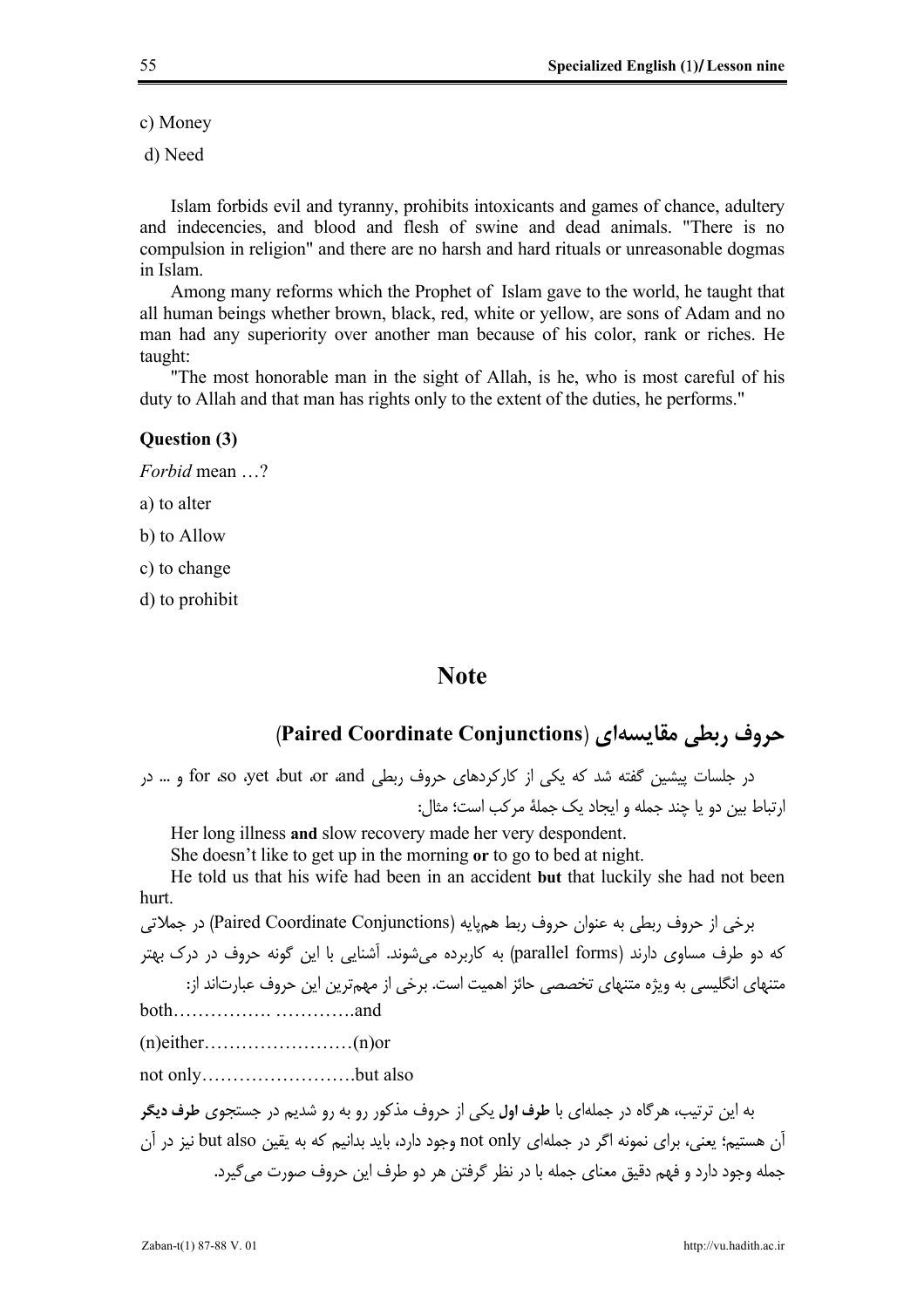c) Money

d) Need

Islam forbids evil and tyranny, prohibits intoxicants and games of chance, adultery and indecencies, and blood and flesh of swine and dead animals. "There is no compulsion in religion" and there are no harsh and hard rituals or unreasonable dogmas in Islam.

Among many reforms which the Prophet of Islam gave to the world, he taught that all human beings whether brown, black, red, white or yellow, are sons of Adam and no man had any superiority over another man because of his color, rank or riches. He taught:

"The most honorable man in the sight of Allah, is he, who is most careful of his duty to Allah and that man has rights only to the extent of the duties, he performs."

**Question (3)**

*Forbid* mean …?

a) to alter

b) to Allow

c) to change

d) to prohibit

## Note

### حروف ربطی مقایسه‌ای (Paired Coordinate Conjunctions)

در جلسات پیشین گفته شد که یکی از کارکردهای حروف ربطی and، or، but، yet، so، for و ... در ارتباط بین دو یا چند جمله و ایجاد یک جملهٔ مرکب است؛ مثال:

Her long illness **and** slow recovery made her very despondent.

She doesn't like to get up in the morning **or** to go to bed at night.

He told us that his wife had been in an accident **but** that luckily she had not been hurt.

برخی از حروف ربطی به عنوان حروف ربط هم‌پایه (Paired Coordinate Conjunctions) در جملاتی که دو طرف مساوی دارند (parallel forms) به کاربرده می‌شوند. آشنایی با این گونه حروف در درک بهتر متنهای انگلیسی به ویژه متنهای تخصصی حائز اهمیت است. برخی از مهم‌ترین این حروف عبارت‌اند از:

both……………. ………….and

(n)either……………………(n)or

not only…………………….but also

به این ترتیب، هرگاه در جمله‌ای با **طرف اول** یکی از حروف مذکور رو به رو شدیم در جستجوی **طرف دیگر** آن هستیم؛ یعنی، برای نمونه اگر در جمله‌ای not only وجود دارد، باید بدانیم که به یقین but also نیز در آن جمله وجود دارد و فهم دقیق معنای جمله با در نظر گرفتن هر دو طرف این حروف صورت می‌گیرد.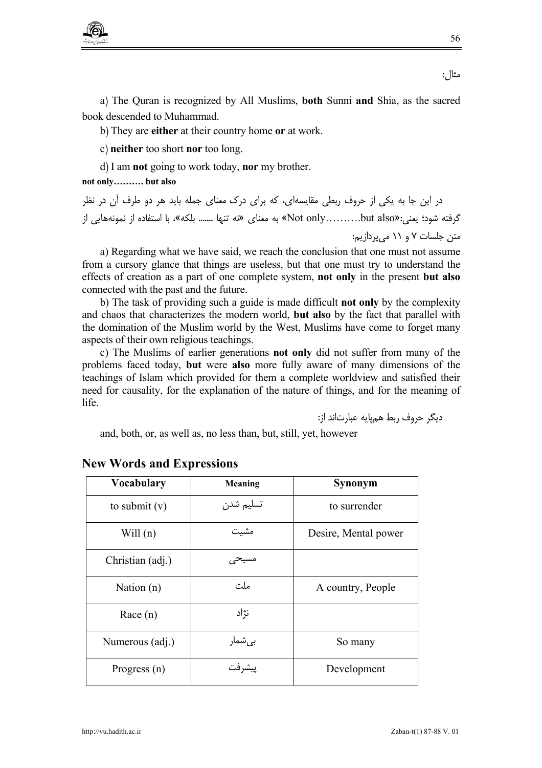مثال:

a) The Quran is recognized by All Muslims, **both** Sunni **and** Shia, as the sacred book descended to Muhammad.

b) They are **either** at their country home **or** at work.

c) **neither** too short **nor** too long.

d) I am **not** going to work today, **nor** my brother.

**not only………. but also**

در این جا به یکی از حروف ربطی مقایسه‌ای، که برای درک معنای جمله باید هر دو طرف آن در نظر گرفته شود؛ یعنی:«Not only……….but also» به معنای «نه تنها ....... بلکه»، با استفاده از نمونه‌هایی از متن جلسات ۷ و ۱۱ می‌پردازیم:

a) Regarding what we have said, we reach the conclusion that one must not assume from a cursory glance that things are useless, but that one must try to understand the effects of creation as a part of one complete system, **not only** in the present **but also** connected with the past and the future.

b) The task of providing such a guide is made difficult **not only** by the complexity and chaos that characterizes the modern world, **but also** by the fact that parallel with the domination of the Muslim world by the West, Muslims have come to forget many aspects of their own religious teachings.

c) The Muslims of earlier generations **not only** did not suffer from many of the problems faced today, **but** were **also** more fully aware of many dimensions of the teachings of Islam which provided for them a complete worldview and satisfied their need for causality, for the explanation of the nature of things, and for the meaning of life.

دیگر حروف ربط هم‌پایه عبارت‌اند از:

and, both, or, as well as, no less than, but, still, yet, however

## New Words and Expressions

| Vocabulary | Meaning | Synonym |
|---|---|---|
| to submit (v) | تسلیم شدن | to surrender |
| Will (n) | مشیت | Desire, Mental power |
| Christian (adj.) | مسیحی | |
| Nation (n) | ملت | A country, People |
| Race (n) | نژاد | |
| Numerous (adj.) | بی‌شمار | So many |
| Progress (n) | پیشرفت | Development |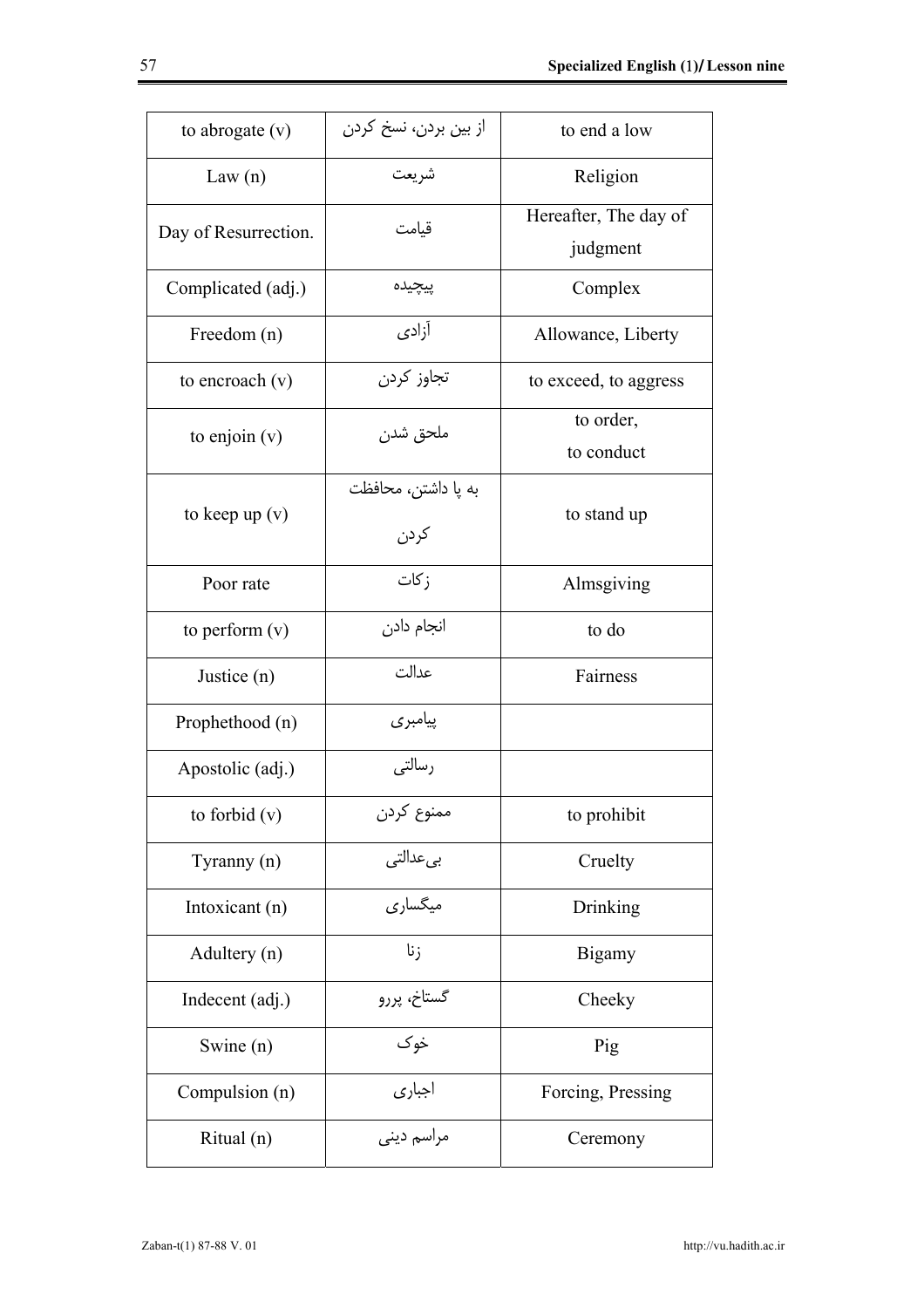| to abrogate (v) | از بین بردن، نسخ کردن | to end a low |
|---|---|---|
| Law (n) | شریعت | Religion |
| Day of Resurrection. | قیامت | Hereafter, The day of judgment |
| Complicated (adj.) | پیچیده | Complex |
| Freedom (n) | آزادی | Allowance, Liberty |
| to encroach (v) | تجاوز کردن | to exceed, to aggress |
| to enjoin (v) | ملحق شدن | to order, to conduct |
| to keep up (v) | به پا داشتن، محافظت کردن | to stand up |
| Poor rate | زکات | Almsgiving |
| to perform (v) | انجام دادن | to do |
| Justice (n) | عدالت | Fairness |
| Prophethood (n) | پیامبری | |
| Apostolic (adj.) | رسالتی | |
| to forbid (v) | ممنوع کردن | to prohibit |
| Tyranny (n) | بی‌عدالتی | Cruelty |
| Intoxicant (n) | میگساری | Drinking |
| Adultery (n) | زنا | Bigamy |
| Indecent (adj.) | گستاخ، پررو | Cheeky |
| Swine (n) | خوک | Pig |
| Compulsion (n) | اجباری | Forcing, Pressing |
| Ritual (n) | مراسم دینی | Ceremony |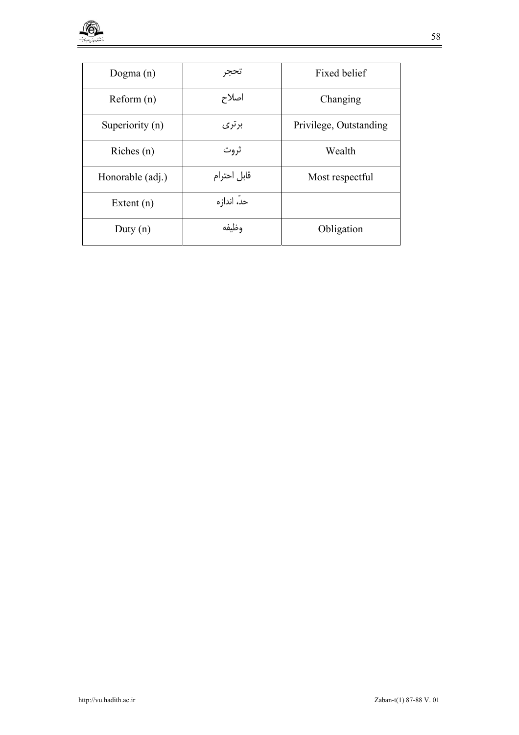| Dogma (n) | تحجر | Fixed belief |
|---|---|---|
| Reform (n) | اصلاح | Changing |
| Superiority (n) | برتری | Privilege, Outstanding |
| Riches (n) | ثروت | Wealth |
| Honorable (adj.) | قابل احترام | Most respectful |
| Extent (n) | حدّ، اندازه | |
| Duty (n) | وظیفه | Obligation |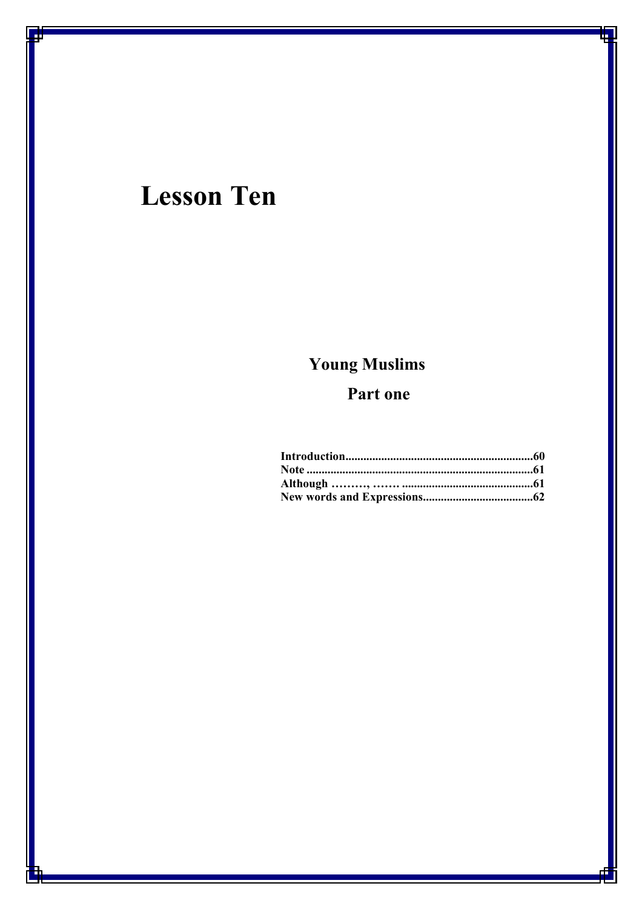# Lesson Ten

## Young Muslims

### Part one

**Introduction................................................................60**
**Note ..........................................................................61**
**Although ………, ……. ...........................................61**
**New words and Expressions.....................................62**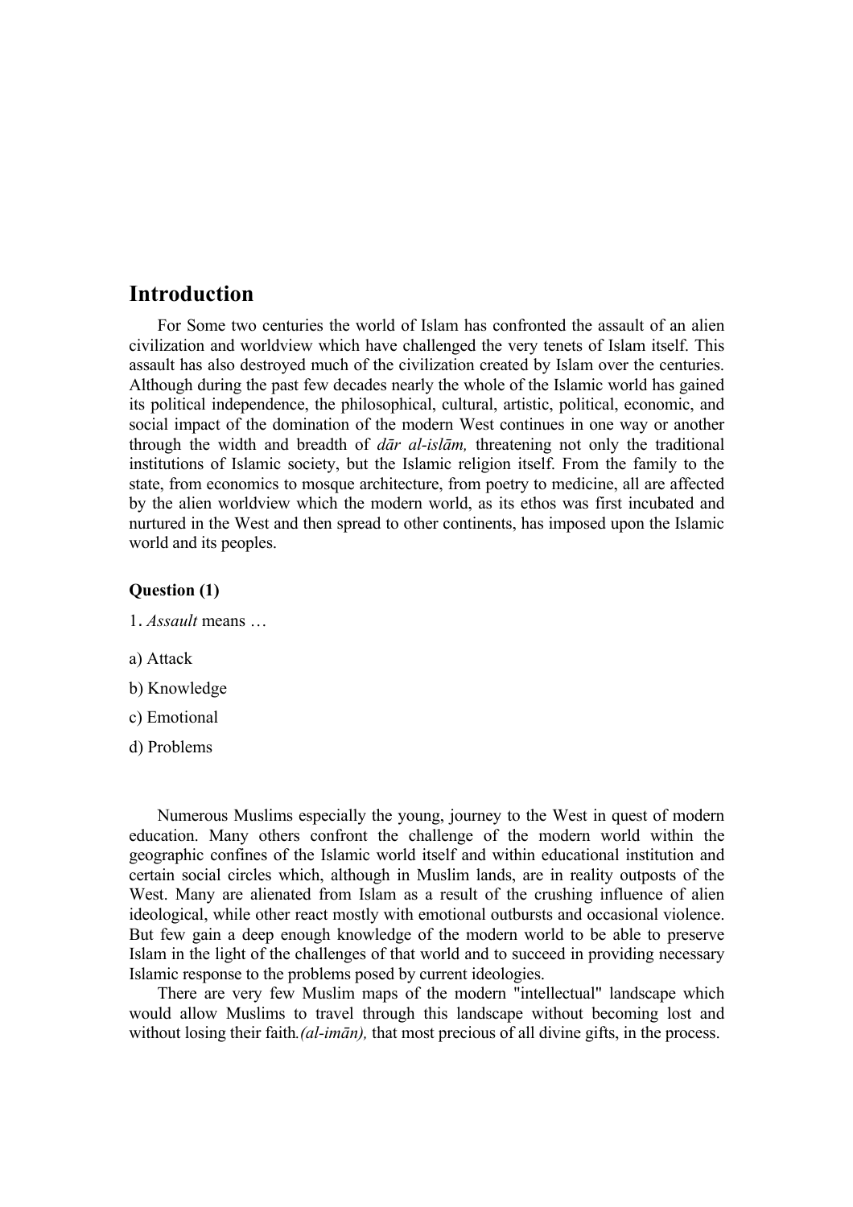## Introduction

For Some two centuries the world of Islam has confronted the assault of an alien civilization and worldview which have challenged the very tenets of Islam itself. This assault has also destroyed much of the civilization created by Islam over the centuries. Although during the past few decades nearly the whole of the Islamic world has gained its political independence, the philosophical, cultural, artistic, political, economic, and social impact of the domination of the modern West continues in one way or another through the width and breadth of *dār al-islām,* threatening not only the traditional institutions of Islamic society, but the Islamic religion itself. From the family to the state, from economics to mosque architecture, from poetry to medicine, all are affected by the alien worldview which the modern world, as its ethos was first incubated and nurtured in the West and then spread to other continents, has imposed upon the Islamic world and its peoples.

**Question (1)**

1. *Assault* means …

a) Attack

b) Knowledge

c) Emotional

d) Problems

Numerous Muslims especially the young, journey to the West in quest of modern education. Many others confront the challenge of the modern world within the geographic confines of the Islamic world itself and within educational institution and certain social circles which, although in Muslim lands, are in reality outposts of the West. Many are alienated from Islam as a result of the crushing influence of alien ideological, while other react mostly with emotional outbursts and occasional violence. But few gain a deep enough knowledge of the modern world to be able to preserve Islam in the light of the challenges of that world and to succeed in providing necessary Islamic response to the problems posed by current ideologies.

There are very few Muslim maps of the modern "intellectual" landscape which would allow Muslims to travel through this landscape without becoming lost and without losing their faith*.(al-imān),* that most precious of all divine gifts, in the process.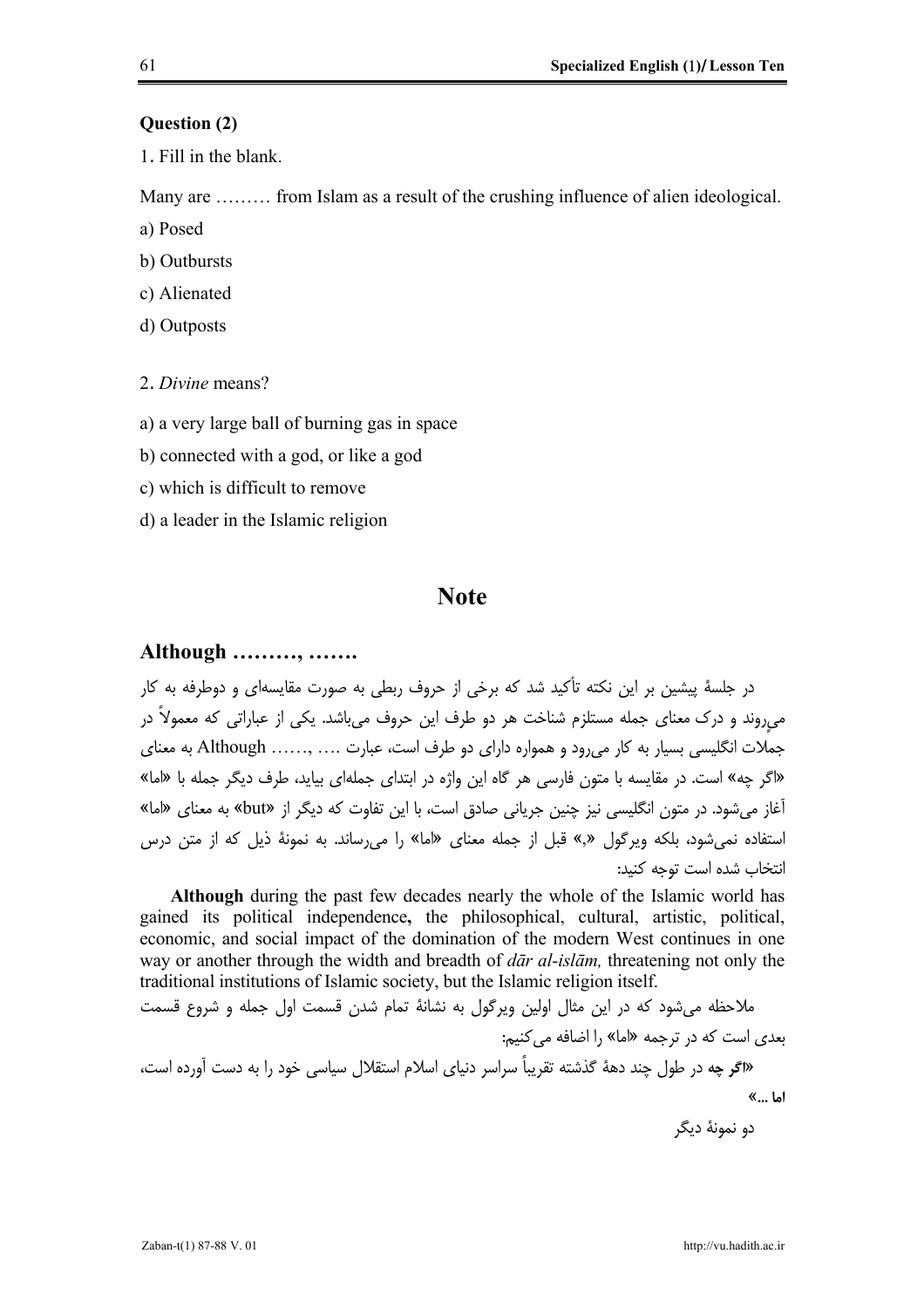**Question (2)**

1. Fill in the blank.

Many are ……… from Islam as a result of the crushing influence of alien ideological.

a) Posed

b) Outbursts

c) Alienated

d) Outposts

2. *Divine* means?

a) a very large ball of burning gas in space

b) connected with a god, or like a god

c) which is difficult to remove

d) a leader in the Islamic religion

## Note

### Although ………, …….

در جلسهٔ پیشین بر این نکته تأکید شد که برخی از حروف ربطی به صورت مقایسه‌ای و دوطرفه به کار می‌روند و درک معنای جمله مستلزم شناخت هر دو طرف این حروف می‌باشد. یکی از عباراتی که معمولاً در جملات انگلیسی بسیار به کار می‌رود و همواره دارای دو طرف است، عبارت …. ,…… Although به معنای «اگر چه» است. در مقایسه با متون فارسی هر گاه این واژه در ابتدای جمله‌ای بیاید، طرف دیگر جمله با «اما» آغاز می‌شود. در متون انگلیسی نیز چنین جریانی صادق است، با این تفاوت که دیگر از «but» به معنای «اما» استفاده نمی‌شود، بلکه ویرگول «,» قبل از جمله معنای «اما» را می‌رساند. به نمونهٔ ذیل که از متن درس انتخاب شده است توجه کنید:

**Although** during the past few decades nearly the whole of the Islamic world has gained its political independence**,** the philosophical, cultural, artistic, political, economic, and social impact of the domination of the modern West continues in one way or another through the width and breadth of *dār al-islām,* threatening not only the traditional institutions of Islamic society, but the Islamic religion itself.

ملاحظه می‌شود که در این مثال اولین ویرگول به نشانهٔ تمام شدن قسمت اول جمله و شروع قسمت بعدی است که در ترجمه «اما» را اضافه می‌کنیم:

«**اگر چه** در طول چند دههٔ گذشته تقریباً سراسر دنیای اسلام استقلال سیاسی خود را به دست آورده است، **اما** ...»

دو نمونهٔ دیگر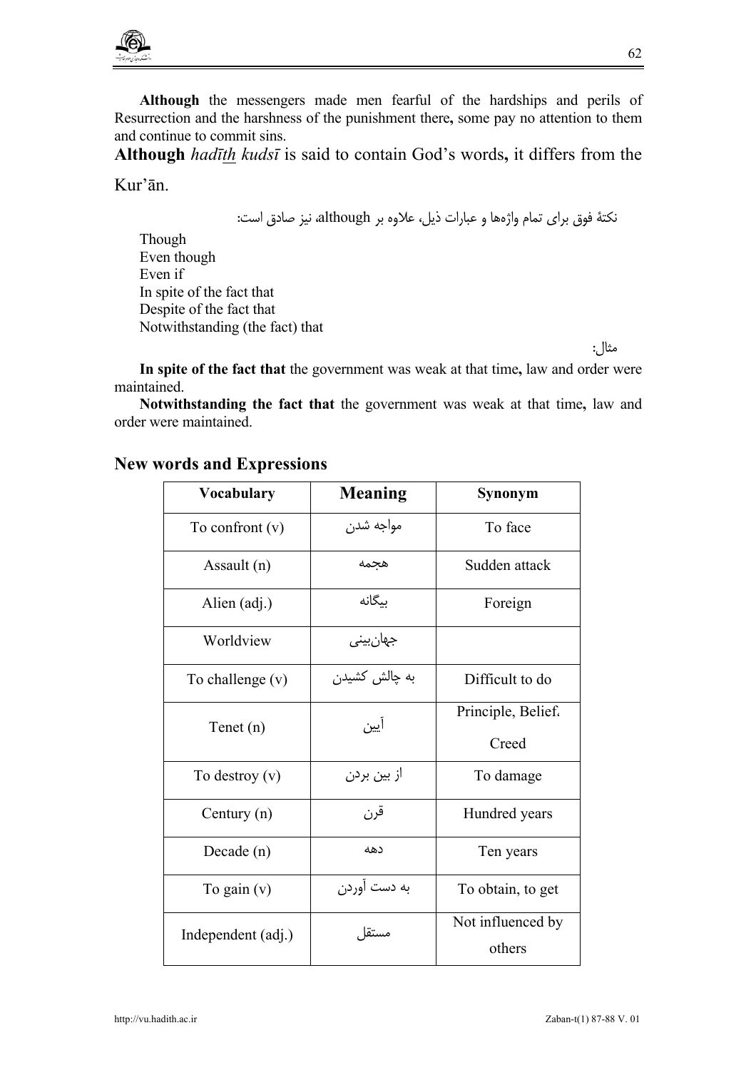**Although** the messengers made men fearful of the hardships and perils of Resurrection and the harshness of the punishment there**,** some pay no attention to them and continue to commit sins.

**Although** *hadīth kudsī* is said to contain God's words**,** it differs from the Kur'ān.

نکتهٔ فوق برای تمام واژه‌ها و عبارات ذیل، علاوه بر although، نیز صادق است:

Though
Even though
Even if
In spite of the fact that
Despite of the fact that
Notwithstanding (the fact) that

مثال:

**In spite of the fact that** the government was weak at that time**,** law and order were maintained.

**Notwithstanding the fact that** the government was weak at that time**,** law and order were maintained.

## New words and Expressions

| Vocabulary | Meaning | Synonym |
|---|---|---|
| To confront (v) | مواجه شدن | To face |
| Assault (n) | هجمه | Sudden attack |
| Alien (adj.) | بیگانه | Foreign |
| Worldview | جهان‌بینی | |
| To challenge (v) | به چالش کشیدن | Difficult to do |
| Tenet (n) | آیین | Principle, Belief، Creed |
| To destroy (v) | از بین بردن | To damage |
| Century (n) | قرن | Hundred years |
| Decade (n) | دهه | Ten years |
| To gain (v) | به دست آوردن | To obtain, to get |
| Independent (adj.) | مستقل | Not influenced by others |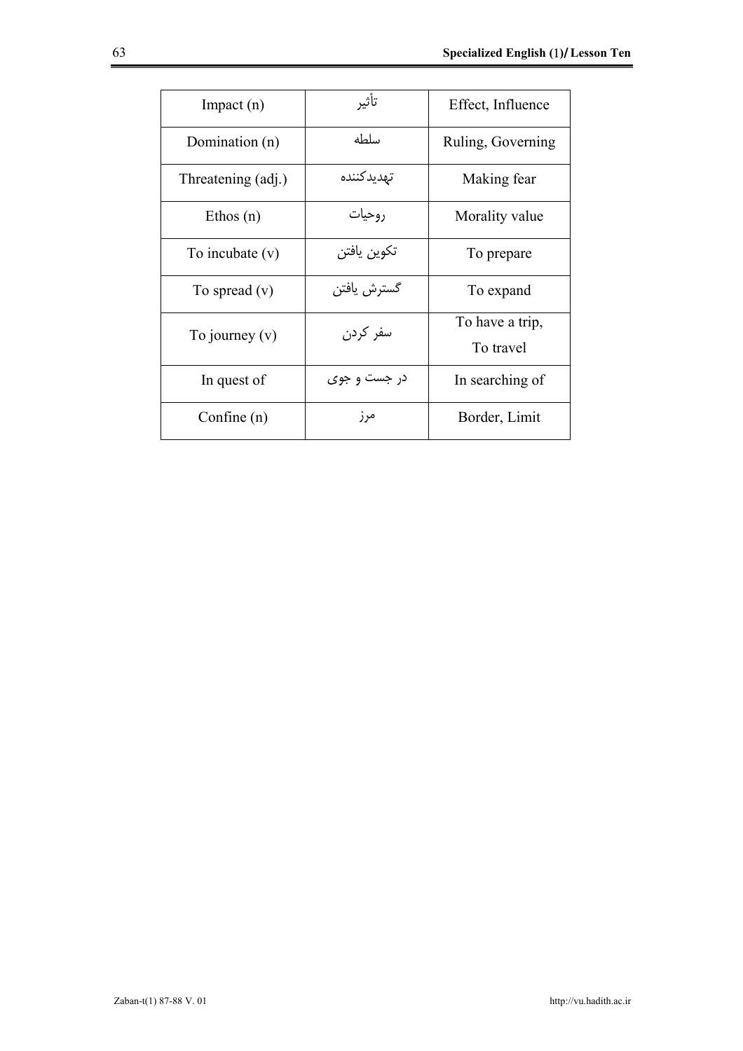| Impact (n) | تأثیر | Effect, Influence |
| --- | --- | --- |
| Domination (n) | سلطه | Ruling, Governing |
| Threatening (adj.) | تهدیدکننده | Making fear |
| Ethos (n) | روحیات | Morality value |
| To incubate (v) | تکوین یافتن | To prepare |
| To spread (v) | گسترش یافتن | To expand |
| To journey (v) | سفر کردن | To have a trip, To travel |
| In quest of | در جست و جوی | In searching of |
| Confine (n) | مرز | Border, Limit |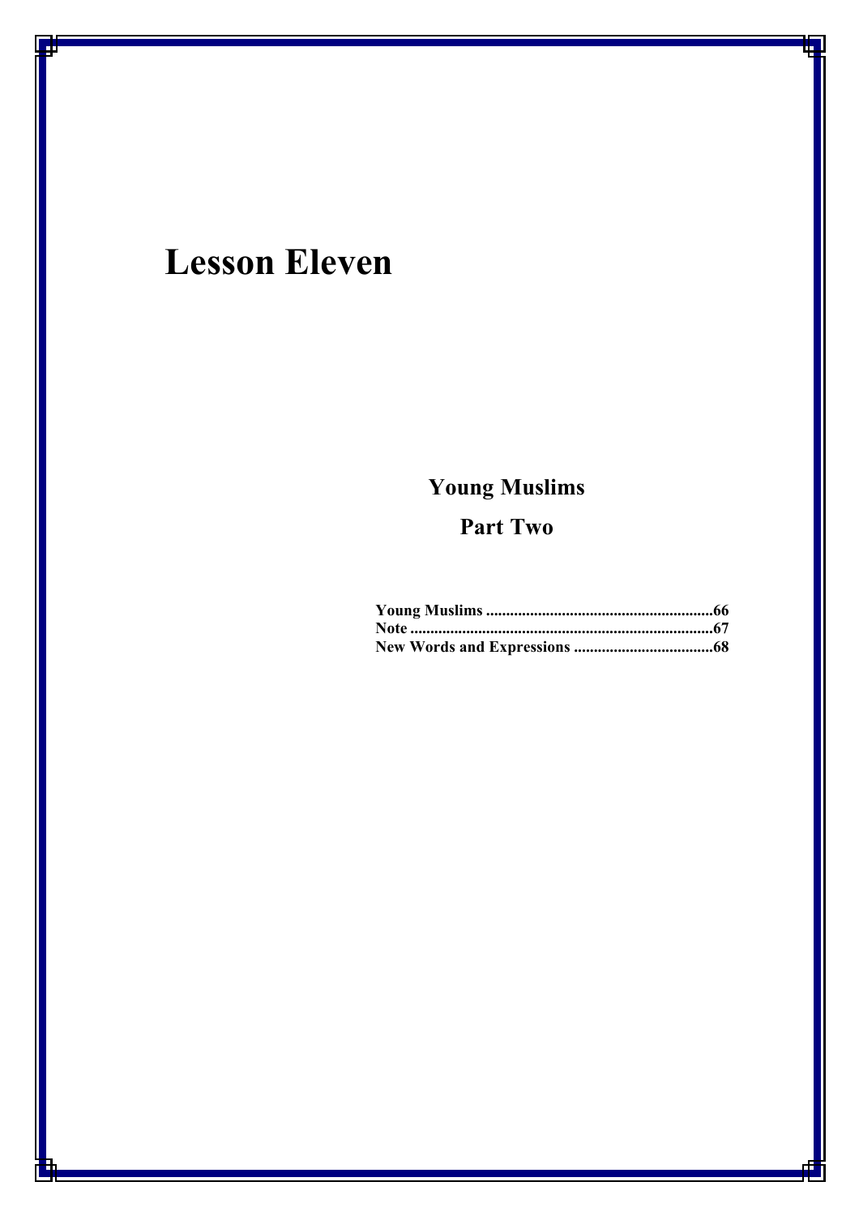# Lesson Eleven

## Young Muslims

## Part Two

**Young Muslims ........................................................66**
**Note ..........................................................................67**
**New Words and Expressions ..................................68**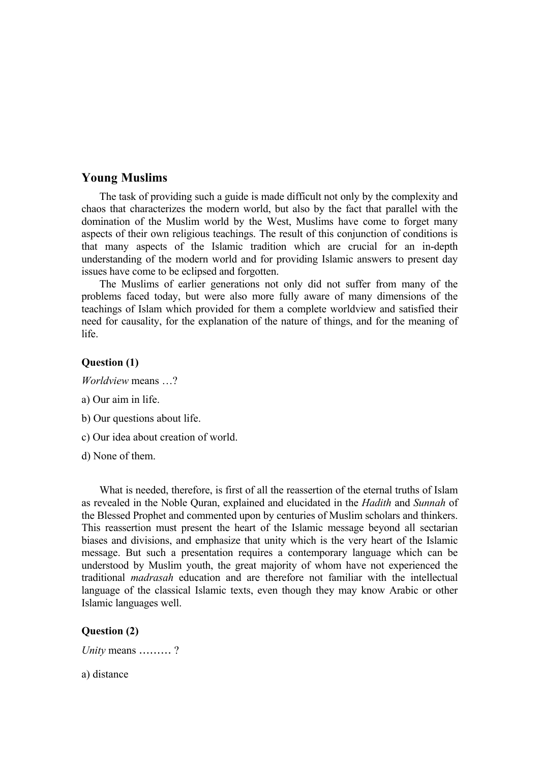## Young Muslims

The task of providing such a guide is made difficult not only by the complexity and chaos that characterizes the modern world, but also by the fact that parallel with the domination of the Muslim world by the West, Muslims have come to forget many aspects of their own religious teachings. The result of this conjunction of conditions is that many aspects of the Islamic tradition which are crucial for an in-depth understanding of the modern world and for providing Islamic answers to present day issues have come to be eclipsed and forgotten.

The Muslims of earlier generations not only did not suffer from many of the problems faced today, but were also more fully aware of many dimensions of the teachings of Islam which provided for them a complete worldview and satisfied their need for causality, for the explanation of the nature of things, and for the meaning of life.

**Question (1)**

*Worldview* means …?

a) Our aim in life.

b) Our questions about life.

c) Our idea about creation of world.

d) None of them.

What is needed, therefore, is first of all the reassertion of the eternal truths of Islam as revealed in the Noble Quran, explained and elucidated in the *Hadith* and *Sunnah* of the Blessed Prophet and commented upon by centuries of Muslim scholars and thinkers. This reassertion must present the heart of the Islamic message beyond all sectarian biases and divisions, and emphasize that unity which is the very heart of the Islamic message. But such a presentation requires a contemporary language which can be understood by Muslim youth, the great majority of whom have not experienced the traditional *madrasah* education and are therefore not familiar with the intellectual language of the classical Islamic texts, even though they may know Arabic or other Islamic languages well.

**Question (2)**

*Unity* means ……… ?

a) distance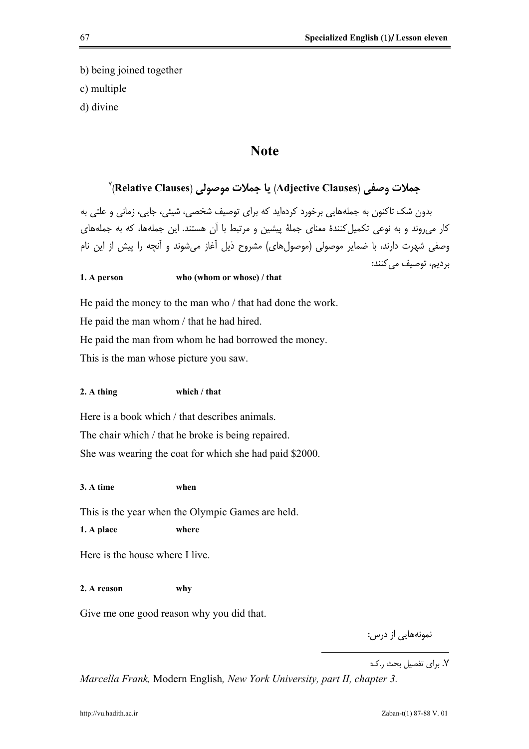b) being joined together

c) multiple

d) divine

## Note

### جملات وصفی (Adjective Clauses) یا جملات موصولی (Relative Clauses)[7]

بدون شک تاکنون به جمله‌هایی برخورد کرده‌اید که برای توصیف شخصی، شیئی، جایی، زمانی و علتی به کار می‌روند و به نوعی تکمیل‌کنندهٔ معنای جملهٔ پیشین و مرتبط با آن هستند. این جمله‌ها، که به جمله‌های وصفی شهرت دارند، با ضمایر موصولی (موصول‌های) مشروح ذیل آغاز می‌شوند و آنچه را پیش از این نام بردیم، توصیف می‌کنند:

**1. A person** **who (whom or whose) / that**

He paid the money to the man who / that had done the work.

He paid the man whom / that he had hired.

He paid the man from whom he had borrowed the money.

This is the man whose picture you saw.

**2. A thing** **which / that**

Here is a book which / that describes animals.

The chair which / that he broke is being repaired.

She was wearing the coat for which she had paid $2000.

**3. A time** **when**

This is the year when the Olympic Games are held.

**1. A place** **where**

Here is the house where I live.

**2. A reason** **why**

Give me one good reason why you did that.

نمونه‌هایی از درس:

---

۷. برای تفصیل بحث ر.ک:

*Marcella Frank,* Modern English*, New York University, part II, chapter 3.*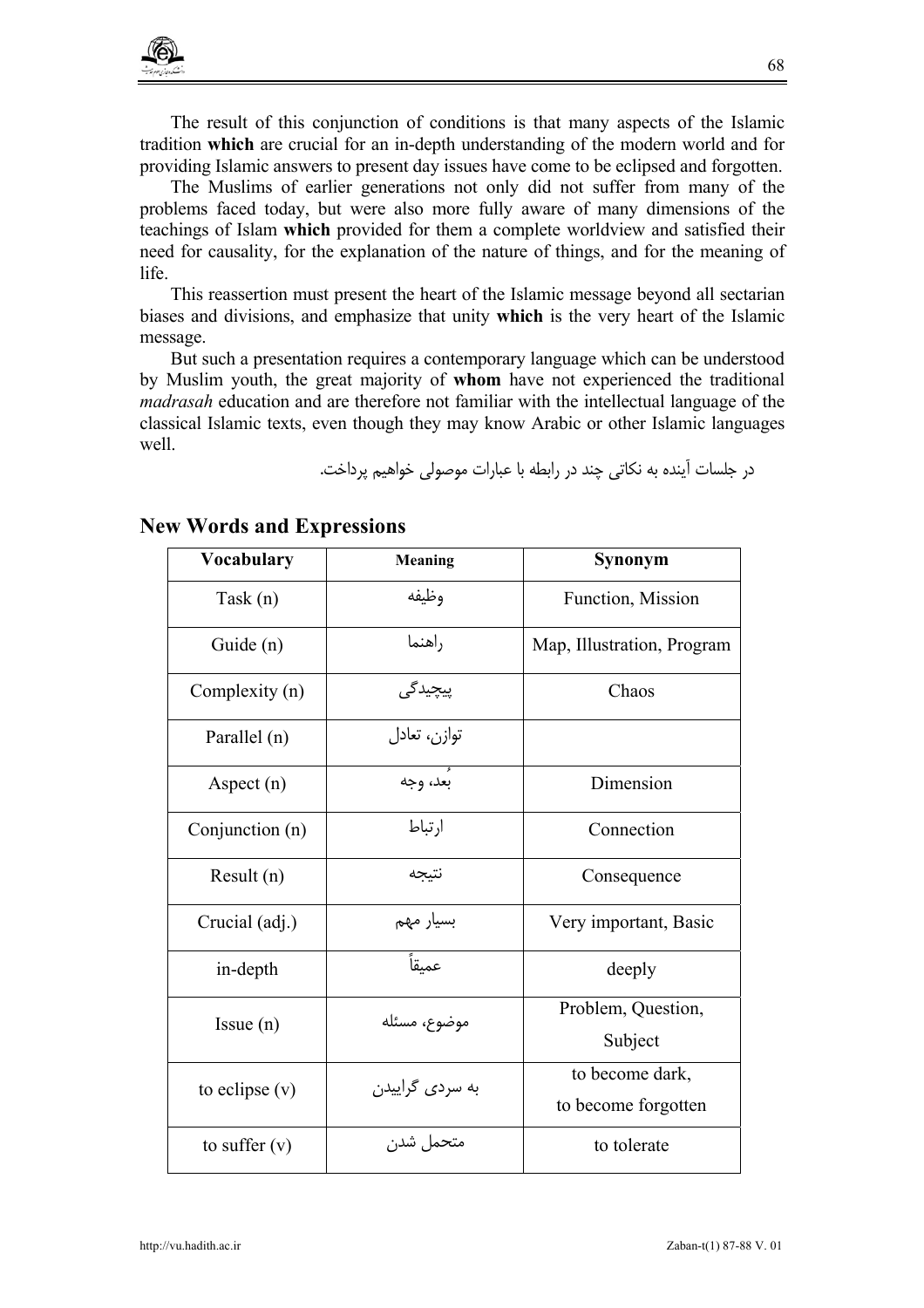The result of this conjunction of conditions is that many aspects of the Islamic tradition **which** are crucial for an in-depth understanding of the modern world and for providing Islamic answers to present day issues have come to be eclipsed and forgotten.

The Muslims of earlier generations not only did not suffer from many of the problems faced today, but were also more fully aware of many dimensions of the teachings of Islam **which** provided for them a complete worldview and satisfied their need for causality, for the explanation of the nature of things, and for the meaning of life.

This reassertion must present the heart of the Islamic message beyond all sectarian biases and divisions, and emphasize that unity **which** is the very heart of the Islamic message.

But such a presentation requires a contemporary language which can be understood by Muslim youth, the great majority of **whom** have not experienced the traditional *madrasah* education and are therefore not familiar with the intellectual language of the classical Islamic texts, even though they may know Arabic or other Islamic languages well.

در جلسات آینده به نکاتی چند در رابطه با عبارات موصولی خواهیم پرداخت.

## New Words and Expressions

| Vocabulary | Meaning | Synonym |
|---|---|---|
| Task (n) | وظیفه | Function, Mission |
| Guide (n) | راهنما | Map, Illustration, Program |
| Complexity (n) | پیچیدگی | Chaos |
| Parallel (n) | توازن، تعادل | |
| Aspect (n) | بُعد، وجه | Dimension |
| Conjunction (n) | ارتباط | Connection |
| Result (n) | نتیجه | Consequence |
| Crucial (adj.) | بسیار مهم | Very important, Basic |
| in-depth | عمیقاً | deeply |
| Issue (n) | موضوع، مسئله | Problem, Question, Subject |
| to eclipse (v) | به سردی گراییدن | to become dark, to become forgotten |
| to suffer (v) | متحمل شدن | to tolerate |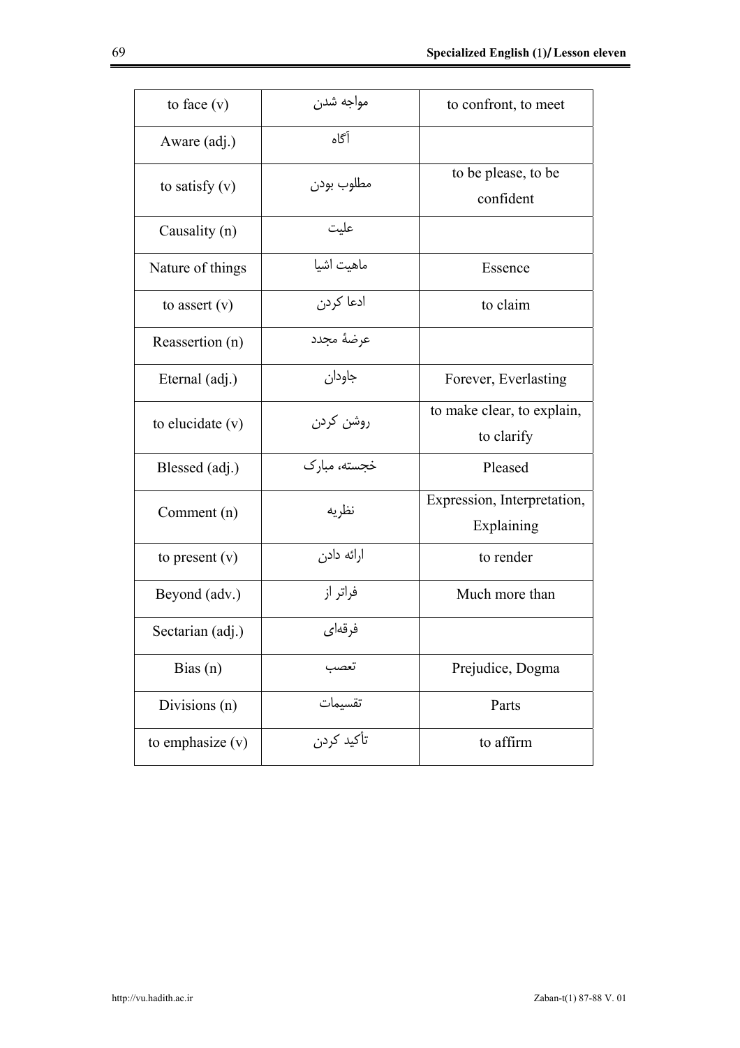| to face (v) | مواجه شدن | to confront, to meet |
|---|---|---|
| Aware (adj.) | آگاه | |
| to satisfy (v) | مطلوب بودن | to be please, to be confident |
| Causality (n) | علیت | |
| Nature of things | ماهیت اشیا | Essence |
| to assert (v) | ادعا کردن | to claim |
| Reassertion (n) | عرضهٔ مجدد | |
| Eternal (adj.) | جاودان | Forever, Everlasting |
| to elucidate (v) | روشن کردن | to make clear, to explain, to clarify |
| Blessed (adj.) | خجسته، مبارک | Pleased |
| Comment (n) | نظریه | Expression, Interpretation, Explaining |
| to present (v) | ارائه دادن | to render |
| Beyond (adv.) | فراتر از | Much more than |
| Sectarian (adj.) | فرقه‌ای | |
| Bias (n) | تعصب | Prejudice, Dogma |
| Divisions (n) | تقسیمات | Parts |
| to emphasize (v) | تأکید کردن | to affirm |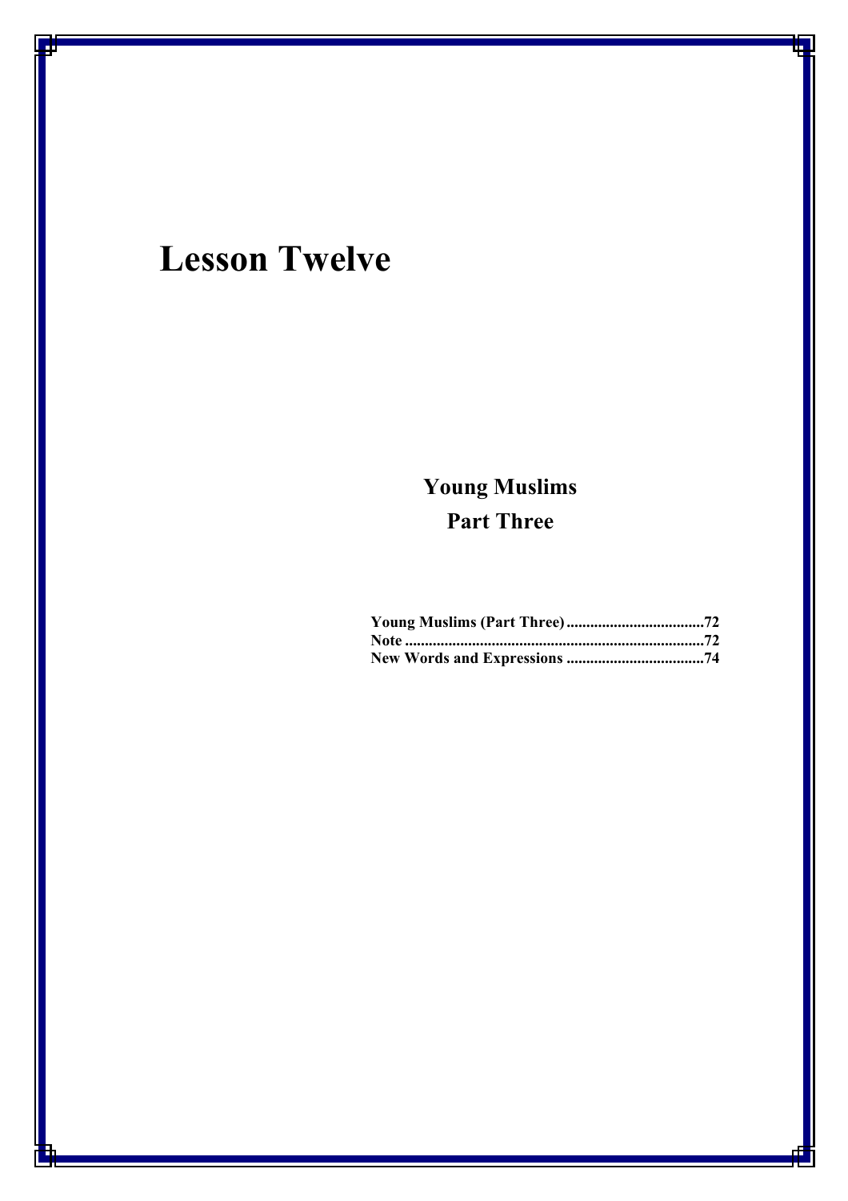# Lesson Twelve

## Young Muslims
## Part Three

**Young Muslims (Part Three)....................................72**
**Note ..........................................................................72**
**New Words and Expressions ..................................74**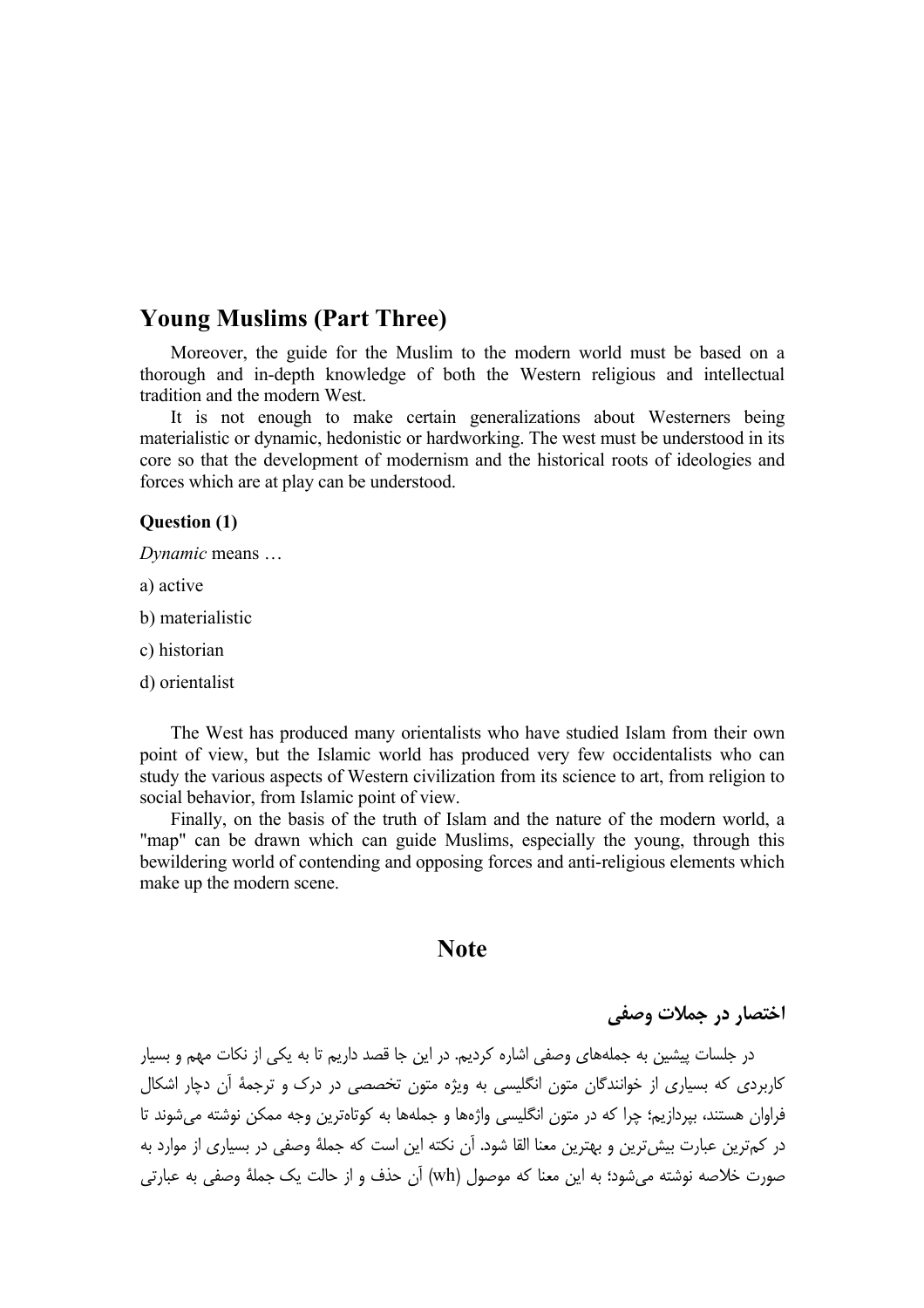## Young Muslims (Part Three)

Moreover, the guide for the Muslim to the modern world must be based on a thorough and in-depth knowledge of both the Western religious and intellectual tradition and the modern West.

It is not enough to make certain generalizations about Westerners being materialistic or dynamic, hedonistic or hardworking. The west must be understood in its core so that the development of modernism and the historical roots of ideologies and forces which are at play can be understood.

**Question (1)**

*Dynamic* means …

a) active

b) materialistic

c) historian

d) orientalist

The West has produced many orientalists who have studied Islam from their own point of view, but the Islamic world has produced very few occidentalists who can study the various aspects of Western civilization from its science to art, from religion to social behavior, from Islamic point of view.

Finally, on the basis of the truth of Islam and the nature of the modern world, a "map" can be drawn which can guide Muslims, especially the young, through this bewildering world of contending and opposing forces and anti-religious elements which make up the modern scene.

## Note

### اختصار در جملات وصفی

در جلسات پیشین به جمله‌های وصفی اشاره کردیم. در این جا قصد داریم تا به یکی از نکات مهم و بسیار کاربردی که بسیاری از خوانندگان متون انگلیسی به ویژه متون تخصصی در درک و ترجمهٔ آن دچار اشکال فراوان هستند، بپردازیم؛ چرا که در متون انگلیسی واژه‌ها و جمله‌ها به کوتاه‌ترین وجه ممکن نوشته می‌شوند تا در کم‌ترین عبارت بیش‌ترین و بهترین معنا القا شود. آن نکته این است که جملهٔ وصفی در بسیاری از موارد به صورت خلاصه نوشته می‌شود؛ به این معنا که موصول (wh) آن حذف و از حالت یک جملهٔ وصفی به عبارتی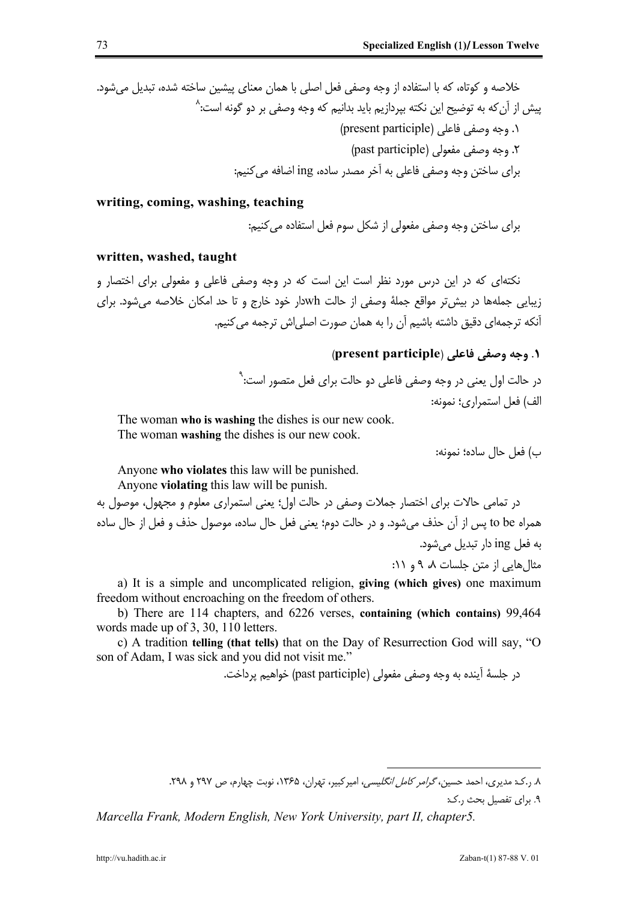خلاصه و کوتاه، که با استفاده از وجه وصفی فعل اصلی با همان معنای پیشین ساخته شده، تبدیل می‌شود. پیش از آن‌که به توضیح این نکته بپردازیم باید بدانیم که وجه وصفی بر دو گونه است:[۸]

۱. وجه وصفی فاعلی (present participle)

۲. وجه وصفی مفعولی (past participle)

برای ساختن وجه وصفی فاعلی به آخر مصدر ساده، ing اضافه می‌کنیم:

**writing, coming, washing, teaching**

برای ساختن وجه وصفی مفعولی از شکل سوم فعل استفاده می‌کنیم:

**written, washed, taught**

نکته‌ای که در این درس مورد نظر است این است که در وجه وصفی فاعلی و مفعولی برای اختصار و زیبایی جمله‌ها در بیش‌تر مواقع جملهٔ وصفی از حالت whدار خود خارج و تا حد امکان خلاصه می‌شود. برای آنکه ترجمه‌ای دقیق داشته باشیم آن را به همان صورت اصلی‌اش ترجمه می‌کنیم.

### ۱. وجه وصفی فاعلی (present participle)

در حالت اول یعنی در وجه وصفی فاعلی دو حالت برای فعل متصور است:[۹]

الف) فعل استمراری؛ نمونه:

The woman **who is washing** the dishes is our new cook.
The woman **washing** the dishes is our new cook.

ب) فعل حال ساده؛ نمونه:

Anyone **who violates** this law will be punished.
Anyone **violating** this law will be punish.

در تمامی حالات برای اختصار جملات وصفی در حالت اول؛ یعنی استمراری معلوم و مجهول، موصول به همراه to be پس از آن حذف می‌شود. و در حالت دوم؛ یعنی فعل حال ساده، موصول حذف و فعل از حال ساده به فعل ing دار تبدیل می‌شود.

مثال‌هایی از متن جلسات ۸، ۹ و ۱۱:

a) It is a simple and uncomplicated religion, **giving (which gives)** one maximum freedom without encroaching on the freedom of others.

b) There are 114 chapters, and 6226 verses, **containing (which contains)** 99,464 words made up of 3, 30, 110 letters.

c) A tradition **telling (that tells)** that on the Day of Resurrection God will say, "O son of Adam, I was sick and you did not visit me."

در جلسهٔ آینده به وجه وصفی مفعولی (past participle) خواهیم پرداخت.

---

۸. ر.ک: مدیری، احمد حسین، *گرامر کامل انگلیسی*، امیرکبیر، تهران، ۱۳۶۵، نوبت چهارم، ص ۲۹۷ و ۲۹۸.

۹. برای تفصیل بحث ر.ک:

*Marcella Frank, Modern English, New York University, part II, chapter5.*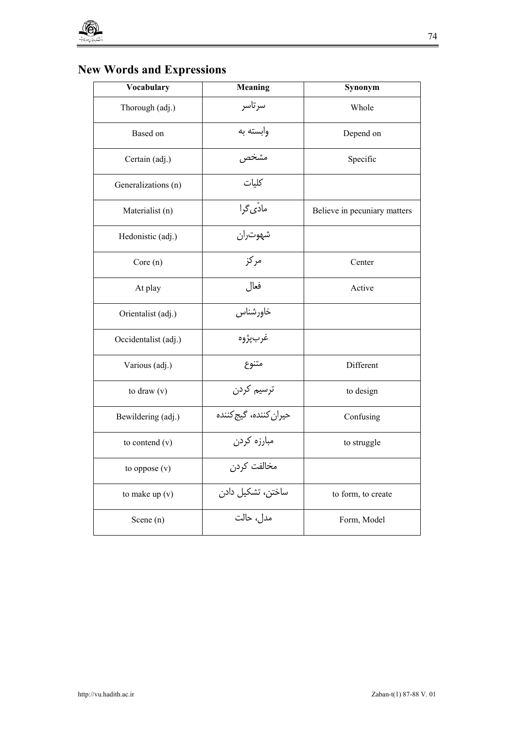## New Words and Expressions

| Vocabulary | Meaning | Synonym |
|---|---|---|
| Thorough (adj.) | سرتاسر | Whole |
| Based on | وابسته به | Depend on |
| Certain (adj.) | مشخص | Specific |
| Generalizations (n) | کلیات | |
| Materialist (n) | مادّی‌گرا | Believe in pecuniary matters |
| Hedonistic (adj.) | شهوت‌ران | |
| Core (n) | مرکز | Center |
| At play | فعال | Active |
| Orientalist (adj.) | خاورشناس | |
| Occidentalist (adj.) | غرب‌پژوه | |
| Various (adj.) | متنوع | Different |
| to draw (v) | ترسیم کردن | to design |
| Bewildering (adj.) | حیران‌کننده، گیج‌کننده | Confusing |
| to contend (v) | مبارزه کردن | to struggle |
| to oppose (v) | مخالفت کردن | |
| to make up (v) | ساختن، تشکیل دادن | to form, to create |
| Scene (n) | مدل، حالت | Form, Model |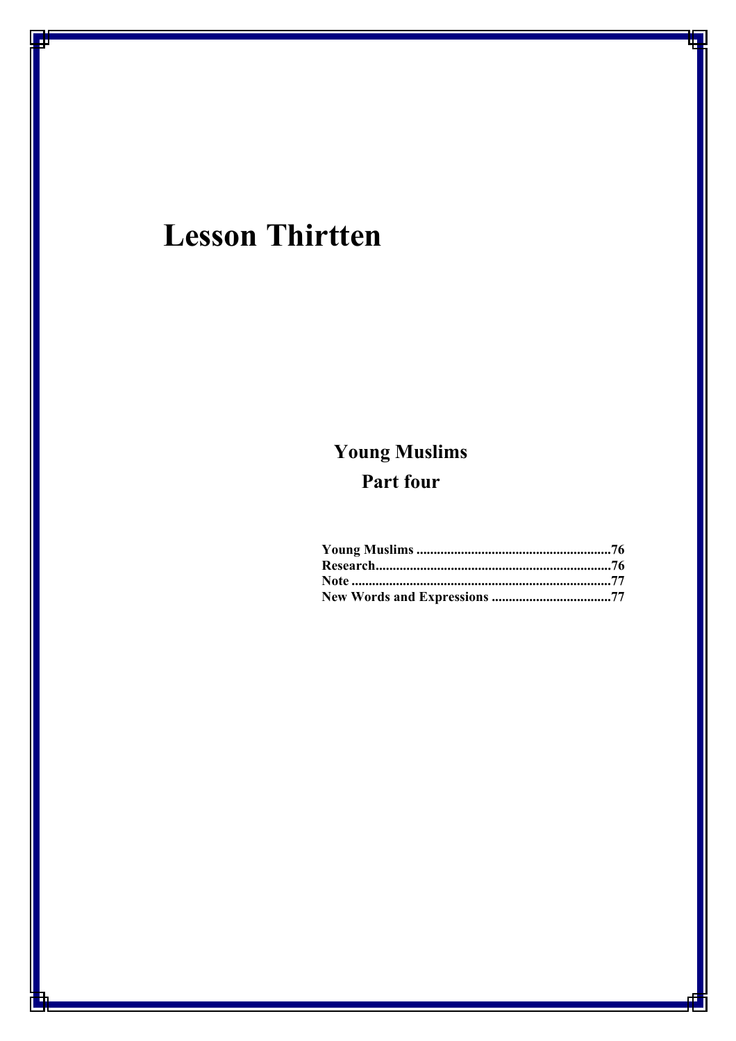# Lesson Thirtten

## Young Muslims
## Part four

**Young Muslims ........................................................76**
**Research....................................................................76**
**Note ..........................................................................77**
**New Words and Expressions ..................................77**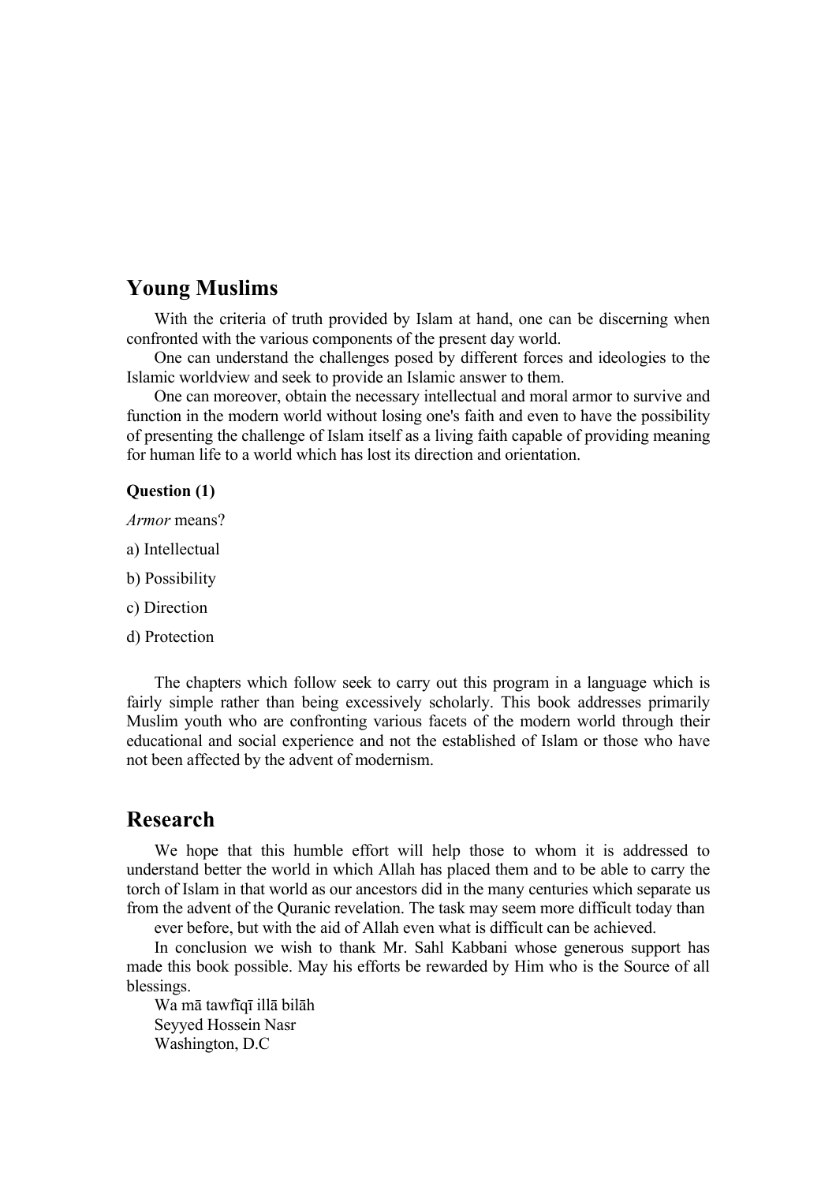## Young Muslims

With the criteria of truth provided by Islam at hand, one can be discerning when confronted with the various components of the present day world.

One can understand the challenges posed by different forces and ideologies to the Islamic worldview and seek to provide an Islamic answer to them.

One can moreover, obtain the necessary intellectual and moral armor to survive and function in the modern world without losing one's faith and even to have the possibility of presenting the challenge of Islam itself as a living faith capable of providing meaning for human life to a world which has lost its direction and orientation.

**Question (1)**

*Armor* means?

a) Intellectual

b) Possibility

c) Direction

d) Protection

The chapters which follow seek to carry out this program in a language which is fairly simple rather than being excessively scholarly. This book addresses primarily Muslim youth who are confronting various facets of the modern world through their educational and social experience and not the established of Islam or those who have not been affected by the advent of modernism.

## Research

We hope that this humble effort will help those to whom it is addressed to understand better the world in which Allah has placed them and to be able to carry the torch of Islam in that world as our ancestors did in the many centuries which separate us from the advent of the Quranic revelation. The task may seem more difficult today than ever before, but with the aid of Allah even what is difficult can be achieved.

In conclusion we wish to thank Mr. Sahl Kabbani whose generous support has made this book possible. May his efforts be rewarded by Him who is the Source of all blessings.

Wa mā tawfīqī illā bilāh
Seyyed Hossein Nasr
Washington, D.C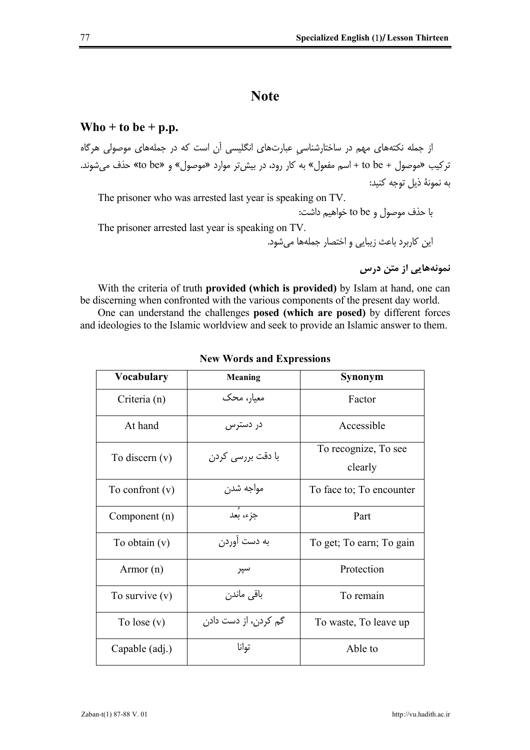# Note

## Who + to be + p.p.

از جمله نکته‌های مهم در ساختارشناسیِ عبارت‌های انگلیسی آن است که در جمله‌های موصولی هرگاه ترکیب «موصول + to be + اسم مفعول» به کار رود، در بیش‌تر موارد «موصول» و «to be» حذف می‌شوند. به نمونهٔ ذیل توجه کنید:

The prisoner who was arrested last year is speaking on TV.

با حذف موصول و to be خواهیم داشت:

The prisoner arrested last year is speaking on TV.

این کاربرد باعث زیبایی و اختصار جمله‌ها می‌شود.

**نمونه‌هایی از متن درس**

With the criteria of truth **provided (which is provided)** by Islam at hand, one can be discerning when confronted with the various components of the present day world.

One can understand the challenges **posed (which are posed)** by different forces and ideologies to the Islamic worldview and seek to provide an Islamic answer to them.

### New Words and Expressions

| Vocabulary | Meaning | Synonym |
|---|---|---|
| Criteria (n) | معیار، محک | Factor |
| At hand | در دسترس | Accessible |
| To discern (v) | با دقت بررسی کردن | To recognize, To see clearly |
| To confront (v) | مواجه شدن | To face to; To encounter |
| Component (n) | جزء، بُعد | Part |
| To obtain (v) | به دست آوردن | To get; To earn; To gain |
| Armor (n) | سپر | Protection |
| To survive (v) | باقی ماندن | To remain |
| To lose (v) | گم کردن، از دست دادن | To waste, To leave up |
| Capable (adj.) | توانا | Able to |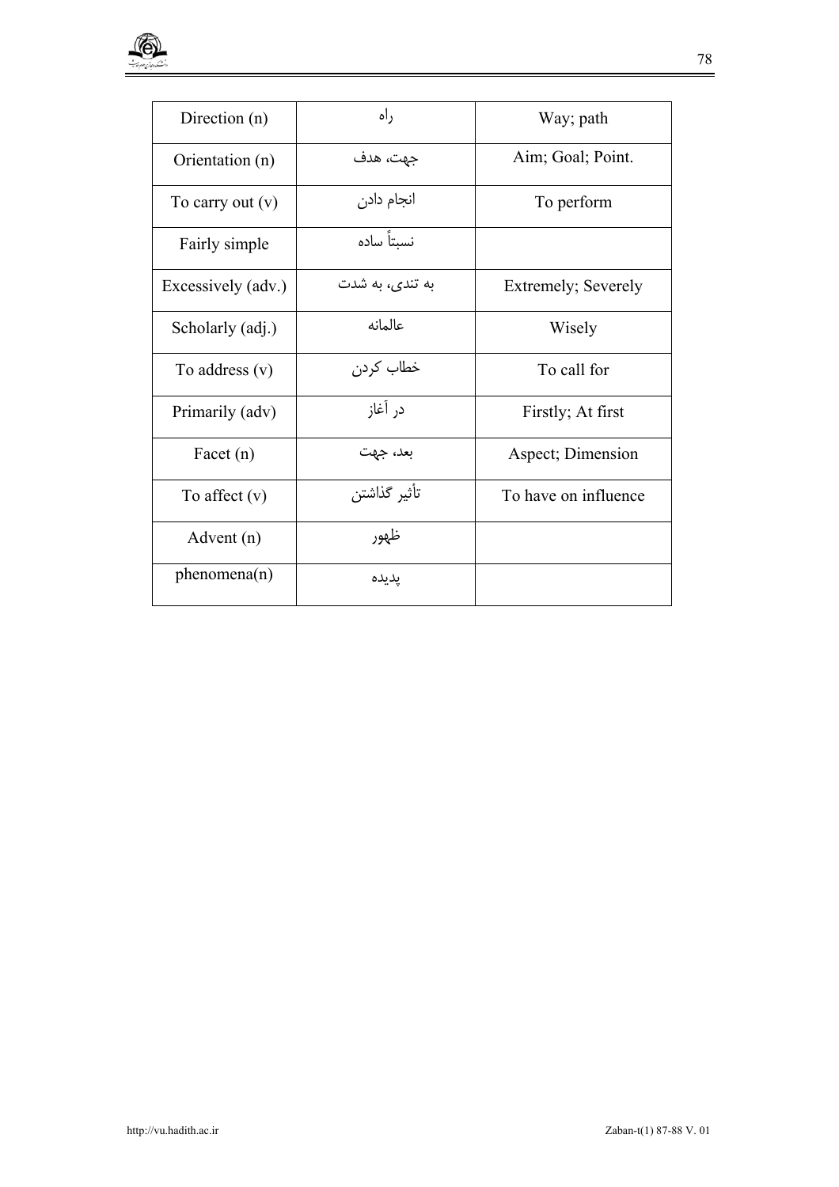| Direction (n) | راه | Way; path |
|---|---|---|
| Orientation (n) | جهت، هدف | Aim; Goal; Point. |
| To carry out (v) | انجام دادن | To perform |
| Fairly simple | نسبتاً ساده | |
| Excessively (adv.) | به تندی، به شدت | Extremely; Severely |
| Scholarly (adj.) | عالمانه | Wisely |
| To address (v) | خطاب کردن | To call for |
| Primarily (adv) | در آغاز | Firstly; At first |
| Facet (n) | بعد، جهت | Aspect; Dimension |
| To affect (v) | تأثیر گذاشتن | To have on influence |
| Advent (n) | ظهور | |
| phenomena(n) | پدیده | |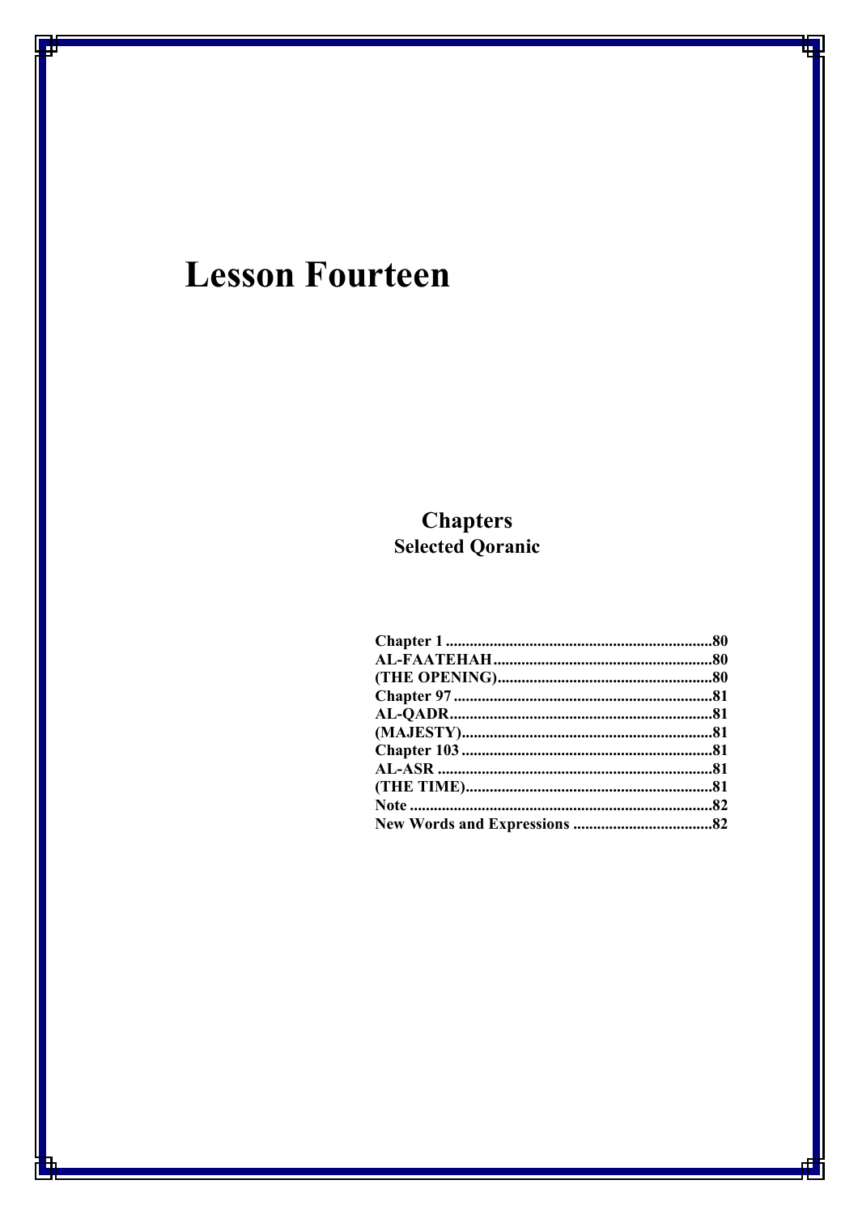# Lesson Fourteen

## Chapters
### Selected Qoranic

| | |
|---|---|
| Chapter 1 | 80 |
| AL-FAATEHAH | 80 |
| (THE OPENING) | 80 |
| Chapter 97 | 81 |
| AL-QADR | 81 |
| (MAJESTY) | 81 |
| Chapter 103 | 81 |
| AL-ASR | 81 |
| (THE TIME) | 81 |
| Note | 82 |
| New Words and Expressions | 82 |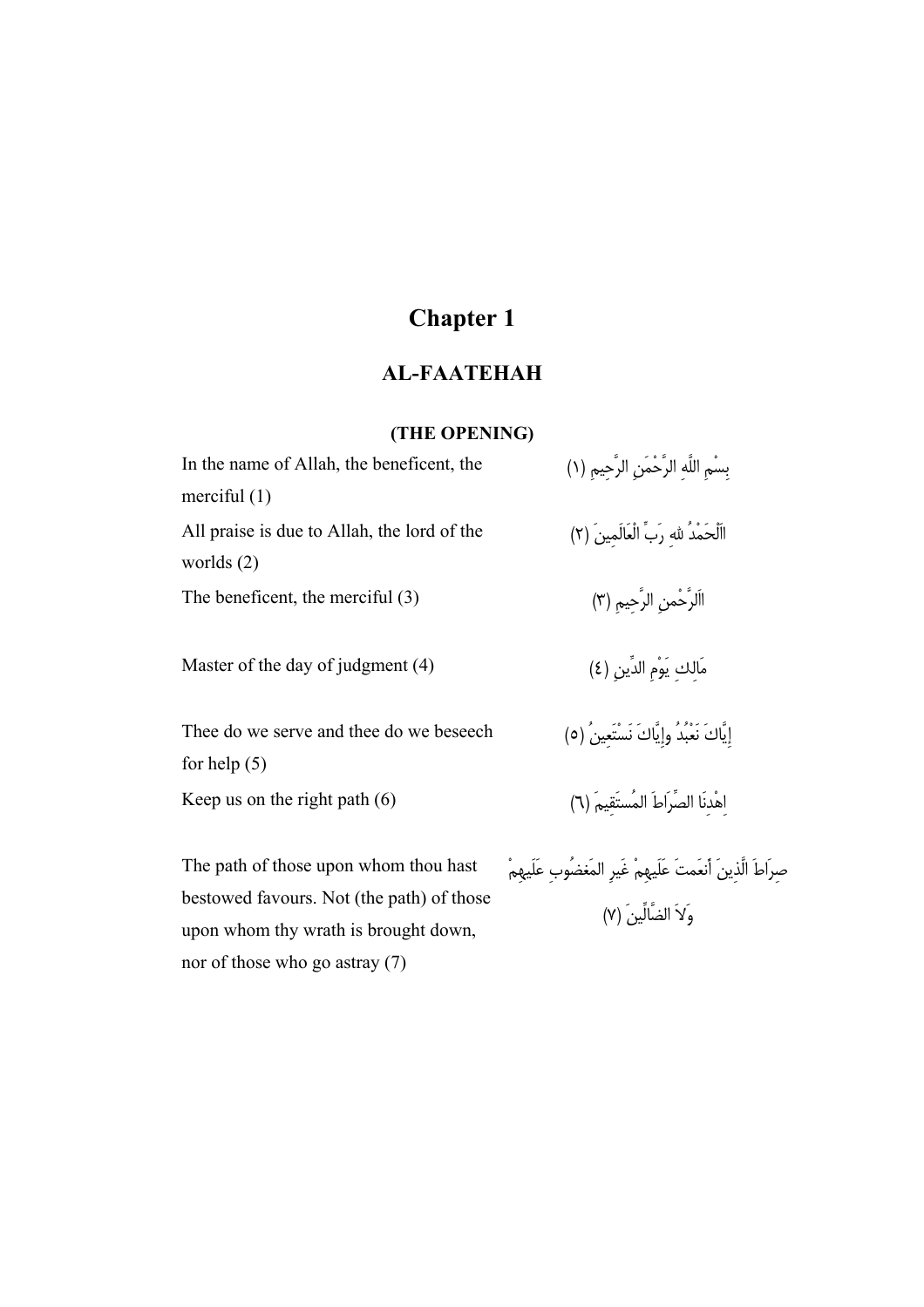# Chapter 1

## AL-FAATEHAH

### (THE OPENING)

| | |
|---|---|
| In the name of Allah, the beneficent, the merciful (1) | بِسْمِ اللَّهِ الرَّحْمَنِ الرَّحِيمِ (١) |
| All praise is due to Allah, the lord of the worlds (2) | اَلْحَمْدُ للهِ رَبِّ الْعَالَمِينَ (٢) |
| The beneficent, the merciful (3) | اَلرَّحْمنِ الرَّحِيمِ (٣) |
| Master of the day of judgment (4) | مَالِكِ يَوْمِ الدِّينِ (٤) |
| Thee do we serve and thee do we beseech for help (5) | إِيَّاكَ نَعْبُدُ وإِيَّاكَ نَسْتَعِينُ (٥) |
| Keep us on the right path (6) | اِهْدِنَا الصِّرَاطَ المُستَقِيمَ (٦) |
| The path of those upon whom thou hast bestowed favours. Not (the path) of those upon whom thy wrath is brought down, nor of those who go astray (7) | صِرَاطَ الَّذِينَ أَنعَمتَ عَلَيهِمْ غَيرِ المَغضُوبِ عَلَيهِمْ وَلاَ الضَّالِّينَ (٧) |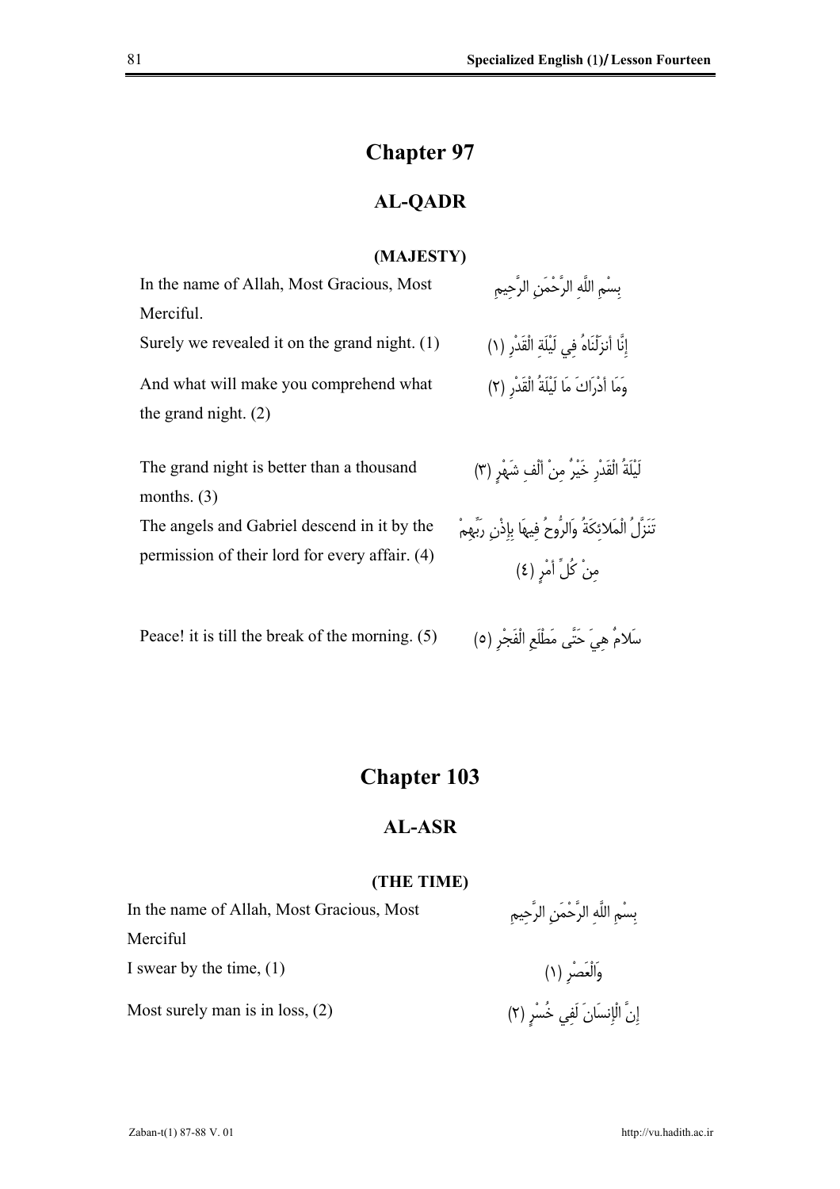# Chapter 97

## AL-QADR

### (MAJESTY)

| | |
|---|---|
| In the name of Allah, Most Gracious, Most Merciful. | بِسْمِ اللَّهِ الرَّحْمَنِ الرَّحِيمِ |
| Surely we revealed it on the grand night. (1) | إِنَّا أَنزَلْنَاهُ فِي لَيْلَةِ الْقَدْرِ (١) |
| And what will make you comprehend what the grand night. (2) | وَمَا أَدْرَاكَ مَا لَيْلَةُ الْقَدْرِ (٢) |
| The grand night is better than a thousand months. (3) | لَيْلَةُ الْقَدْرِ خَيْرٌ مِنْ أَلْفِ شَهْرٍ (٣) |
| The angels and Gabriel descend in it by the permission of their lord for every affair. (4) | تَنَزَّلُ الْمَلائِكَةُ وَالرُّوحُ فِيهَا بِإِذْنِ رَبِّهِمْ مِنْ كُلِّ أَمْرٍ (٤) |
| Peace! it is till the break of the morning. (5) | سَلامٌ هِيَ حَتَّى مَطْلَعِ الْفَجْرِ (٥) |

# Chapter 103

## AL-ASR

### (THE TIME)

| | |
|---|---|
| In the name of Allah, Most Gracious, Most Merciful | بِسْمِ اللَّهِ الرَّحْمَنِ الرَّحِيمِ |
| I swear by the time, (1) | وَالْعَصْرِ (١) |
| Most surely man is in loss, (2) | إِنَّ الْإِنسَانَ لَفِي خُسْرٍ (٢) |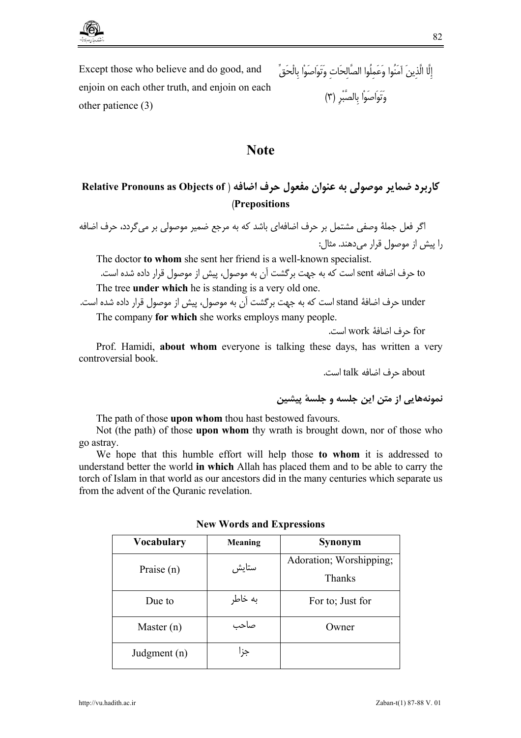Except those who believe and do good, and enjoin on each other truth, and enjoin on each other patience (3)

إِلَّا الَّذِينَ آمَنُوا وَعَمِلُوا الصَّالِحَاتِ وَتَوَاصَوْا بِالْحَقِّ وَتَوَاصَوْا بِالصَّبْرِ (٣)

## Note

### کاربرد ضمایر موصولی به عنوان مفعول حرف اضافه ( Relative Pronouns as Objects of Prepositions)

اگر فعل جملهٔ وصفی مشتمل بر حرف اضافه‌ای باشد که به مرجع ضمیر موصولی بر می‌گردد، حرف اضافه را پیش از موصول قرار می‌دهند. مثال:

The doctor **to whom** she sent her friend is a well-known specialist.

to حرف اضافه sent است که به جهت برگشت آن به موصول، پیش از موصول قرار داده شده است.

The tree **under which** he is standing is a very old one.

under حرف اضافهٔ stand است که به جهت برگشت آن به موصول، پیش از موصول قرار داده شده است.

The company **for which** she works employs many people.

for حرف اضافهٔ work است.

Prof. Hamidi, **about whom** everyone is talking these days, has written a very controversial book.

about حرف اضافه talk است.

### نمونه‌هایی از متن این جلسه و جلسهٔ پیشین

The path of those **upon whom** thou hast bestowed favours.

Not (the path) of those **upon whom** thy wrath is brought down, nor of those who go astray.

We hope that this humble effort will help those **to whom** it is addressed to understand better the world **in which** Allah has placed them and to be able to carry the torch of Islam in that world as our ancestors did in the many centuries which separate us from the advent of the Quranic revelation.

**New Words and Expressions**

| Vocabulary | Meaning | Synonym |
|---|---|---|
| Praise (n) | ستایش | Adoration; Worshipping; Thanks |
| Due to | به خاطر | For to; Just for |
| Master (n) | صاحب | Owner |
| Judgment (n) | جزا | |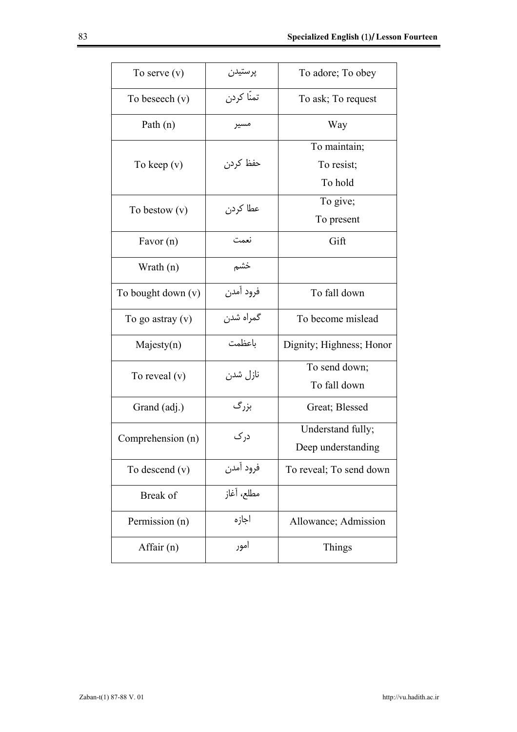| To serve (v) | پرستیدن | To adore; To obey |
|---|---|---|
| To beseech (v) | تمنّا کردن | To ask; To request |
| Path (n) | مسیر | Way |
| To keep (v) | حفظ کردن | To maintain; To resist; To hold |
| To bestow (v) | عطا کردن | To give; To present |
| Favor (n) | نعمت | Gift |
| Wrath (n) | خشم | |
| To bought down (v) | فرود آمدن | To fall down |
| To go astray (v) | گمراه شدن | To become mislead |
| Majesty(n) | باعظمت | Dignity; Highness; Honor |
| To reveal (v) | نازل شدن | To send down; To fall down |
| Grand (adj.) | بزرگ | Great; Blessed |
| Comprehension (n) | درک | Understand fully; Deep understanding |
| To descend (v) | فرود آمدن | To reveal; To send down |
| Break of | مطلع، آغاز | |
| Permission (n) | اجازه | Allowance; Admission |
| Affair (n) | امور | Things |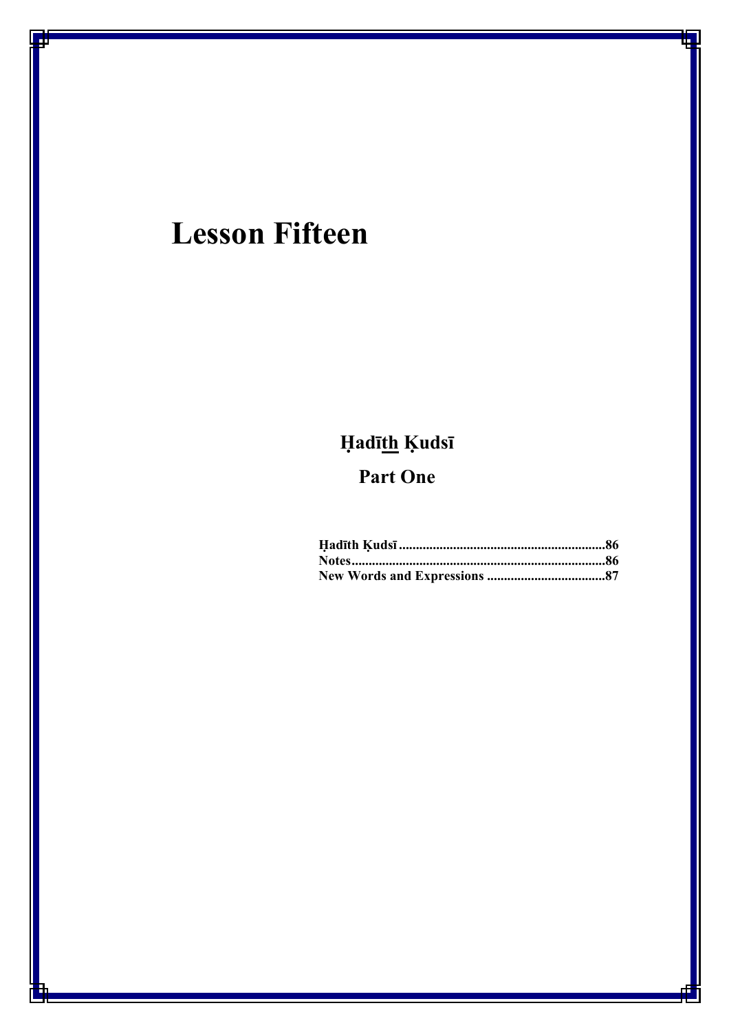# Lesson Fifteen

## Ḥadīth Ḳudsī

## Part One

**Ḥadīth Ḳudsī ............................................................86**
**Notes........................................................................86**
**New Words and Expressions ...................................87**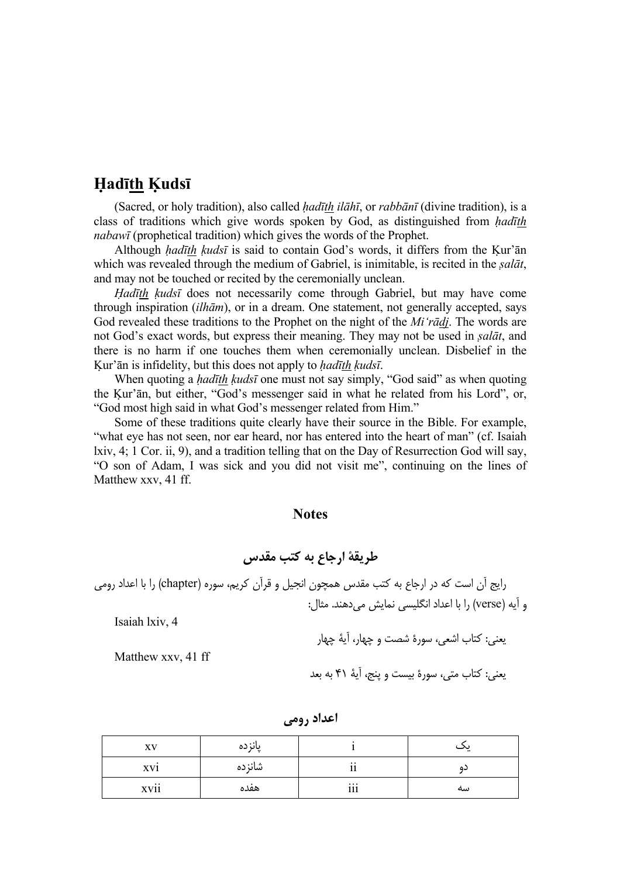## Ḥadī<u>th</u> Ḳudsī

(Sacred, or holy tradition), also called *ḥadī<u>th</u> ilāhī*, or *rabbānī* (divine tradition), is a class of traditions which give words spoken by God, as distinguished from *ḥadī<u>th</u> nabawī* (prophetical tradition) which gives the words of the Prophet.

Although *ḥadī<u>th</u> ḳudsī* is said to contain God's words, it differs from the Ḳur'ān which was revealed through the medium of Gabriel, is inimitable, is recited in the *ṣalāt*, and may not be touched or recited by the ceremonially unclean.

*Ḥadī<u>th</u> ḳudsī* does not necessarily come through Gabriel, but may have come through inspiration (*ilhām*), or in a dream. One statement, not generally accepted, says God revealed these traditions to the Prophet on the night of the *Mi'rā<u>dj</u>*. The words are not God's exact words, but express their meaning. They may not be used in *ṣalāt*, and there is no harm if one touches them when ceremonially unclean. Disbelief in the Ḳur'ān is infidelity, but this does not apply to *ḥadī<u>th</u> ḳudsī*.

When quoting a *ḥadī<u>th</u> ḳudsī* one must not say simply, "God said" as when quoting the Ḳur'ān, but either, "God's messenger said in what he related from his Lord", or, "God most high said in what God's messenger related from Him."

Some of these traditions quite clearly have their source in the Bible. For example, "what eye has not seen, nor ear heard, nor has entered into the heart of man" (cf. Isaiah lxiv, 4; 1 Cor. ii, 9), and a tradition telling that on the Day of Resurrection God will say, "O son of Adam, I was sick and you did not visit me", continuing on the lines of Matthew xxv, 41 ff.

### Notes

### طریقهٔ ارجاع به کتب مقدس

رایج آن است که در ارجاع به کتب مقدس همچون انجیل و قرآن کریم، سوره (chapter) را با اعداد رومی و آیه (verse) را با اعداد انگلیسی نمایش می‌دهند. مثال:

Isaiah lxiv, 4

یعنی: کتاب اشعی، سورهٔ شصت و چهار، آیهٔ چهار

Matthew xxv, 41 ff

یعنی: کتاب متی، سورهٔ بیست و پنج، آیهٔ ۴۱ به بعد

### اعداد رومی

| xv | پانزده | i | یک |
|---|---|---|---|
| xvi | شانزده | ii | دو |
| xvii | هفده | iii | سه |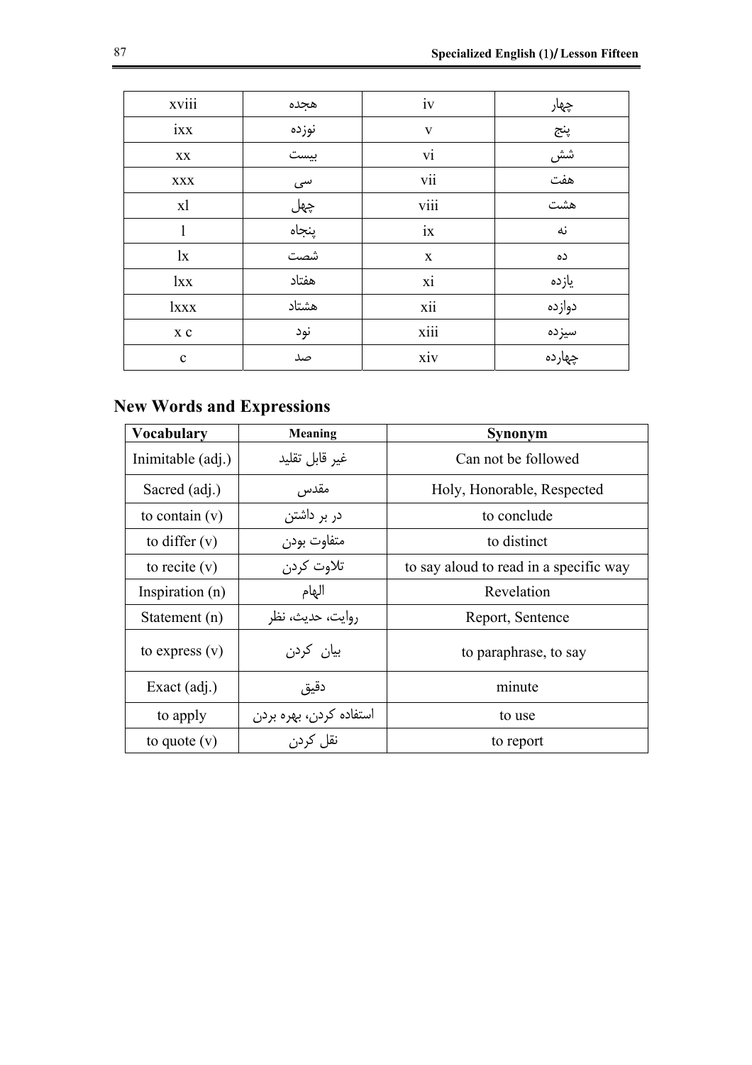| xviii | هجده | iv | چهار |
|---|---|---|---|
| ixx | نوزده | v | پنج |
| xx | بیست | vi | شش |
| xxx | سی | vii | هفت |
| xl | چهل | viii | هشت |
| l | پنجاه | ix | نه |
| lx | شصت | x | ده |
| lxx | هفتاد | xi | یازده |
| lxxx | هشتاد | xii | دوازده |
| x c | نود | xiii | سیزده |
| c | صد | xiv | چهارده |

## New Words and Expressions

| Vocabulary | Meaning | Synonym |
|---|---|---|
| Inimitable (adj.) | غیر قابل تقلید | Can not be followed |
| Sacred (adj.) | مقدس | Holy, Honorable, Respected |
| to contain (v) | در بر داشتن | to conclude |
| to differ (v) | متفاوت بودن | to distinct |
| to recite (v) | تلاوت کردن | to say aloud to read in a specific way |
| Inspiration (n) | الهام | Revelation |
| Statement (n) | روایت، حدیث، نظر | Report, Sentence |
| to express (v) | بیان کردن | to paraphrase, to say |
| Exact (adj.) | دقیق | minute |
| to apply | استفاده کردن، بهره بردن | to use |
| to quote (v) | نقل کردن | to report |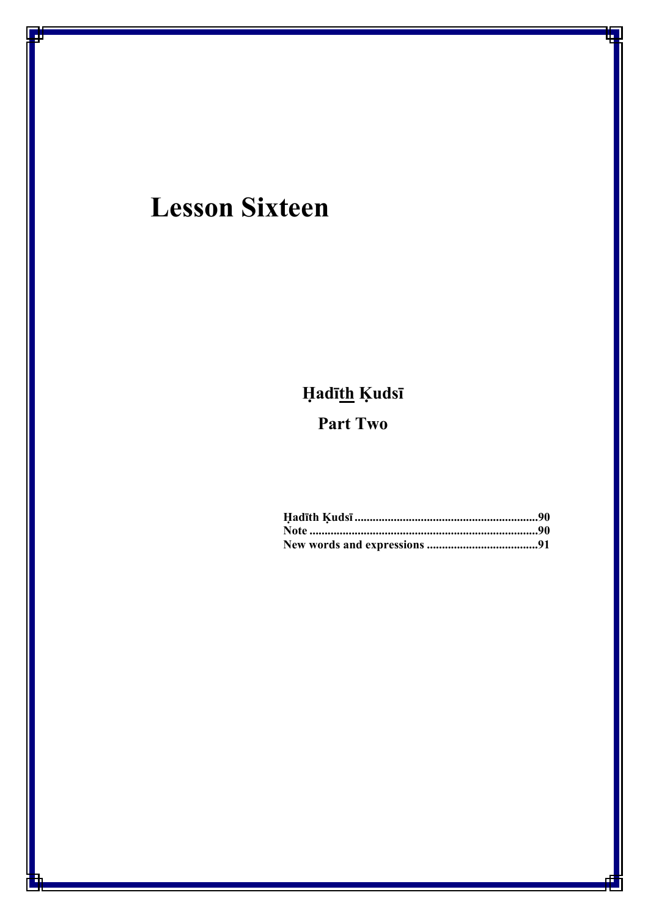# Lesson Sixteen

## Ḥadī<u>th</u> Ḳudsī

### Part Two

**Ḥadīth Ḳudsī ............................................................90**
**Note .........................................................................90**
**New words and expressions ....................................91**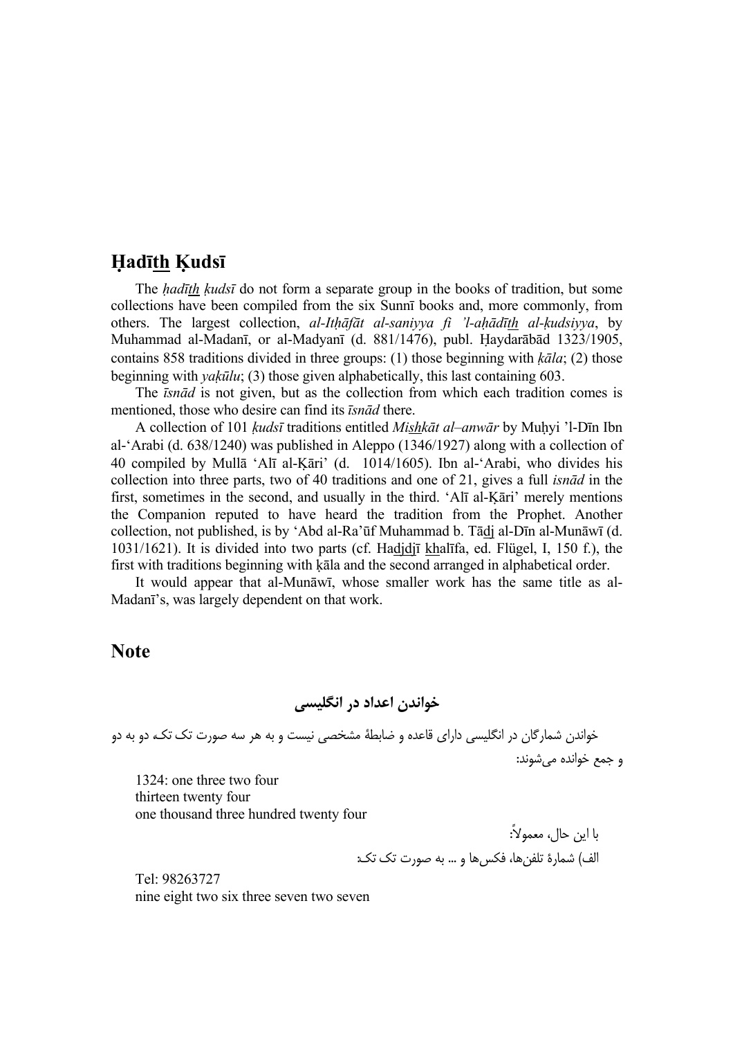## Ḥadī<u>th</u> Ḳudsī

The *ḥadī<u>th</u> ḳudsī* do not form a separate group in the books of tradition, but some collections have been compiled from the six Sunnī books and, more commonly, from others. The largest collection, *al-Itḥāfāt al-saniyya fi 'l-aḥādī<u>th</u> al-ḳudsiyya*, by Muhammad al-Madanī, or al-Madyanī (d. 881/1476), publ. Ḥaydarābād 1323/1905, contains 858 traditions divided in three groups: (1) those beginning with *ḳāla*; (2) those beginning with *yaḳūlu*; (3) those given alphabetically, this last containing 603.

The *īsnād* is not given, but as the collection from which each tradition comes is mentioned, those who desire can find its *īsnād* there.

A collection of 101 *ḳudsī* traditions entitled *Mi<u>sh</u>kāt al–anwār* by Muḥyi 'l-Dīn Ibn al-'Arabi (d. 638/1240) was published in Aleppo (1346/1927) along with a collection of 40 compiled by Mullā 'Alī al-Ḳāri' (d. 1014/1605). Ibn al-'Arabi, who divides his collection into three parts, two of 40 traditions and one of 21, gives a full *isnād* in the first, sometimes in the second, and usually in the third. 'Alī al-Ḳāri' merely mentions the Companion reputed to have heard the tradition from the Prophet. Another collection, not published, is by 'Abd al-Ra'ūf Muhammad b. Tā<u>dj</u> al-Dīn al-Munāwī (d. 1031/1621). It is divided into two parts (cf. Ha<u>djdj</u>ī <u>kh</u>alīfa, ed. Flügel, I, 150 f.), the first with traditions beginning with ḳāla and the second arranged in alphabetical order.

It would appear that al-Munāwī, whose smaller work has the same title as al-Madanī's, was largely dependent on that work.

## Note

### خواندن اعداد در انگلیسی

خواندن شمارگان در انگلیسی دارای قاعده و ضابطهٔ مشخصی نیست و به هر سه صورت تک تک، دو به دو و جمع خوانده می‌شوند:

1324: one three two four
thirteen twenty four
one thousand three hundred twenty four

با این حال، معمولاً:

الف) شمارهٔ تلفن‌ها، فکس‌ها و ... به صورت تک تک:

Tel: 98263727
nine eight two six three seven two seven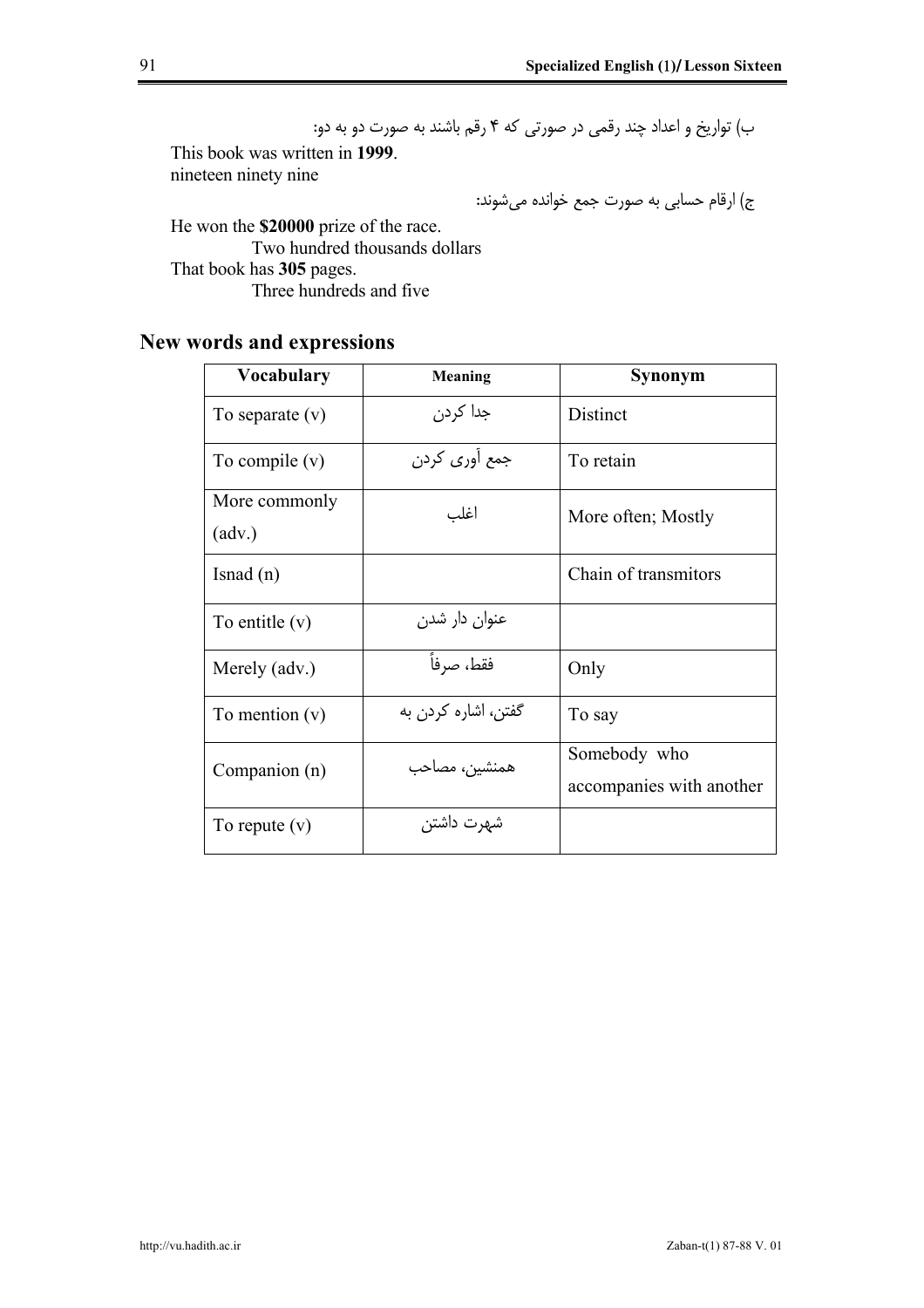ب) تواریخ و اعداد چند رقمی در صورتی که ۴ رقم باشند به صورت دو به دو:

This book was written in **1999**.
nineteen ninety nine

ج) ارقام حسابی به صورت جمع خوانده می‌شوند:

He won the **$20000** prize of the race.
Two hundred thousands dollars

That book has **305** pages.
Three hundreds and five

## New words and expressions

| Vocabulary | Meaning | Synonym |
|---|---|---|
| To separate (v) | جدا کردن | Distinct |
| To compile (v) | جمع آوری کردن | To retain |
| More commonly (adv.) | اغلب | More often; Mostly |
| Isnad (n) | | Chain of transmitors |
| To entitle (v) | عنوان دار شدن | |
| Merely (adv.) | فقط، صرفاً | Only |
| To mention (v) | گفتن، اشاره کردن به | To say |
| Companion (n) | همنشین، مصاحب | Somebody who accompanies with another |
| To repute (v) | شهرت داشتن | |